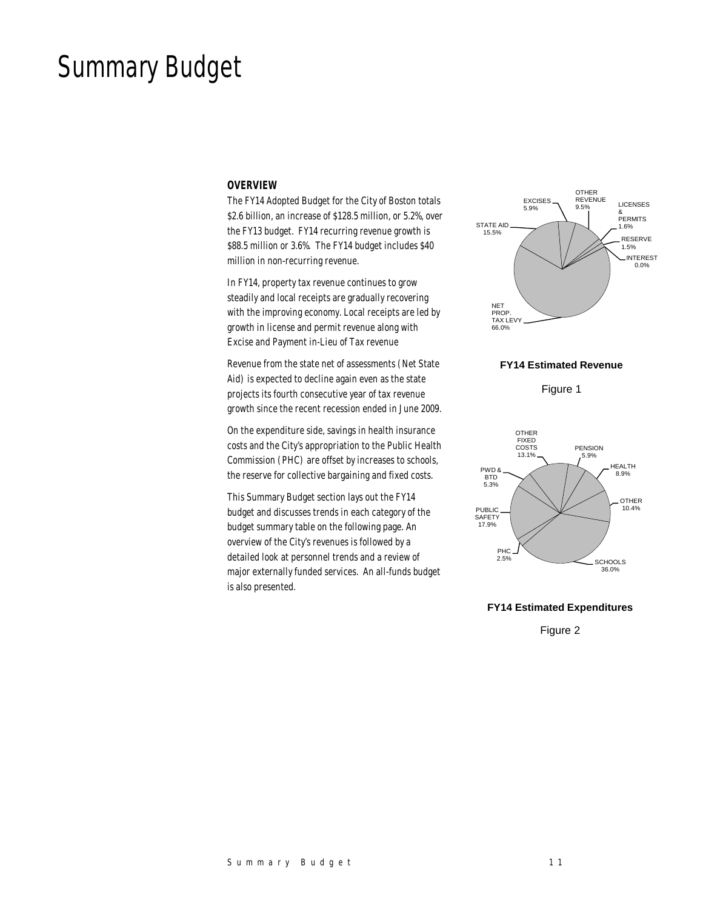# Summary Budget

### OVERVIEW

The FY14 Adopted Budget for the City of Boston totals $2.6 billion, an increase of $128.5 million, or 5.2%, over the FY13 budget. FY14 recurring revenue growth is $88.5 million or 3.6%. The FY14 budget includes $40 million in non-recurring revenue.

In FY14, property tax revenue continues to grow steadily and local receipts are gradually recovering with the improving economy. Local receipts are led by growth in license and permit revenue along with Excise and Payment in-Lieu of Tax revenue

Revenue from the state net of assessments (Net State Aid) is expected to decline again even as the state projects its fourth consecutive year of tax revenue growth since the recent recession ended in June 2009.

On the expenditure side, savings in health insurance costs and the City's appropriation to the Public Health Commission (PHC) are offset by increases to schools, the reserve for collective bargaining and fixed costs.

This Summary Budget section lays out the FY14 budget and discusses trends in each category of the budget summary table on the following page. An overview of the City's revenues is followed by a detailed look at personnel trends and a review of major externally funded services. An all-funds budget is also presented.

EXCISES 5.9%
OTHER REVENUE 9.5%
LICENSES & PERMITS 1.6%
RESERVE 1.5%
INTEREST 0.0%
STATE AID 15.5%
NET PROP. TAX LEVY 66.0%

**FY14 Estimated Revenue**

Figure 1

OTHER FIXED COSTS 13.1%
PENSION 5.9%
HEALTH 8.9%
OTHER 10.4%
PWD & BTD 5.3%
PUBLIC SAFETY 17.9%
PHC 2.5%
SCHOOLS 36.0%

**FY14 Estimated Expenditures**

Figure 2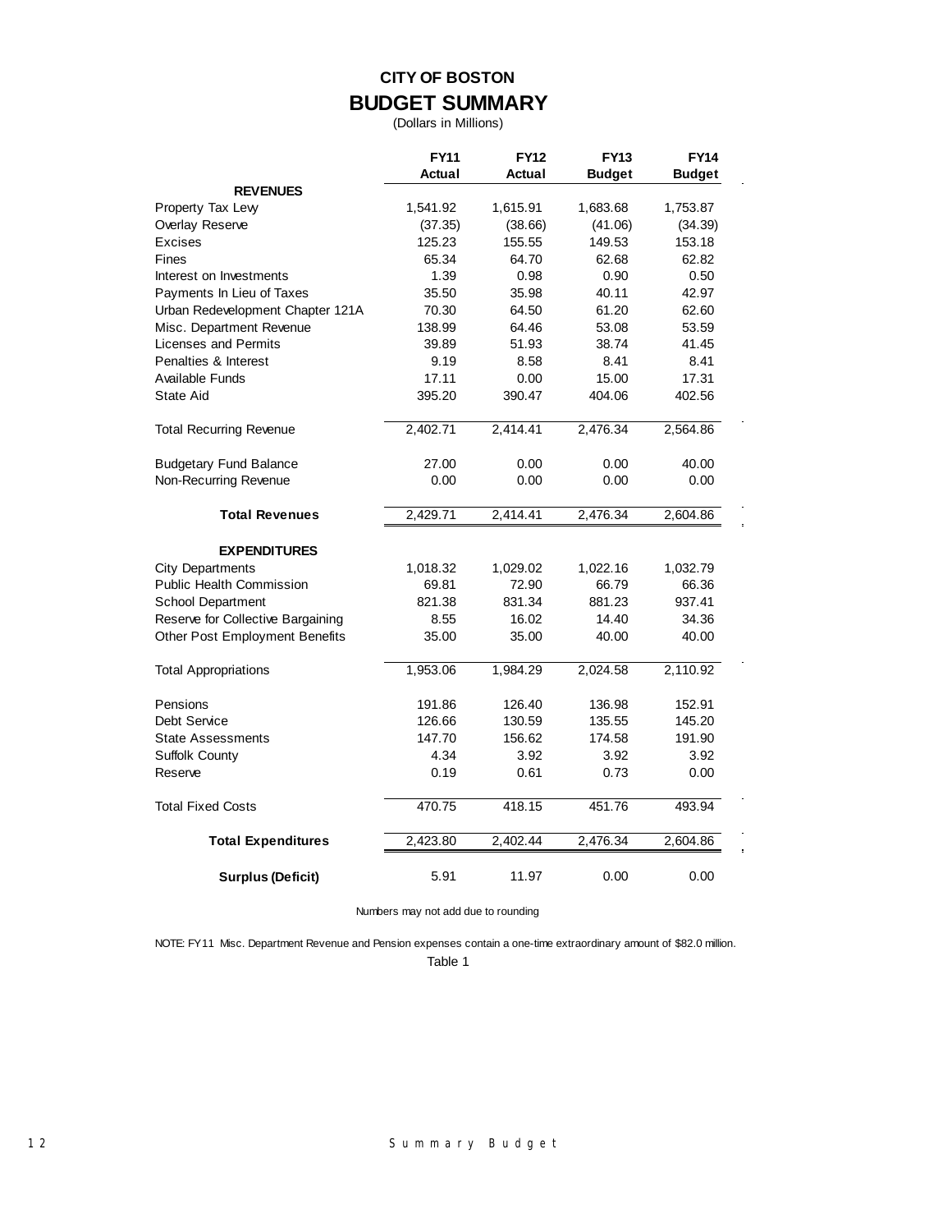# CITY OF BOSTON

## BUDGET SUMMARY

(Dollars in Millions)

| | FY11 Actual | FY12 Actual | FY13 Budget | FY14 Budget |
|---|---|---|---|---|
| **REVENUES** | | | | |
| Property Tax Levy | 1,541.92 | 1,615.91 | 1,683.68 | 1,753.87 |
| Overlay Reserve | (37.35) | (38.66) | (41.06) | (34.39) |
| Excises | 125.23 | 155.55 | 149.53 | 153.18 |
| Fines | 65.34 | 64.70 | 62.68 | 62.82 |
| Interest on Investments | 1.39 | 0.98 | 0.90 | 0.50 |
| Payments In Lieu of Taxes | 35.50 | 35.98 | 40.11 | 42.97 |
| Urban Redevelopment Chapter 121A | 70.30 | 64.50 | 61.20 | 62.60 |
| Misc. Department Revenue | 138.99 | 64.46 | 53.08 | 53.59 |
| Licenses and Permits | 39.89 | 51.93 | 38.74 | 41.45 |
| Penalties & Interest | 9.19 | 8.58 | 8.41 | 8.41 |
| Available Funds | 17.11 | 0.00 | 15.00 | 17.31 |
| State Aid | 395.20 | 390.47 | 404.06 | 402.56 |
| Total Recurring Revenue | 2,402.71 | 2,414.41 | 2,476.34 | 2,564.86 |
| Budgetary Fund Balance | 27.00 | 0.00 | 0.00 | 40.00 |
| Non-Recurring Revenue | 0.00 | 0.00 | 0.00 | 0.00 |
| **Total Revenues** | 2,429.71 | 2,414.41 | 2,476.34 | 2,604.86 |
| **EXPENDITURES** | | | | |
| City Departments | 1,018.32 | 1,029.02 | 1,022.16 | 1,032.79 |
| Public Health Commission | 69.81 | 72.90 | 66.79 | 66.36 |
| School Department | 821.38 | 831.34 | 881.23 | 937.41 |
| Reserve for Collective Bargaining | 8.55 | 16.02 | 14.40 | 34.36 |
| Other Post Employment Benefits | 35.00 | 35.00 | 40.00 | 40.00 |
| Total Appropriations | 1,953.06 | 1,984.29 | 2,024.58 | 2,110.92 |
| Pensions | 191.86 | 126.40 | 136.98 | 152.91 |
| Debt Service | 126.66 | 130.59 | 135.55 | 145.20 |
| State Assessments | 147.70 | 156.62 | 174.58 | 191.90 |
| Suffolk County | 4.34 | 3.92 | 3.92 | 3.92 |
| Reserve | 0.19 | 0.61 | 0.73 | 0.00 |
| Total Fixed Costs | 470.75 | 418.15 | 451.76 | 493.94 |
| **Total Expenditures** | 2,423.80 | 2,402.44 | 2,476.34 | 2,604.86 |
| **Surplus (Deficit)** | 5.91 | 11.97 | 0.00 | 0.00 |

Numbers may not add due to rounding

NOTE: FY11 Misc. Department Revenue and Pension expenses contain a one-time extraordinary amount of $82.0 million.

Table 1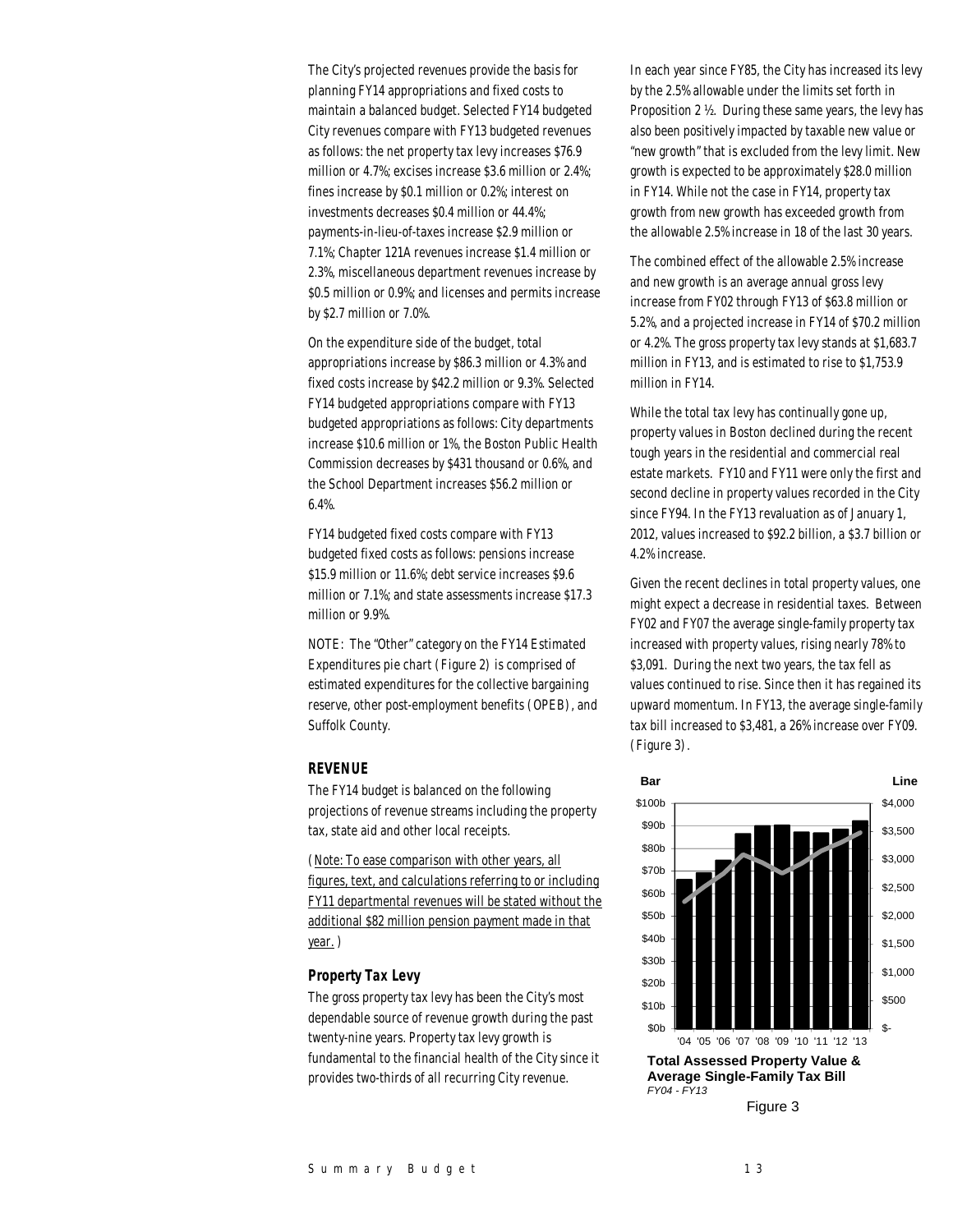The City's projected revenues provide the basis for planning FY14 appropriations and fixed costs to maintain a balanced budget. Selected FY14 budgeted City revenues compare with FY13 budgeted revenues as follows: the net property tax levy increases $76.9 million or 4.7%; excises increase $3.6 million or 2.4%; fines increase by $0.1 million or 0.2%; interest on investments decreases $0.4 million or 44.4%; payments-in-lieu-of-taxes increase $2.9 million or 7.1%; Chapter 121A revenues increase $1.4 million or 2.3%, miscellaneous department revenues increase by $0.5 million or 0.9%; and licenses and permits increase by $2.7 million or 7.0%.

On the expenditure side of the budget, total appropriations increase by $86.3 million or 4.3% and fixed costs increase by $42.2 million or 9.3%. Selected FY14 budgeted appropriations compare with FY13 budgeted appropriations as follows: City departments increase $10.6 million or 1%, the Boston Public Health Commission decreases by $431 thousand or 0.6%, and the School Department increases $56.2 million or 6.4%.

FY14 budgeted fixed costs compare with FY13 budgeted fixed costs as follows: pensions increase $15.9 million or 11.6%; debt service increases $9.6 million or 7.1%; and state assessments increase $17.3 million or 9.9%.

NOTE: The "Other" category on the FY14 Estimated Expenditures pie chart (Figure 2) is comprised of estimated expenditures for the collective bargaining reserve, other post-employment benefits (OPEB), and Suffolk County.

## REVENUE

The FY14 budget is balanced on the following projections of revenue streams including the property tax, state aid and other local receipts.

(Note: To ease comparison with other years, all figures, text, and calculations referring to or including FY11 departmental revenues will be stated without the additional $82 million pension payment made in that year.)

### Property Tax Levy

The gross property tax levy has been the City's most dependable source of revenue growth during the past twenty-nine years. Property tax levy growth is fundamental to the financial health of the City since it provides two-thirds of all recurring City revenue.

In each year since FY85, the City has increased its levy by the 2.5% allowable under the limits set forth in Proposition 2 ½. During these same years, the levy has also been positively impacted by taxable new value or "new growth" that is excluded from the levy limit. New growth is expected to be approximately $28.0 million in FY14. While not the case in FY14, property tax growth from new growth has exceeded growth from the allowable 2.5% increase in 18 of the last 30 years.

The combined effect of the allowable 2.5% increase and new growth is an average annual gross levy increase from FY02 through FY13 of $63.8 million or 5.2%, and a projected increase in FY14 of $70.2 million or 4.2%. The gross property tax levy stands at $1,683.7 million in FY13, and is estimated to rise to $1,753.9 million in FY14.

While the total tax levy has continually gone up, property values in Boston declined during the recent tough years in the residential and commercial real estate markets. FY10 and FY11 were only the first and second decline in property values recorded in the City since FY94. In the FY13 revaluation as of January 1, 2012, values increased to $92.2 billion, a $3.7 billion or 4.2% increase.

Given the recent declines in total property values, one might expect a decrease in residential taxes. Between FY02 and FY07 the average single-family property tax increased with property values, rising nearly 78% to $3,091. During the next two years, the tax fell as values continued to rise. Since then it has regained its upward momentum. In FY13, the average single-family tax bill increased to $3,481, a 26% increase over FY09. (Figure 3).

**Total Assessed Property Value & Average Single-Family Tax Bill**
*FY04 - FY13*

Figure 3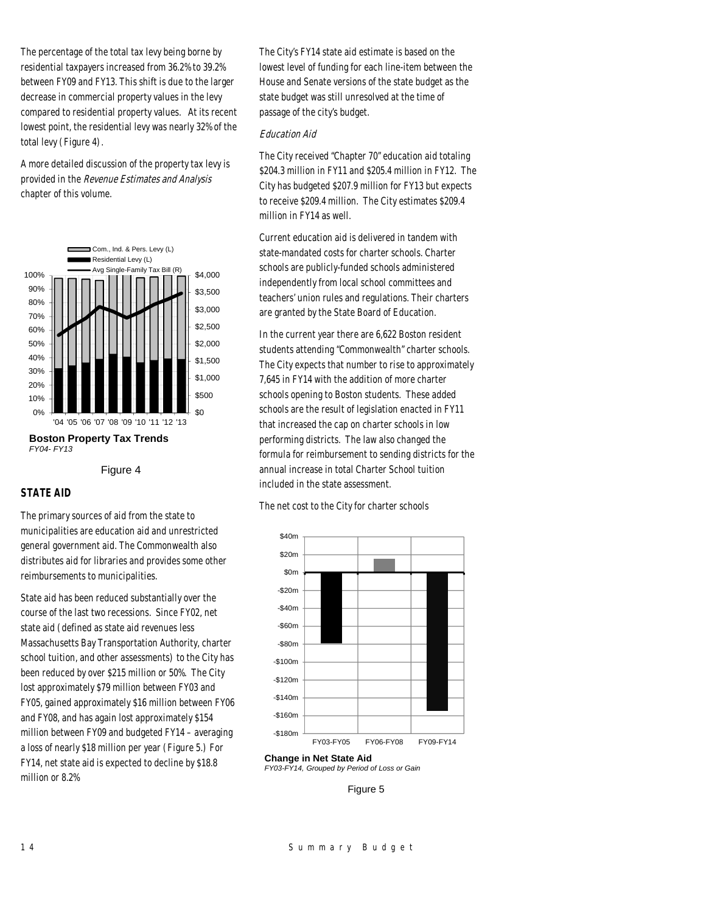The percentage of the total tax levy being borne by residential taxpayers increased from 36.2% to 39.2% between FY09 and FY13. This shift is due to the larger decrease in commercial property values in the levy compared to residential property values. At its recent lowest point, the residential levy was nearly 32% of the total levy (Figure 4).

A more detailed discussion of the property tax levy is provided in the *Revenue Estimates and Analysis* chapter of this volume.

**Boston Property Tax Trends**
*FY04- FY13*

Figure 4

## STATE AID

The primary sources of aid from the state to municipalities are education aid and unrestricted general government aid. The Commonwealth also distributes aid for libraries and provides some other reimbursements to municipalities.

State aid has been reduced substantially over the course of the last two recessions. Since FY02, net state aid (defined as state aid revenues less Massachusetts Bay Transportation Authority, charter school tuition, and other assessments) to the City has been reduced by over $215 million or 50%. The City lost approximately $79 million between FY03 and FY05, gained approximately $16 million between FY06 and FY08, and has again lost approximately $154 million between FY09 and budgeted FY14 – averaging a loss of nearly $18 million per year (Figure 5.) For FY14, net state aid is expected to decline by $18.8 million or 8.2%.

The City's FY14 state aid estimate is based on the lowest level of funding for each line-item between the House and Senate versions of the state budget as the state budget was still unresolved at the time of passage of the city's budget.

### *Education Aid*

The City received "Chapter 70" education aid totaling $204.3 million in FY11 and $205.4 million in FY12. The City has budgeted $207.9 million for FY13 but expects to receive $209.4 million. The City estimates $209.4 million in FY14 as well.

Current education aid is delivered in tandem with state-mandated costs for charter schools. Charter schools are publicly-funded schools administered independently from local school committees and teachers' union rules and regulations. Their charters are granted by the State Board of Education.

In the current year there are 6,622 Boston resident students attending "Commonwealth" charter schools. The City expects that number to rise to approximately 7,645 in FY14 with the addition of more charter schools opening to Boston students. These added schools are the result of legislation enacted in FY11 that increased the cap on charter schools in low performing districts. The law also changed the formula for reimbursement to sending districts for the annual increase in total Charter School tuition included in the state assessment.

The net cost to the City for charter schools

**Change in Net State Aid**
*FY03-FY14, Grouped by Period of Loss or Gain*

Figure 5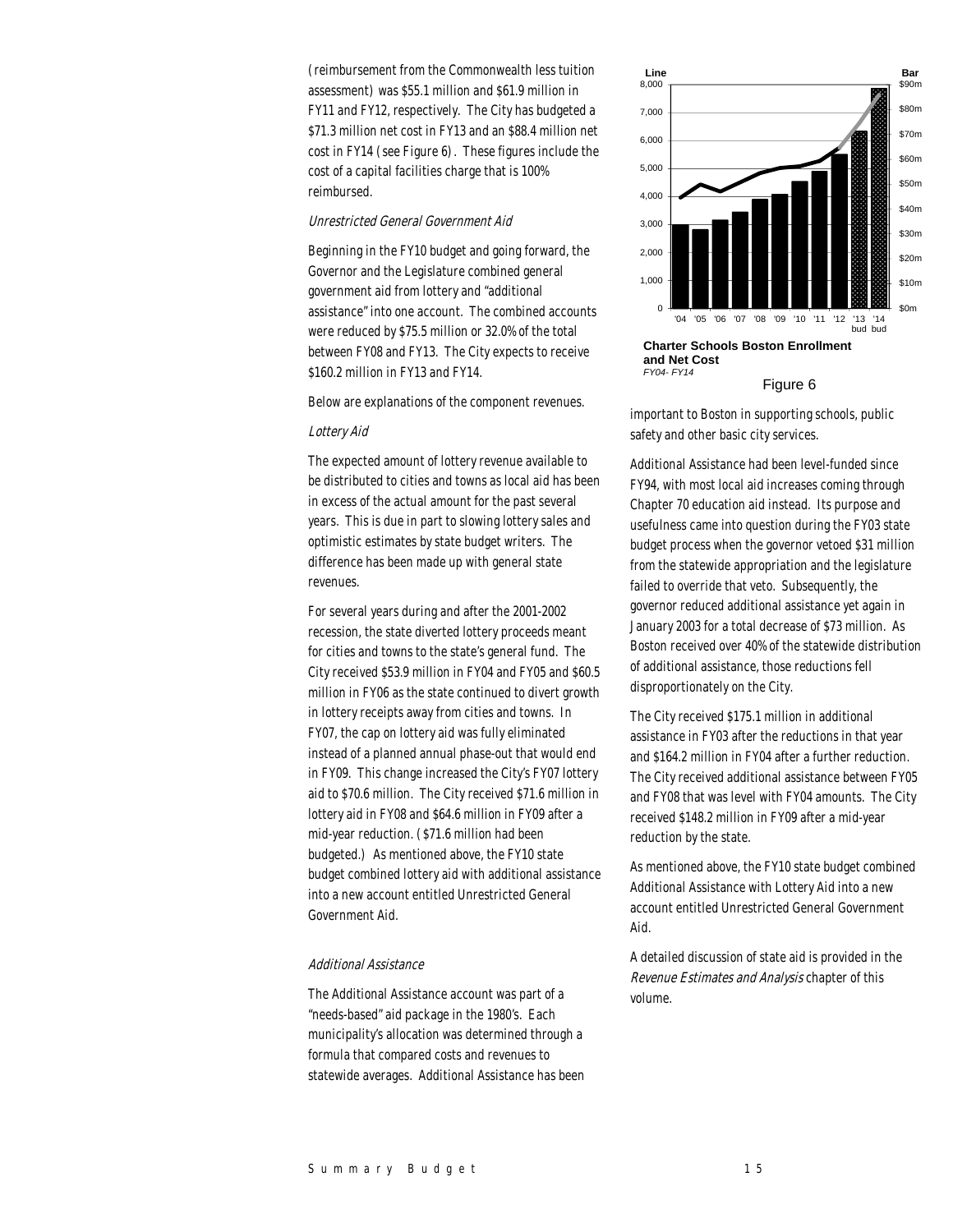(reimbursement from the Commonwealth less tuition assessment) was $55.1 million and $61.9 million in FY11 and FY12, respectively. The City has budgeted a $71.3 million net cost in FY13 and an $88.4 million net cost in FY14 (see Figure 6). These figures include the cost of a capital facilities charge that is 100% reimbursed.

*Unrestricted General Government Aid*

Beginning in the FY10 budget and going forward, the Governor and the Legislature combined general government aid from lottery and "additional assistance" into one account. The combined accounts were reduced by $75.5 million or 32.0% of the total between FY08 and FY13. The City expects to receive $160.2 million in FY13 and FY14.

Below are explanations of the component revenues.

*Lottery Aid*

The expected amount of lottery revenue available to be distributed to cities and towns as local aid has been in excess of the actual amount for the past several years. This is due in part to slowing lottery sales and optimistic estimates by state budget writers. The difference has been made up with general state revenues.

For several years during and after the 2001-2002 recession, the state diverted lottery proceeds meant for cities and towns to the state's general fund. The City received $53.9 million in FY04 and FY05 and $60.5 million in FY06 as the state continued to divert growth in lottery receipts away from cities and towns. In FY07, the cap on lottery aid was fully eliminated instead of a planned annual phase-out that would end in FY09. This change increased the City's FY07 lottery aid to $70.6 million. The City received $71.6 million in lottery aid in FY08 and $64.6 million in FY09 after a mid-year reduction. ($71.6 million had been budgeted.) As mentioned above, the FY10 state budget combined lottery aid with additional assistance into a new account entitled Unrestricted General Government Aid.

*Additional Assistance*

The Additional Assistance account was part of a "needs-based" aid package in the 1980's. Each municipality's allocation was determined through a formula that compared costs and revenues to statewide averages. Additional Assistance has been important to Boston in supporting schools, public safety and other basic city services.

**Charter Schools Boston Enrollment and Net Cost**
*FY04- FY14*

Figure 6

Additional Assistance had been level-funded since FY94, with most local aid increases coming through Chapter 70 education aid instead. Its purpose and usefulness came into question during the FY03 state budget process when the governor vetoed $31 million from the statewide appropriation and the legislature failed to override that veto. Subsequently, the governor reduced additional assistance yet again in January 2003 for a total decrease of $73 million. As Boston received over 40% of the statewide distribution of additional assistance, those reductions fell disproportionately on the City.

The City received $175.1 million in additional assistance in FY03 after the reductions in that year and $164.2 million in FY04 after a further reduction. The City received additional assistance between FY05 and FY08 that was level with FY04 amounts. The City received $148.2 million in FY09 after a mid-year reduction by the state.

As mentioned above, the FY10 state budget combined Additional Assistance with Lottery Aid into a new account entitled Unrestricted General Government Aid.

A detailed discussion of state aid is provided in the *Revenue Estimates and Analysis* chapter of this volume.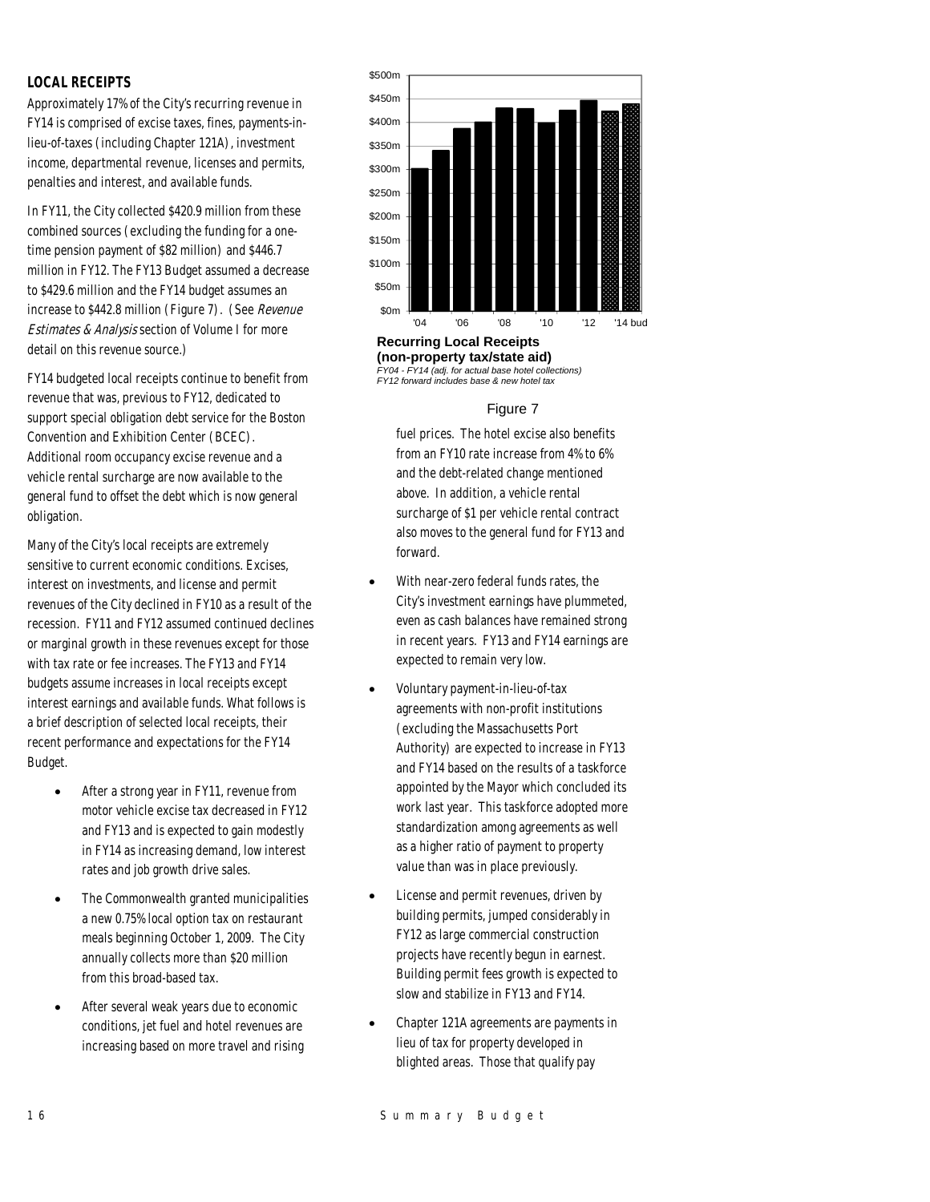## LOCAL RECEIPTS

Approximately 17% of the City's recurring revenue in FY14 is comprised of excise taxes, fines, payments-in-lieu-of-taxes (including Chapter 121A), investment income, departmental revenue, licenses and permits, penalties and interest, and available funds.

In FY11, the City collected $420.9 million from these combined sources (excluding the funding for a one-time pension payment of $82 million) and $446.7 million in FY12. The FY13 Budget assumed a decrease to $429.6 million and the FY14 budget assumes an increase to $442.8 million (Figure 7). (See *Revenue Estimates & Analysis* section of Volume I for more detail on this revenue source.)

FY14 budgeted local receipts continue to benefit from revenue that was, previous to FY12, dedicated to support special obligation debt service for the Boston Convention and Exhibition Center (BCEC). Additional room occupancy excise revenue and a vehicle rental surcharge are now available to the general fund to offset the debt which is now general obligation.

Many of the City's local receipts are extremely sensitive to current economic conditions. Excises, interest on investments, and license and permit revenues of the City declined in FY10 as a result of the recession. FY11 and FY12 assumed continued declines or marginal growth in these revenues except for those with tax rate or fee increases. The FY13 and FY14 budgets assume increases in local receipts except interest earnings and available funds. What follows is a brief description of selected local receipts, their recent performance and expectations for the FY14 Budget.

- After a strong year in FY11, revenue from motor vehicle excise tax decreased in FY12 and FY13 and is expected to gain modestly in FY14 as increasing demand, low interest rates and job growth drive sales.
- The Commonwealth granted municipalities a new 0.75% local option tax on restaurant meals beginning October 1, 2009. The City annually collects more than $20 million from this broad-based tax.
- After several weak years due to economic conditions, jet fuel and hotel revenues are increasing based on more travel and rising fuel prices. The hotel excise also benefits from an FY10 rate increase from 4% to 6% and the debt-related change mentioned above. In addition, a vehicle rental surcharge of $1 per vehicle rental contract also moves to the general fund for FY13 and forward.
- With near-zero federal funds rates, the City's investment earnings have plummeted, even as cash balances have remained strong in recent years. FY13 and FY14 earnings are expected to remain very low.
- Voluntary payment-in-lieu-of-tax agreements with non-profit institutions (excluding the Massachusetts Port Authority) are expected to increase in FY13 and FY14 based on the results of a taskforce appointed by the Mayor which concluded its work last year. This taskforce adopted more standardization among agreements as well as a higher ratio of payment to property value than was in place previously.
- License and permit revenues, driven by building permits, jumped considerably in FY12 as large commercial construction projects have recently begun in earnest. Building permit fees growth is expected to slow and stabilize in FY13 and FY14.
- Chapter 121A agreements are payments in lieu of tax for property developed in blighted areas. Those that qualify pay

**Recurring Local Receipts (non-property tax/state aid)**

*FY04 - FY14 (adj. for actual base hotel collections)*
*FY12 forward includes base & new hotel tax*

Figure 7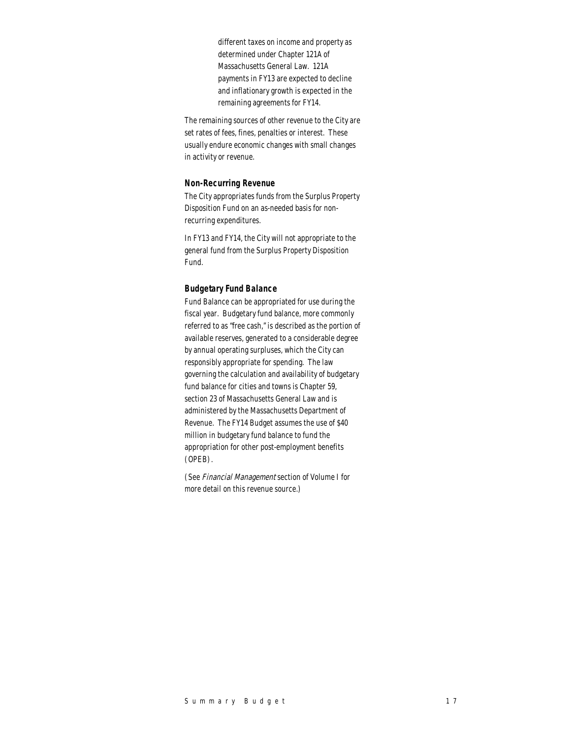different taxes on income and property as determined under Chapter 121A of Massachusetts General Law. 121A payments in FY13 are expected to decline and inflationary growth is expected in the remaining agreements for FY14.

The remaining sources of other revenue to the City are set rates of fees, fines, penalties or interest. These usually endure economic changes with small changes in activity or revenue.

### Non-Recurring Revenue

The City appropriates funds from the Surplus Property Disposition Fund on an as-needed basis for non-recurring expenditures.

In FY13 and FY14, the City will not appropriate to the general fund from the Surplus Property Disposition Fund.

### Budgetary Fund Balance

Fund Balance can be appropriated for use during the fiscal year. Budgetary fund balance, more commonly referred to as "free cash," is described as the portion of available reserves, generated to a considerable degree by annual operating surpluses, which the City can responsibly appropriate for spending. The law governing the calculation and availability of budgetary fund balance for cities and towns is Chapter 59, section 23 of Massachusetts General Law and is administered by the Massachusetts Department of Revenue. The FY14 Budget assumes the use of $40 million in budgetary fund balance to fund the appropriation for other post-employment benefits (OPEB).

(See *Financial Management* section of Volume I for more detail on this revenue source.)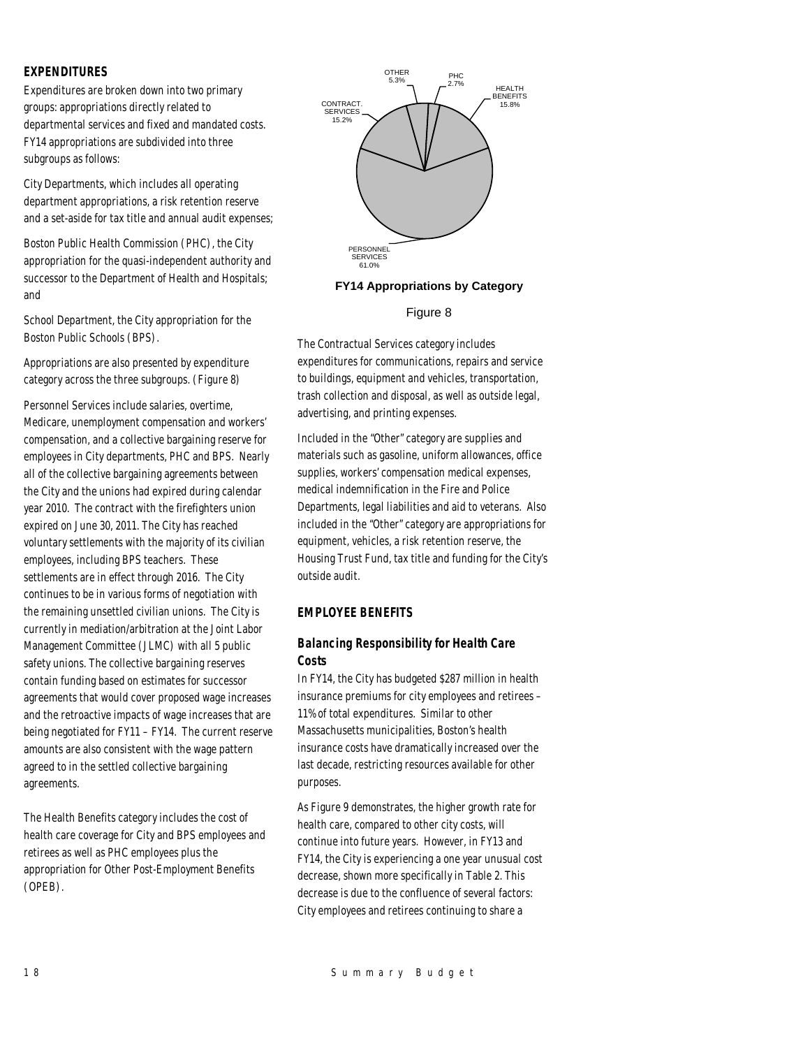## EXPENDITURES

Expenditures are broken down into two primary groups: appropriations directly related to departmental services and fixed and mandated costs. FY14 appropriations are subdivided into three subgroups as follows:

City Departments, which includes all operating department appropriations, a risk retention reserve and a set-aside for tax title and annual audit expenses;

Boston Public Health Commission (PHC), the City appropriation for the quasi-independent authority and successor to the Department of Health and Hospitals; and

School Department, the City appropriation for the Boston Public Schools (BPS).

Appropriations are also presented by expenditure category across the three subgroups. (Figure 8)

Personnel Services include salaries, overtime, Medicare, unemployment compensation and workers' compensation, and a collective bargaining reserve for employees in City departments, PHC and BPS. Nearly all of the collective bargaining agreements between the City and the unions had expired during calendar year 2010. The contract with the firefighters union expired on June 30, 2011. The City has reached voluntary settlements with the majority of its civilian employees, including BPS teachers. These settlements are in effect through 2016. The City continues to be in various forms of negotiation with the remaining unsettled civilian unions. The City is currently in mediation/arbitration at the Joint Labor Management Committee (JLMC) with all 5 public safety unions. The collective bargaining reserves contain funding based on estimates for successor agreements that would cover proposed wage increases and the retroactive impacts of wage increases that are being negotiated for FY11 – FY14. The current reserve amounts are also consistent with the wage pattern agreed to in the settled collective bargaining agreements.

The Health Benefits category includes the cost of health care coverage for City and BPS employees and retirees as well as PHC employees plus the appropriation for Other Post-Employment Benefits (OPEB).

OTHER 5.3%
PHC 2.7%
HEALTH BENEFITS 15.8%
CONTRACT. SERVICES 15.2%
PERSONNEL SERVICES 61.0%

**FY14 Appropriations by Category**

Figure 8

The Contractual Services category includes expenditures for communications, repairs and service to buildings, equipment and vehicles, transportation, trash collection and disposal, as well as outside legal, advertising, and printing expenses.

Included in the "Other" category are supplies and materials such as gasoline, uniform allowances, office supplies, workers' compensation medical expenses, medical indemnification in the Fire and Police Departments, legal liabilities and aid to veterans. Also included in the "Other" category are appropriations for equipment, vehicles, a risk retention reserve, the Housing Trust Fund, tax title and funding for the City's outside audit.

## EMPLOYEE BENEFITS

### Balancing Responsibility for Health Care Costs

In FY14, the City has budgeted $287 million in health insurance premiums for city employees and retirees – 11% of total expenditures. Similar to other Massachusetts municipalities, Boston's health insurance costs have dramatically increased over the last decade, restricting resources available for other purposes.

As Figure 9 demonstrates, the higher growth rate for health care, compared to other city costs, will continue into future years. However, in FY13 and FY14, the City is experiencing a one year unusual cost decrease, shown more specifically in Table 2. This decrease is due to the confluence of several factors: City employees and retirees continuing to share a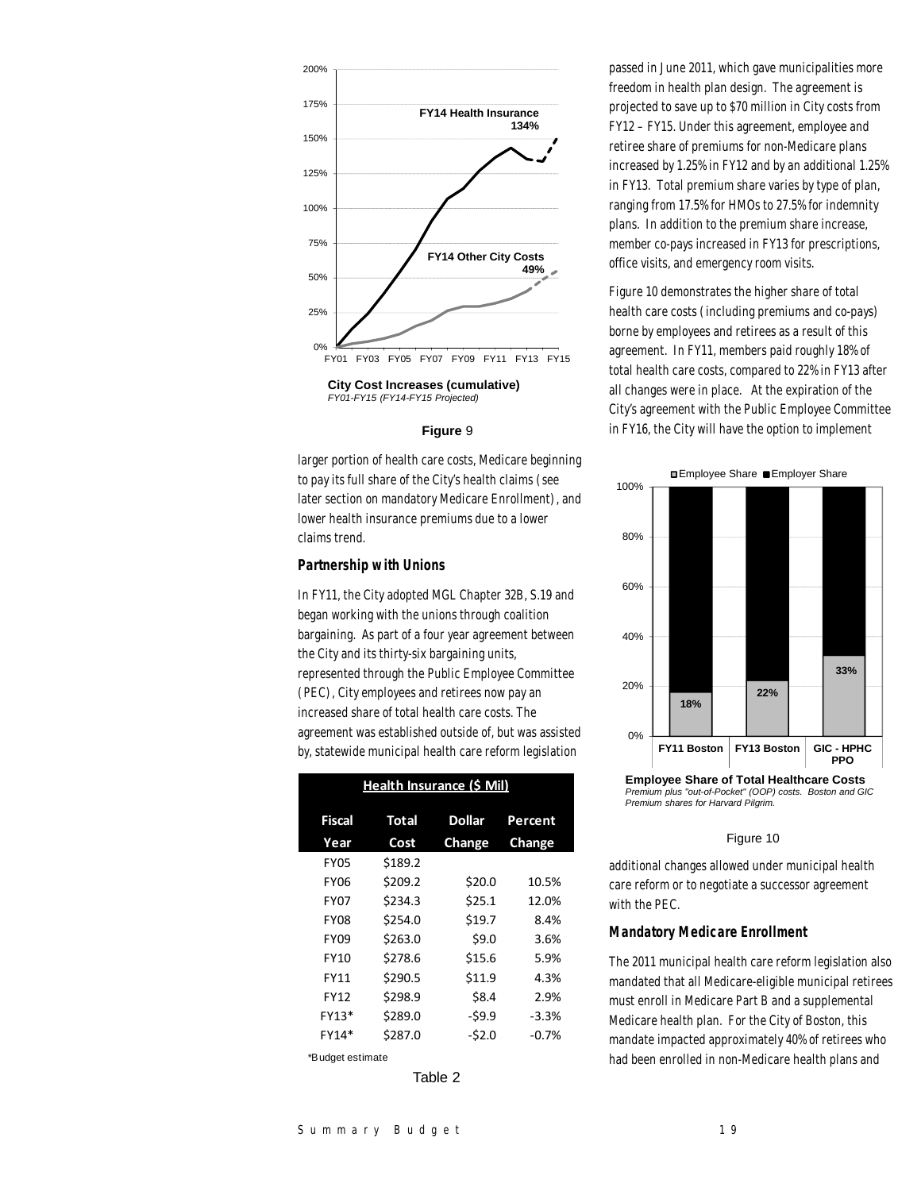FY14 Health Insurance 134%

FY14 Other City Costs 49%

**City Cost Increases (cumulative)**
*FY01-FY15 (FY14-FY15 Projected)*

**Figure** 9

larger portion of health care costs, Medicare beginning to pay its full share of the City's health claims (see later section on mandatory Medicare Enrollment), and lower health insurance premiums due to a lower claims trend.

### Partnership with Unions

In FY11, the City adopted MGL Chapter 32B, S.19 and began working with the unions through coalition bargaining. As part of a four year agreement between the City and its thirty-six bargaining units, represented through the Public Employee Committee (PEC), City employees and retirees now pay an increased share of total health care costs. The agreement was established outside of, but was assisted by, statewide municipal health care reform legislation passed in June 2011, which gave municipalities more freedom in health plan design. The agreement is projected to save up to $70 million in City costs from FY12 – FY15. Under this agreement, employee and retiree share of premiums for non-Medicare plans increased by 1.25% in FY12 and by an additional 1.25% in FY13. Total premium share varies by type of plan, ranging from 17.5% for HMOs to 27.5% for indemnity plans. In addition to the premium share increase, member co-pays increased in FY13 for prescriptions, office visits, and emergency room visits.

Figure 10 demonstrates the higher share of total health care costs (including premiums and co-pays) borne by employees and retirees as a result of this agreement. In FY11, members paid roughly 18% of total health care costs, compared to 22% in FY13 after all changes were in place. At the expiration of the City's agreement with the Public Employee Committee in FY16, the City will have the option to implement additional changes allowed under municipal health care reform or to negotiate a successor agreement with the PEC.

| Health Insurance ($ Mil) | | | |
|---|---|---|---|
| Fiscal Year | Total Cost | Dollar Change | Percent Change |
| FY05 | $189.2 | | |
| FY06 | $209.2 | $20.0 | 10.5% |
| FY07 | $234.3 | $25.1 | 12.0% |
| FY08 | $254.0 | $19.7 | 8.4% |
| FY09 | $263.0 | $9.0 | 3.6% |
| FY10 | $278.6 | $15.6 | 5.9% |
| FY11 | $290.5 | $11.9 | 4.3% |
| FY12 | $298.9 | $8.4 | 2.9% |
| FY13* | $289.0 | -$9.9 | -3.3% |
| FY14* | $287.0 | -$2.0 | -0.7% |

*Budget estimate

Table 2

| | FY11 Boston | FY13 Boston | GIC - HPHC PPO |
|---|---|---|---|
| Employee Share | 18% | 22% | 33% |

**Employee Share of Total Healthcare Costs**
*Premium plus "out-of-Pocket" (OOP) costs. Boston and GIC Premium shares for Harvard Pilgrim.*

Figure 10

### Mandatory Medicare Enrollment

The 2011 municipal health care reform legislation also mandated that all Medicare-eligible municipal retirees must enroll in Medicare Part B and a supplemental Medicare health plan. For the City of Boston, this mandate impacted approximately 40% of retirees who had been enrolled in non-Medicare health plans and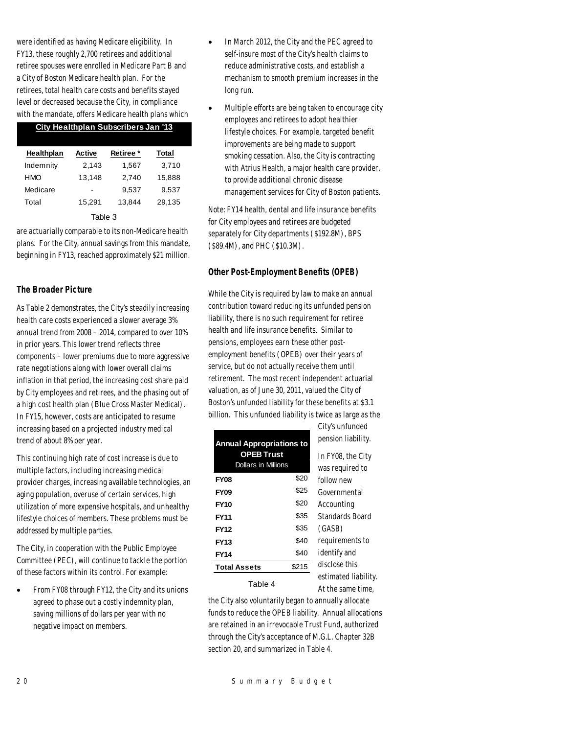were identified as having Medicare eligibility. In FY13, these roughly 2,700 retirees and additional retiree spouses were enrolled in Medicare Part B and a City of Boston Medicare health plan. For the retirees, total health care costs and benefits stayed level or decreased because the City, in compliance with the mandate, offers Medicare health plans which are actuarially comparable to its non-Medicare health plans. For the City, annual savings from this mandate, beginning in FY13, reached approximately $21 million.

| City Healthplan Subscribers Jan '13 | | | |
|---|---|---|---|
| **Healthplan** | **Active** | **Retiree \*** | **Total** |
| Indemnity | 2,143 | 1,567 | 3,710 |
| HMO | 13,148 | 2,740 | 15,888 |
| Medicare | - | 9,537 | 9,537 |
| Total | 15,291 | 13,844 | 29,135 |

Table 3

### The Broader Picture

As Table 2 demonstrates, the City's steadily increasing health care costs experienced a slower average 3% annual trend from 2008 – 2014, compared to over 10% in prior years. This lower trend reflects three components – lower premiums due to more aggressive rate negotiations along with lower overall claims inflation in that period, the increasing cost share paid by City employees and retirees, and the phasing out of a high cost health plan (Blue Cross Master Medical). In FY15, however, costs are anticipated to resume increasing based on a projected industry medical trend of about 8% per year.

This continuing high rate of cost increase is due to multiple factors, including increasing medical provider charges, increasing available technologies, an aging population, overuse of certain services, high utilization of more expensive hospitals, and unhealthy lifestyle choices of members. These problems must be addressed by multiple parties.

The City, in cooperation with the Public Employee Committee (PEC), will continue to tackle the portion of these factors within its control. For example:

- From FY08 through FY12, the City and its unions agreed to phase out a costly indemnity plan, saving millions of dollars per year with no negative impact on members.
- In March 2012, the City and the PEC agreed to self-insure most of the City's health claims to reduce administrative costs, and establish a mechanism to smooth premium increases in the long run.
- Multiple efforts are being taken to encourage city employees and retirees to adopt healthier lifestyle choices. For example, targeted benefit improvements are being made to support smoking cessation. Also, the City is contracting with Atrius Health, a major health care provider, to provide additional chronic disease management services for City of Boston patients.

Note: FY14 health, dental and life insurance benefits for City employees and retirees are budgeted separately for City departments ($192.8M), BPS ($89.4M), and PHC ($10.3M).

### Other Post-Employment Benefits (OPEB)

While the City is required by law to make an annual contribution toward reducing its unfunded pension liability, there is no such requirement for retiree health and life insurance benefits. Similar to pensions, employees earn these other post-employment benefits (OPEB) over their years of service, but do not actually receive them until retirement. The most recent independent actuarial valuation, as of June 30, 2011, valued the City of Boston's unfunded liability for these benefits at $3.1 billion. This unfunded liability is twice as large as the City's unfunded pension liability.

| Annual Appropriations to OPEB Trust<br>Dollars in Millions | |
|---|---|
| **FY08** | $20 |
| **FY09** | $25 |
| **FY10** | $20 |
| **FY11** | $35 |
| **FY12** | $35 |
| **FY13** | $40 |
| **FY14** | $40 |
| **Total Assets** | $215 |

Table 4

In FY08, the City was required to follow new Governmental Accounting Standards Board (GASB) requirements to identify and disclose this estimated liability. At the same time, the City also voluntarily began to annually allocate funds to reduce the OPEB liability. Annual allocations are retained in an irrevocable Trust Fund, authorized through the City's acceptance of M.G.L. Chapter 32B section 20, and summarized in Table 4.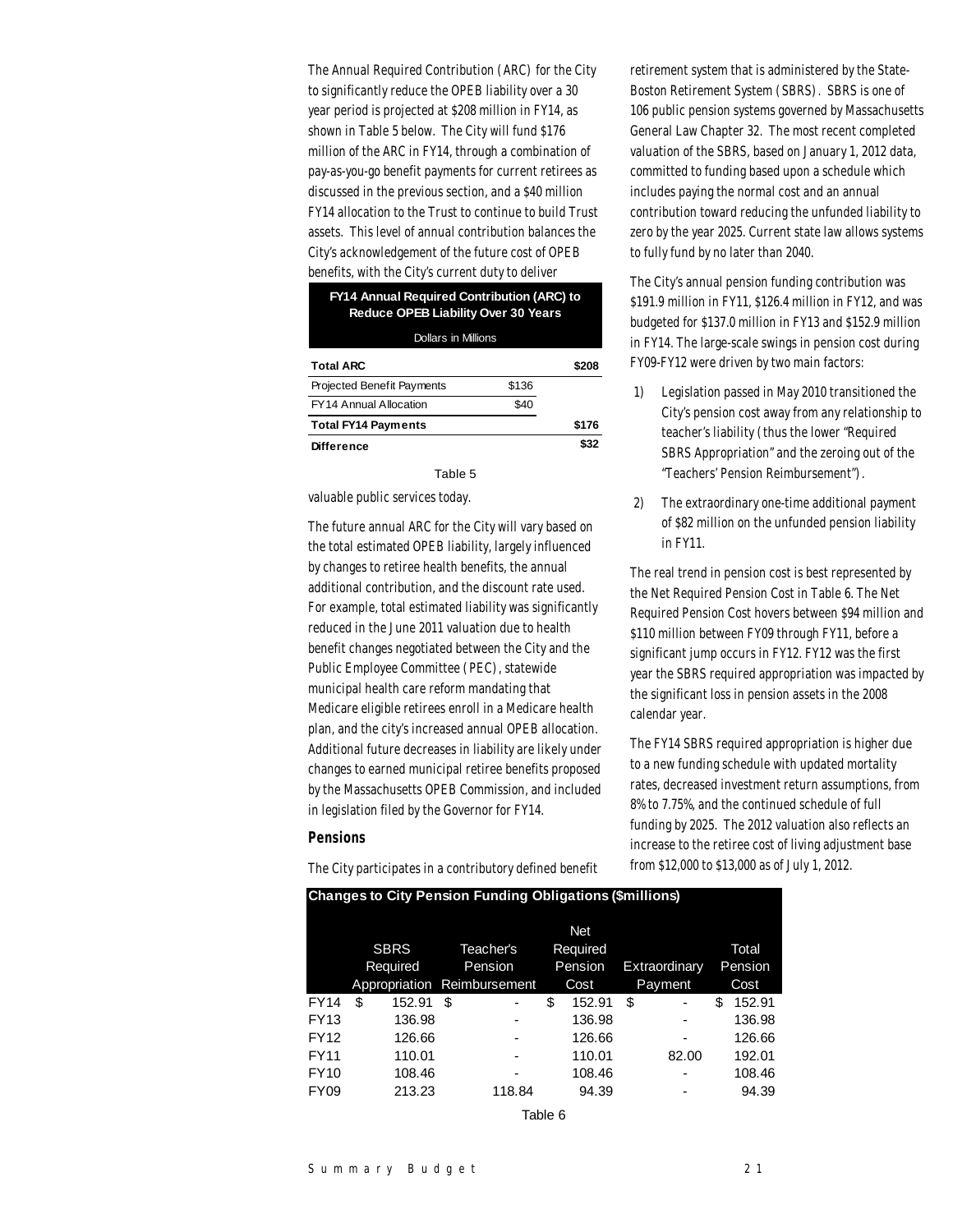The Annual Required Contribution (ARC) for the City to significantly reduce the OPEB liability over a 30 year period is projected at $208 million in FY14, as shown in Table 5 below. The City will fund $176 million of the ARC in FY14, through a combination of pay-as-you-go benefit payments for current retirees as discussed in the previous section, and a $40 million FY14 allocation to the Trust to continue to build Trust assets. This level of annual contribution balances the City's acknowledgement of the future cost of OPEB benefits, with the City's current duty to deliver valuable public services today.

| FY14 Annual Required Contribution (ARC) to Reduce OPEB Liability Over 30 Years (Dollars in Millions) | | |
|---|---|---|
| **Total ARC** | | **$208** |
| Projected Benefit Payments | $136 | |
| FY14 Annual Allocation | $40 | |
| **Total FY14 Payments** | | **$176** |
| **Difference** | | **$32** |

Table 5

The future annual ARC for the City will vary based on the total estimated OPEB liability, largely influenced by changes to retiree health benefits, the annual additional contribution, and the discount rate used. For example, total estimated liability was significantly reduced in the June 2011 valuation due to health benefit changes negotiated between the City and the Public Employee Committee (PEC), statewide municipal health care reform mandating that Medicare eligible retirees enroll in a Medicare health plan, and the city's increased annual OPEB allocation. Additional future decreases in liability are likely under changes to earned municipal retiree benefits proposed by the Massachusetts OPEB Commission, and included in legislation filed by the Governor for FY14.

### Pensions

The City participates in a contributory defined benefit retirement system that is administered by the State-Boston Retirement System (SBRS). SBRS is one of 106 public pension systems governed by Massachusetts General Law Chapter 32. The most recent completed valuation of the SBRS, based on January 1, 2012 data, committed to funding based upon a schedule which includes paying the normal cost and an annual contribution toward reducing the unfunded liability to zero by the year 2025. Current state law allows systems to fully fund by no later than 2040.

The City's annual pension funding contribution was $191.9 million in FY11, $126.4 million in FY12, and was budgeted for $137.0 million in FY13 and $152.9 million in FY14. The large-scale swings in pension cost during FY09-FY12 were driven by two main factors:

1) Legislation passed in May 2010 transitioned the City's pension cost away from any relationship to teacher's liability (thus the lower "Required SBRS Appropriation" and the zeroing out of the "Teachers' Pension Reimbursement").

2) The extraordinary one-time additional payment of $82 million on the unfunded pension liability in FY11.

The real trend in pension cost is best represented by the Net Required Pension Cost in Table 6. The Net Required Pension Cost hovers between $94 million and $110 million between FY09 through FY11, before a significant jump occurs in FY12. FY12 was the first year the SBRS required appropriation was impacted by the significant loss in pension assets in the 2008 calendar year.

The FY14 SBRS required appropriation is higher due to a new funding schedule with updated mortality rates, decreased investment return assumptions, from 8% to 7.75%, and the continued schedule of full funding by 2025. The 2012 valuation also reflects an increase to the retiree cost of living adjustment base from $12,000 to $13,000 as of July 1, 2012.

**Changes to City Pension Funding Obligations ($millions)**

| | SBRS Required Appropriation | Teacher's Pension Reimbursement | Net Required Pension Cost | Extraordinary Payment | Total Pension Cost |
|---|---|---|---|---|---|
| FY14 | $ 152.91 | $ - | $ 152.91 | $ - | $ 152.91 |
| FY13 | 136.98 | - | 136.98 | - | 136.98 |
| FY12 | 126.66 | - | 126.66 | - | 126.66 |
| FY11 | 110.01 | - | 110.01 | 82.00 | 192.01 |
| FY10 | 108.46 | - | 108.46 | - | 108.46 |
| FY09 | 213.23 | 118.84 | 94.39 | - | 94.39 |

Table 6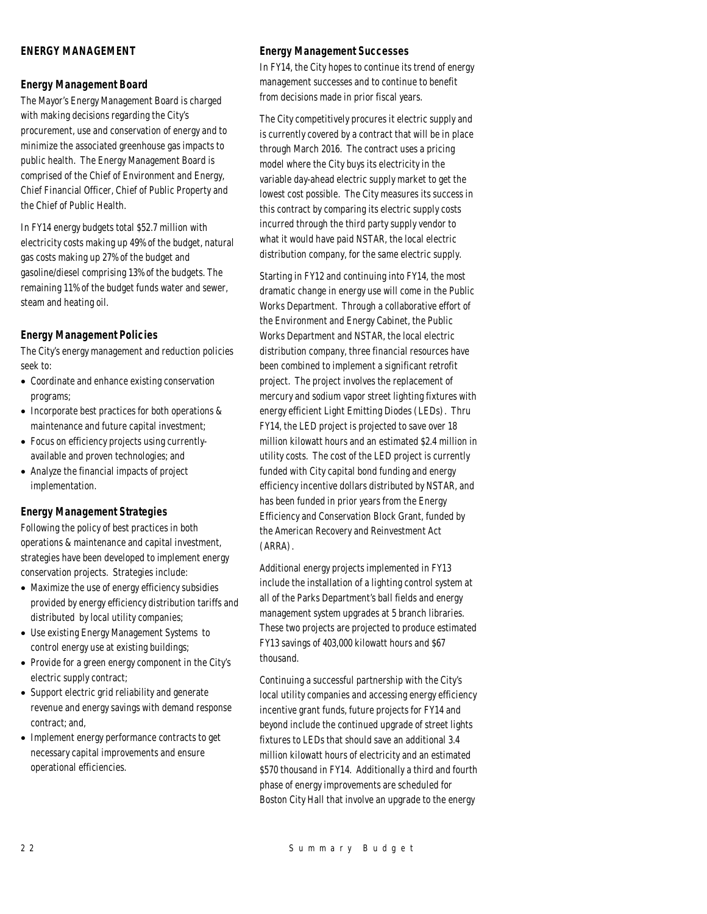## ENERGY MANAGEMENT

### Energy Management Board

The Mayor's Energy Management Board is charged with making decisions regarding the City's procurement, use and conservation of energy and to minimize the associated greenhouse gas impacts to public health. The Energy Management Board is comprised of the Chief of Environment and Energy, Chief Financial Officer, Chief of Public Property and the Chief of Public Health.

In FY14 energy budgets total $52.7 million with electricity costs making up 49% of the budget, natural gas costs making up 27% of the budget and gasoline/diesel comprising 13% of the budgets. The remaining 11% of the budget funds water and sewer, steam and heating oil.

### Energy Management Policies

The City's energy management and reduction policies seek to:

- Coordinate and enhance existing conservation programs;
- Incorporate best practices for both operations & maintenance and future capital investment;
- Focus on efficiency projects using currently-available and proven technologies; and
- Analyze the financial impacts of project implementation.

### Energy Management Strategies

Following the policy of best practices in both operations & maintenance and capital investment, strategies have been developed to implement energy conservation projects. Strategies include:

- Maximize the use of energy efficiency subsidies provided by energy efficiency distribution tariffs and distributed by local utility companies;
- Use existing Energy Management Systems to control energy use at existing buildings;
- Provide for a green energy component in the City's electric supply contract;
- Support electric grid reliability and generate revenue and energy savings with demand response contract; and,
- Implement energy performance contracts to get necessary capital improvements and ensure operational efficiencies.

### Energy Management Successes

In FY14, the City hopes to continue its trend of energy management successes and to continue to benefit from decisions made in prior fiscal years.

The City competitively procures it electric supply and is currently covered by a contract that will be in place through March 2016. The contract uses a pricing model where the City buys its electricity in the variable day-ahead electric supply market to get the lowest cost possible. The City measures its success in this contract by comparing its electric supply costs incurred through the third party supply vendor to what it would have paid NSTAR, the local electric distribution company, for the same electric supply.

Starting in FY12 and continuing into FY14, the most dramatic change in energy use will come in the Public Works Department. Through a collaborative effort of the Environment and Energy Cabinet, the Public Works Department and NSTAR, the local electric distribution company, three financial resources have been combined to implement a significant retrofit project. The project involves the replacement of mercury and sodium vapor street lighting fixtures with energy efficient Light Emitting Diodes (LEDs). Thru FY14, the LED project is projected to save over 18 million kilowatt hours and an estimated $2.4 million in utility costs. The cost of the LED project is currently funded with City capital bond funding and energy efficiency incentive dollars distributed by NSTAR, and has been funded in prior years from the Energy Efficiency and Conservation Block Grant, funded by the American Recovery and Reinvestment Act (ARRA).

Additional energy projects implemented in FY13 include the installation of a lighting control system at all of the Parks Department's ball fields and energy management system upgrades at 5 branch libraries. These two projects are projected to produce estimated FY13 savings of 403,000 kilowatt hours and $67 thousand.

Continuing a successful partnership with the City's local utility companies and accessing energy efficiency incentive grant funds, future projects for FY14 and beyond include the continued upgrade of street lights fixtures to LEDs that should save an additional 3.4 million kilowatt hours of electricity and an estimated $570 thousand in FY14. Additionally a third and fourth phase of energy improvements are scheduled for Boston City Hall that involve an upgrade to the energy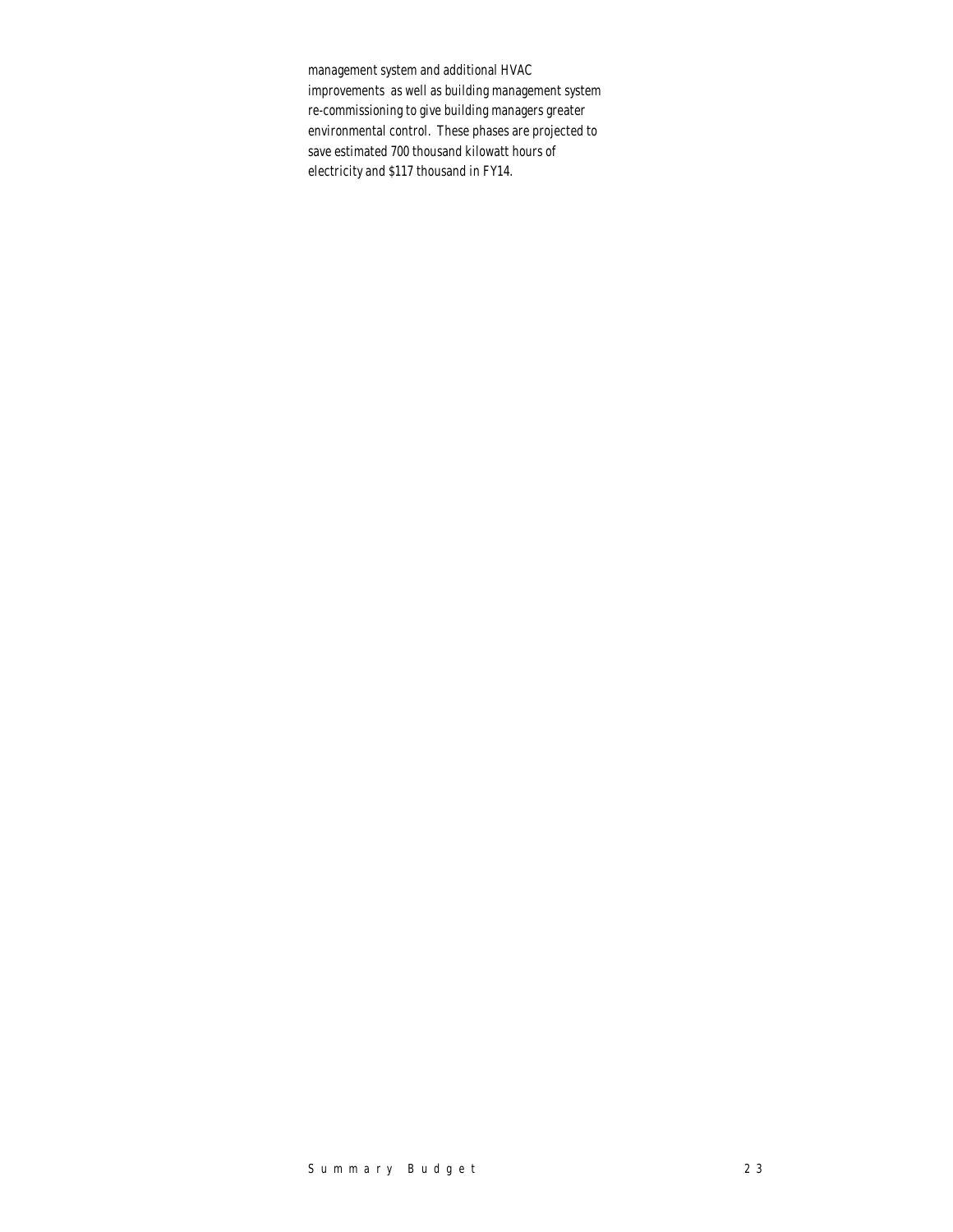management system and additional HVAC improvements as well as building management system re-commissioning to give building managers greater environmental control. These phases are projected to save estimated 700 thousand kilowatt hours of electricity and $117 thousand in FY14.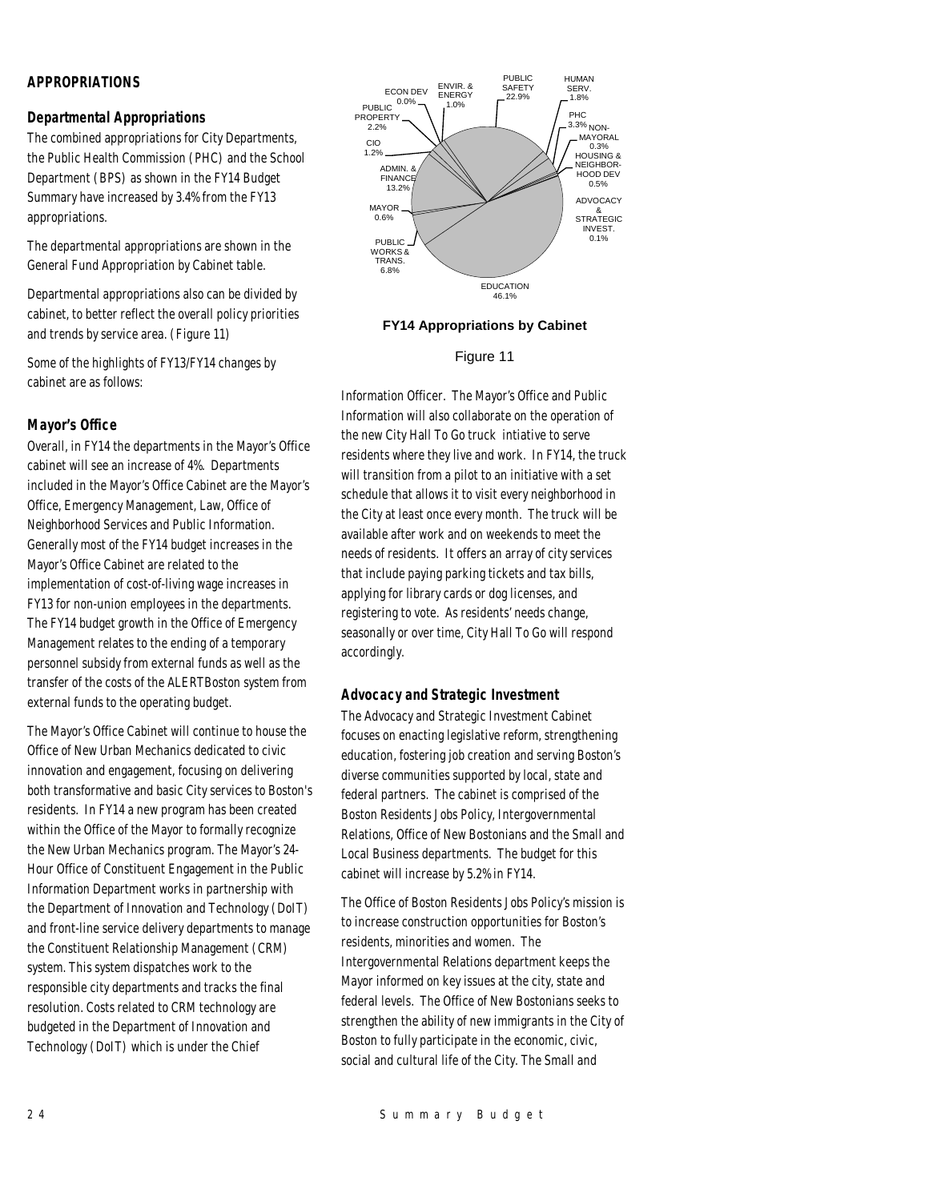## APPROPRIATIONS

### Departmental Appropriations

The combined appropriations for City Departments, the Public Health Commission (PHC) and the School Department (BPS) as shown in the FY14 Budget Summary have increased by 3.4% from the FY13 appropriations.

The departmental appropriations are shown in the General Fund Appropriation by Cabinet table.

Departmental appropriations also can be divided by cabinet, to better reflect the overall policy priorities and trends by service area. (Figure 11)

Some of the highlights of FY13/FY14 changes by cabinet are as follows:

ECON DEV 0.0%
ENVIR. & ENERGY 1.0%
PUBLIC SAFETY 22.9%
HUMAN SERV. 1.8%
PHC 3.3%
NON-MAYORAL 0.3%
HOUSING & NEIGHBOR-HOOD DEV 0.5%
ADVOCACY & STRATEGIC INVEST. 0.1%
EDUCATION 46.1%
PUBLIC WORKS & TRANS. 6.8%
MAYOR 0.6%
ADMIN. & FINANCE 13.2%
CIO 1.2%
PUBLIC PROPERTY 2.2%

**FY14 Appropriations by Cabinet**

Figure 11

### Mayor's Office

Overall, in FY14 the departments in the Mayor's Office cabinet will see an increase of 4%. Departments included in the Mayor's Office Cabinet are the Mayor's Office, Emergency Management, Law, Office of Neighborhood Services and Public Information. Generally most of the FY14 budget increases in the Mayor's Office Cabinet are related to the implementation of cost-of-living wage increases in FY13 for non-union employees in the departments. The FY14 budget growth in the Office of Emergency Management relates to the ending of a temporary personnel subsidy from external funds as well as the transfer of the costs of the ALERTBoston system from external funds to the operating budget.

The Mayor's Office Cabinet will continue to house the Office of New Urban Mechanics dedicated to civic innovation and engagement, focusing on delivering both transformative and basic City services to Boston's residents. In FY14 a new program has been created within the Office of the Mayor to formally recognize the New Urban Mechanics program. The Mayor's 24-Hour Office of Constituent Engagement in the Public Information Department works in partnership with the Department of Innovation and Technology (DoIT) and front-line service delivery departments to manage the Constituent Relationship Management (CRM) system. This system dispatches work to the responsible city departments and tracks the final resolution. Costs related to CRM technology are budgeted in the Department of Innovation and Technology (DoIT) which is under the Chief Information Officer. The Mayor's Office and Public Information will also collaborate on the operation of the new City Hall To Go truck intiative to serve residents where they live and work. In FY14, the truck will transition from a pilot to an initiative with a set schedule that allows it to visit every neighborhood in the City at least once every month. The truck will be available after work and on weekends to meet the needs of residents. It offers an array of city services that include paying parking tickets and tax bills, applying for library cards or dog licenses, and registering to vote. As residents' needs change, seasonally or over time, City Hall To Go will respond accordingly.

### Advocacy and Strategic Investment

The Advocacy and Strategic Investment Cabinet focuses on enacting legislative reform, strengthening education, fostering job creation and serving Boston's diverse communities supported by local, state and federal partners. The cabinet is comprised of the Boston Residents Jobs Policy, Intergovernmental Relations, Office of New Bostonians and the Small and Local Business departments. The budget for this cabinet will increase by 5.2% in FY14.

The Office of Boston Residents Jobs Policy's mission is to increase construction opportunities for Boston's residents, minorities and women. The Intergovernmental Relations department keeps the Mayor informed on key issues at the city, state and federal levels. The Office of New Bostonians seeks to strengthen the ability of new immigrants in the City of Boston to fully participate in the economic, civic, social and cultural life of the City. The Small and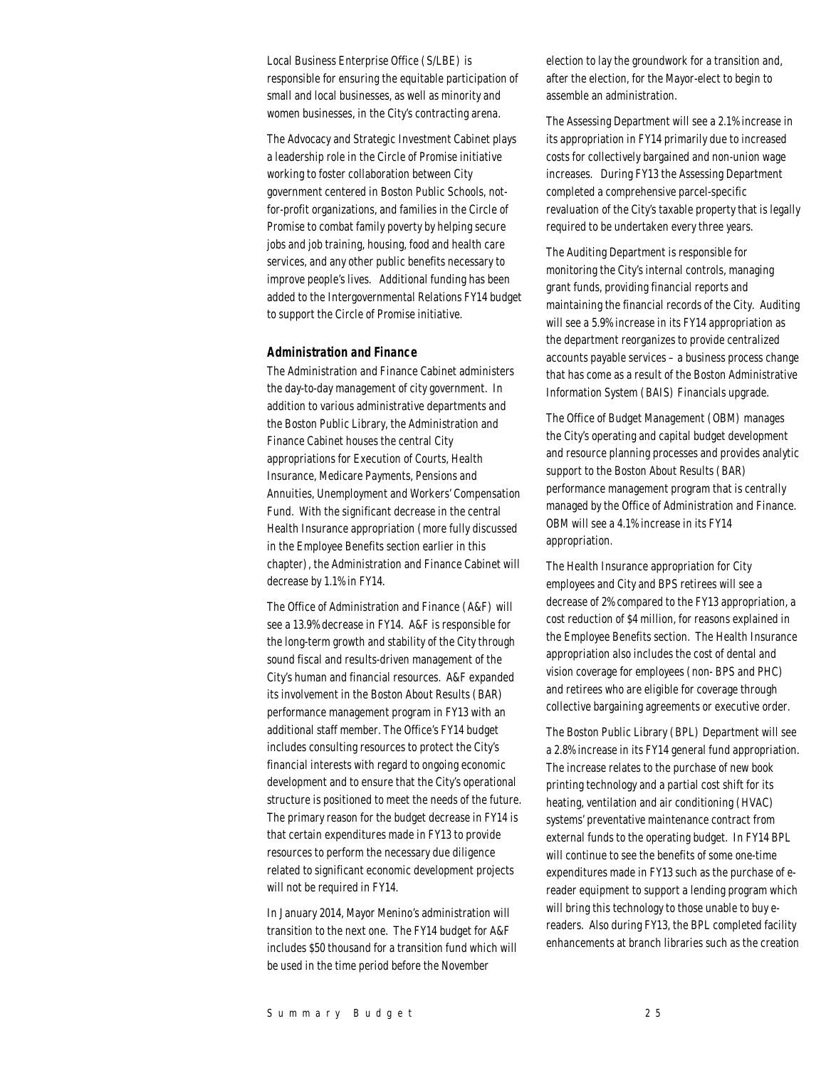Local Business Enterprise Office (S/LBE) is responsible for ensuring the equitable participation of small and local businesses, as well as minority and women businesses, in the City's contracting arena.

The Advocacy and Strategic Investment Cabinet plays a leadership role in the Circle of Promise initiative working to foster collaboration between City government centered in Boston Public Schools, not-for-profit organizations, and families in the Circle of Promise to combat family poverty by helping secure jobs and job training, housing, food and health care services, and any other public benefits necessary to improve people's lives. Additional funding has been added to the Intergovernmental Relations FY14 budget to support the Circle of Promise initiative.

### *Administration and Finance*

The Administration and Finance Cabinet administers the day-to-day management of city government. In addition to various administrative departments and the Boston Public Library, the Administration and Finance Cabinet houses the central City appropriations for Execution of Courts, Health Insurance, Medicare Payments, Pensions and Annuities, Unemployment and Workers' Compensation Fund. With the significant decrease in the central Health Insurance appropriation (more fully discussed in the Employee Benefits section earlier in this chapter), the Administration and Finance Cabinet will decrease by 1.1% in FY14.

The Office of Administration and Finance (A&F) will see a 13.9% decrease in FY14. A&F is responsible for the long-term growth and stability of the City through sound fiscal and results-driven management of the City's human and financial resources. A&F expanded its involvement in the Boston About Results (BAR) performance management program in FY13 with an additional staff member. The Office's FY14 budget includes consulting resources to protect the City's financial interests with regard to ongoing economic development and to ensure that the City's operational structure is positioned to meet the needs of the future. The primary reason for the budget decrease in FY14 is that certain expenditures made in FY13 to provide resources to perform the necessary due diligence related to significant economic development projects will not be required in FY14.

In January 2014, Mayor Menino's administration will transition to the next one. The FY14 budget for A&F includes $50 thousand for a transition fund which will be used in the time period before the November election to lay the groundwork for a transition and, after the election, for the Mayor-elect to begin to assemble an administration.

The Assessing Department will see a 2.1% increase in its appropriation in FY14 primarily due to increased costs for collectively bargained and non-union wage increases. During FY13 the Assessing Department completed a comprehensive parcel-specific revaluation of the City's taxable property that is legally required to be undertaken every three years.

The Auditing Department is responsible for monitoring the City's internal controls, managing grant funds, providing financial reports and maintaining the financial records of the City. Auditing will see a 5.9% increase in its FY14 appropriation as the department reorganizes to provide centralized accounts payable services – a business process change that has come as a result of the Boston Administrative Information System (BAIS) Financials upgrade.

The Office of Budget Management (OBM) manages the City's operating and capital budget development and resource planning processes and provides analytic support to the Boston About Results (BAR) performance management program that is centrally managed by the Office of Administration and Finance. OBM will see a 4.1% increase in its FY14 appropriation.

The Health Insurance appropriation for City employees and City and BPS retirees will see a decrease of 2% compared to the FY13 appropriation, a cost reduction of $4 million, for reasons explained in the Employee Benefits section. The Health Insurance appropriation also includes the cost of dental and vision coverage for employees (non- BPS and PHC) and retirees who are eligible for coverage through collective bargaining agreements or executive order.

The Boston Public Library (BPL) Department will see a 2.8% increase in its FY14 general fund appropriation. The increase relates to the purchase of new book printing technology and a partial cost shift for its heating, ventilation and air conditioning (HVAC) systems' preventative maintenance contract from external funds to the operating budget. In FY14 BPL will continue to see the benefits of some one-time expenditures made in FY13 such as the purchase of e-reader equipment to support a lending program which will bring this technology to those unable to buy e-readers. Also during FY13, the BPL completed facility enhancements at branch libraries such as the creation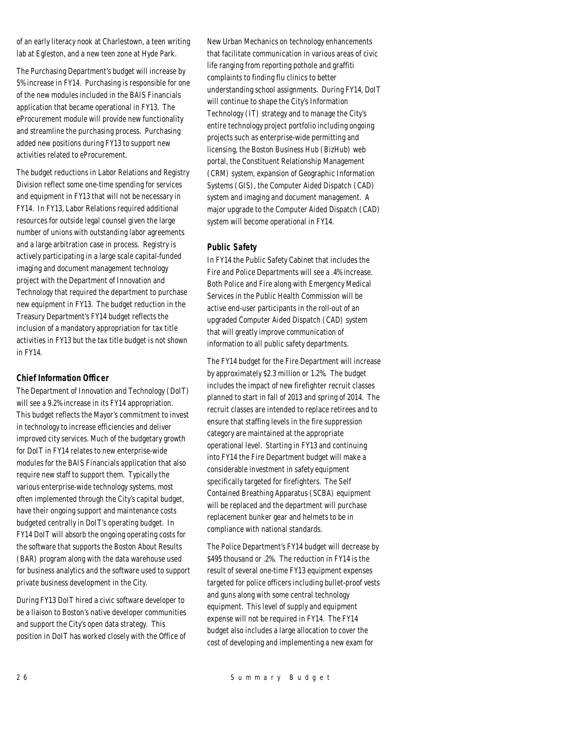of an early literacy nook at Charlestown, a teen writing lab at Egleston, and a new teen zone at Hyde Park.

The Purchasing Department's budget will increase by 5% increase in FY14. Purchasing is responsible for one of the new modules included in the BAIS Financials application that became operational in FY13. The eProcurement module will provide new functionality and streamline the purchasing process. Purchasing added new positions during FY13 to support new activities related to eProcurement.

The budget reductions in Labor Relations and Registry Division reflect some one-time spending for services and equipment in FY13 that will not be necessary in FY14. In FY13, Labor Relations required additional resources for outside legal counsel given the large number of unions with outstanding labor agreements and a large arbitration case in process. Registry is actively participating in a large scale capital-funded imaging and document management technology project with the Department of Innovation and Technology that required the department to purchase new equipment in FY13. The budget reduction in the Treasury Department's FY14 budget reflects the inclusion of a mandatory appropriation for tax title activities in FY13 but the tax title budget is not shown in FY14.

### Chief Information Officer

The Department of Innovation and Technology (DoIT) will see a 9.2% increase in its FY14 appropriation. This budget reflects the Mayor's commitment to invest in technology to increase efficiencies and deliver improved city services. Much of the budgetary growth for DoIT in FY14 relates to new enterprise-wide modules for the BAIS Financials application that also require new staff to support them. Typically the various enterprise-wide technology systems, most often implemented through the City's capital budget, have their ongoing support and maintenance costs budgeted centrally in DoIT's operating budget. In FY14 DoIT will absorb the ongoing operating costs for the software that supports the Boston About Results (BAR) program along with the data warehouse used for business analytics and the software used to support private business development in the City.

During FY13 DoIT hired a civic software developer to be a liaison to Boston's native developer communities and support the City's open data strategy. This position in DoIT has worked closely with the Office of New Urban Mechanics on technology enhancements that facilitate communication in various areas of civic life ranging from reporting pothole and graffiti complaints to finding flu clinics to better understanding school assignments. During FY14, DoIT will continue to shape the City's Information Technology (IT) strategy and to manage the City's entire technology project portfolio including ongoing projects such as enterprise-wide permitting and licensing, the Boston Business Hub (BizHub) web portal, the Constituent Relationship Management (CRM) system, expansion of Geographic Information Systems (GIS), the Computer Aided Dispatch (CAD) system and imaging and document management. A major upgrade to the Computer Aided Dispatch (CAD) system will become operational in FY14.

### Public Safety

In FY14 the Public Safety Cabinet that includes the Fire and Police Departments will see a .4% increase. Both Police and Fire along with Emergency Medical Services in the Public Health Commission will be active end-user participants in the roll-out of an upgraded Computer Aided Dispatch (CAD) system that will greatly improve communication of information to all public safety departments.

The FY14 budget for the Fire Department will increase by approximately $2.3 million or 1.2%. The budget includes the impact of new firefighter recruit classes planned to start in fall of 2013 and spring of 2014. The recruit classes are intended to replace retirees and to ensure that staffing levels in the fire suppression category are maintained at the appropriate operational level. Starting in FY13 and continuing into FY14 the Fire Department budget will make a considerable investment in safety equipment specifically targeted for firefighters. The Self Contained Breathing Apparatus (SCBA) equipment will be replaced and the department will purchase replacement bunker gear and helmets to be in compliance with national standards.

The Police Department's FY14 budget will decrease by $495 thousand or .2%. The reduction in FY14 is the result of several one-time FY13 equipment expenses targeted for police officers including bullet-proof vests and guns along with some central technology equipment. This level of supply and equipment expense will not be required in FY14. The FY14 budget also includes a large allocation to cover the cost of developing and implementing a new exam for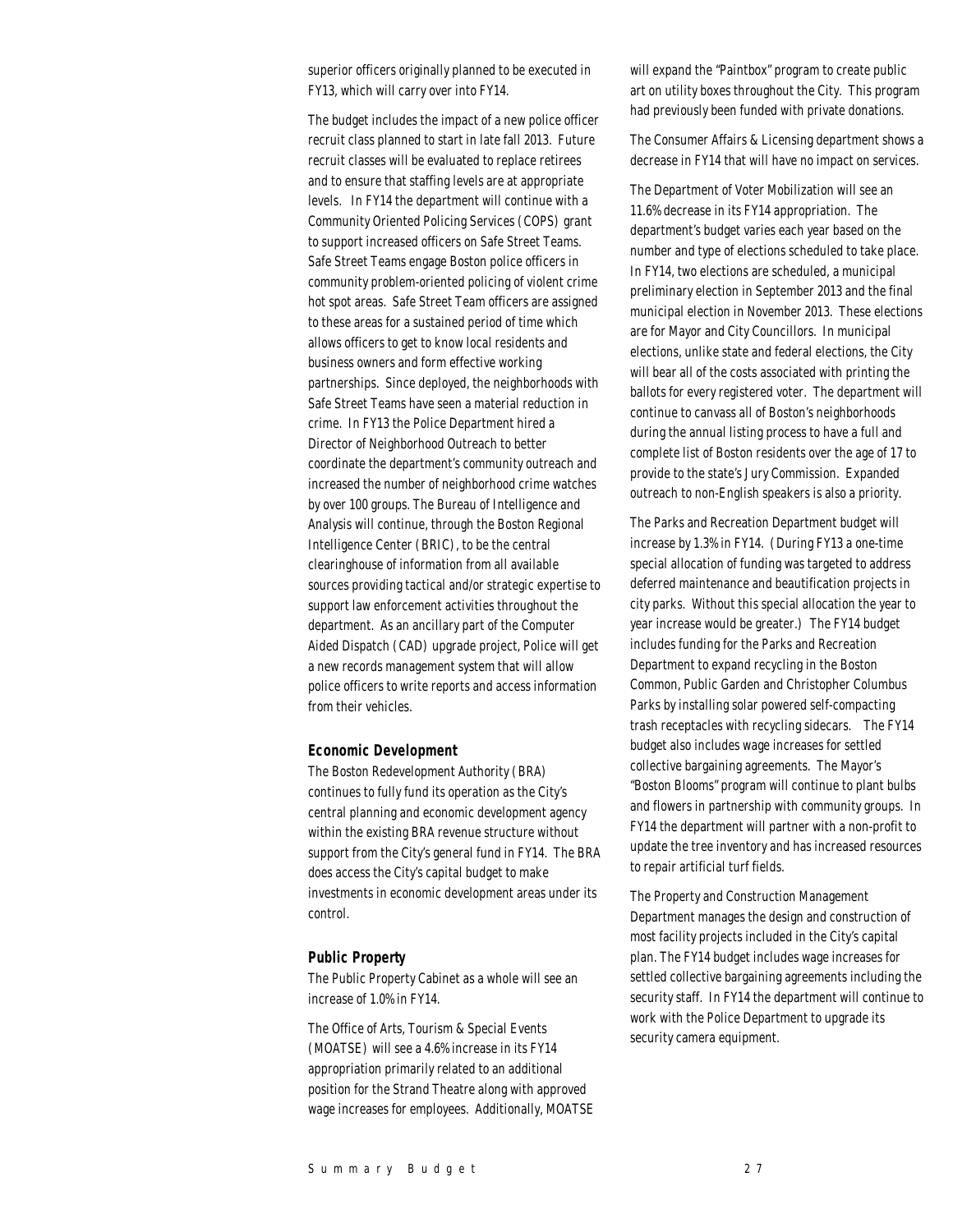superior officers originally planned to be executed in FY13, which will carry over into FY14.

The budget includes the impact of a new police officer recruit class planned to start in late fall 2013. Future recruit classes will be evaluated to replace retirees and to ensure that staffing levels are at appropriate levels. In FY14 the department will continue with a Community Oriented Policing Services (COPS) grant to support increased officers on Safe Street Teams. Safe Street Teams engage Boston police officers in community problem-oriented policing of violent crime hot spot areas. Safe Street Team officers are assigned to these areas for a sustained period of time which allows officers to get to know local residents and business owners and form effective working partnerships. Since deployed, the neighborhoods with Safe Street Teams have seen a material reduction in crime. In FY13 the Police Department hired a Director of Neighborhood Outreach to better coordinate the department's community outreach and increased the number of neighborhood crime watches by over 100 groups. The Bureau of Intelligence and Analysis will continue, through the Boston Regional Intelligence Center (BRIC), to be the central clearinghouse of information from all available sources providing tactical and/or strategic expertise to support law enforcement activities throughout the department. As an ancillary part of the Computer Aided Dispatch (CAD) upgrade project, Police will get a new records management system that will allow police officers to write reports and access information from their vehicles.

### Economic Development

The Boston Redevelopment Authority (BRA) continues to fully fund its operation as the City's central planning and economic development agency within the existing BRA revenue structure without support from the City's general fund in FY14. The BRA does access the City's capital budget to make investments in economic development areas under its control.

### Public Property

The Public Property Cabinet as a whole will see an increase of 1.0% in FY14.

The Office of Arts, Tourism & Special Events (MOATSE) will see a 4.6% increase in its FY14 appropriation primarily related to an additional position for the Strand Theatre along with approved wage increases for employees. Additionally, MOATSE will expand the "Paintbox" program to create public art on utility boxes throughout the City. This program had previously been funded with private donations.

The Consumer Affairs & Licensing department shows a decrease in FY14 that will have no impact on services.

The Department of Voter Mobilization will see an 11.6% decrease in its FY14 appropriation. The department's budget varies each year based on the number and type of elections scheduled to take place. In FY14, two elections are scheduled, a municipal preliminary election in September 2013 and the final municipal election in November 2013. These elections are for Mayor and City Councillors. In municipal elections, unlike state and federal elections, the City will bear all of the costs associated with printing the ballots for every registered voter. The department will continue to canvass all of Boston's neighborhoods during the annual listing process to have a full and complete list of Boston residents over the age of 17 to provide to the state's Jury Commission. Expanded outreach to non-English speakers is also a priority.

The Parks and Recreation Department budget will increase by 1.3% in FY14. (During FY13 a one-time special allocation of funding was targeted to address deferred maintenance and beautification projects in city parks. Without this special allocation the year to year increase would be greater.) The FY14 budget includes funding for the Parks and Recreation Department to expand recycling in the Boston Common, Public Garden and Christopher Columbus Parks by installing solar powered self-compacting trash receptacles with recycling sidecars. The FY14 budget also includes wage increases for settled collective bargaining agreements. The Mayor's "Boston Blooms" program will continue to plant bulbs and flowers in partnership with community groups. In FY14 the department will partner with a non-profit to update the tree inventory and has increased resources to repair artificial turf fields.

The Property and Construction Management Department manages the design and construction of most facility projects included in the City's capital plan. The FY14 budget includes wage increases for settled collective bargaining agreements including the security staff. In FY14 the department will continue to work with the Police Department to upgrade its security camera equipment.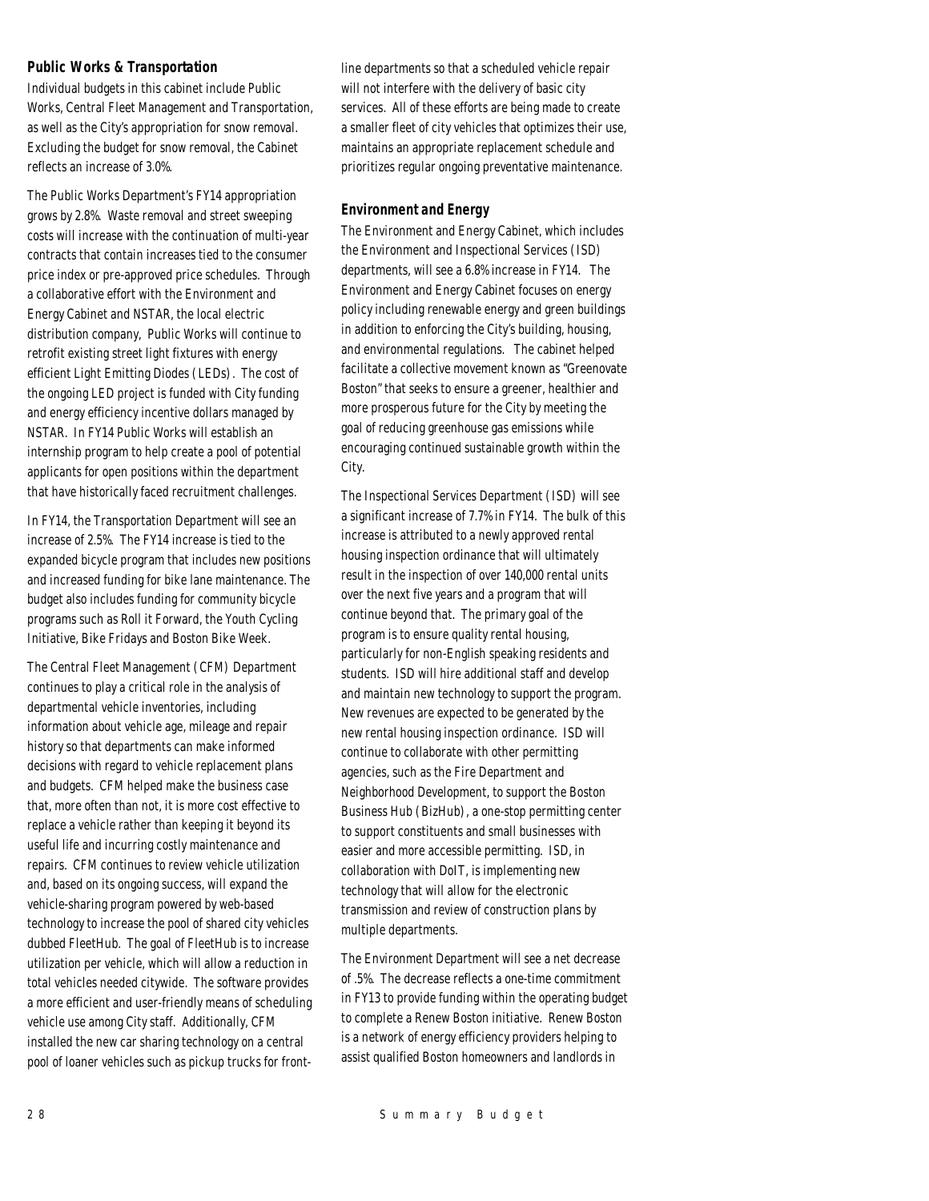### Public Works & Transportation

Individual budgets in this cabinet include Public Works, Central Fleet Management and Transportation, as well as the City's appropriation for snow removal. Excluding the budget for snow removal, the Cabinet reflects an increase of 3.0%.

The Public Works Department's FY14 appropriation grows by 2.8%. Waste removal and street sweeping costs will increase with the continuation of multi-year contracts that contain increases tied to the consumer price index or pre-approved price schedules. Through a collaborative effort with the Environment and Energy Cabinet and NSTAR, the local electric distribution company, Public Works will continue to retrofit existing street light fixtures with energy efficient Light Emitting Diodes (LEDs). The cost of the ongoing LED project is funded with City funding and energy efficiency incentive dollars managed by NSTAR. In FY14 Public Works will establish an internship program to help create a pool of potential applicants for open positions within the department that have historically faced recruitment challenges.

In FY14, the Transportation Department will see an increase of 2.5%. The FY14 increase is tied to the expanded bicycle program that includes new positions and increased funding for bike lane maintenance. The budget also includes funding for community bicycle programs such as Roll it Forward, the Youth Cycling Initiative, Bike Fridays and Boston Bike Week.

The Central Fleet Management (CFM) Department continues to play a critical role in the analysis of departmental vehicle inventories, including information about vehicle age, mileage and repair history so that departments can make informed decisions with regard to vehicle replacement plans and budgets. CFM helped make the business case that, more often than not, it is more cost effective to replace a vehicle rather than keeping it beyond its useful life and incurring costly maintenance and repairs. CFM continues to review vehicle utilization and, based on its ongoing success, will expand the vehicle-sharing program powered by web-based technology to increase the pool of shared city vehicles dubbed FleetHub. The goal of FleetHub is to increase utilization per vehicle, which will allow a reduction in total vehicles needed citywide. The software provides a more efficient and user-friendly means of scheduling vehicle use among City staff. Additionally, CFM installed the new car sharing technology on a central pool of loaner vehicles such as pickup trucks for front-line departments so that a scheduled vehicle repair will not interfere with the delivery of basic city services. All of these efforts are being made to create a smaller fleet of city vehicles that optimizes their use, maintains an appropriate replacement schedule and prioritizes regular ongoing preventative maintenance.

### Environment and Energy

The Environment and Energy Cabinet, which includes the Environment and Inspectional Services (ISD) departments, will see a 6.8% increase in FY14. The Environment and Energy Cabinet focuses on energy policy including renewable energy and green buildings in addition to enforcing the City's building, housing, and environmental regulations. The cabinet helped facilitate a collective movement known as "Greenovate Boston" that seeks to ensure a greener, healthier and more prosperous future for the City by meeting the goal of reducing greenhouse gas emissions while encouraging continued sustainable growth within the City.

The Inspectional Services Department (ISD) will see a significant increase of 7.7% in FY14. The bulk of this increase is attributed to a newly approved rental housing inspection ordinance that will ultimately result in the inspection of over 140,000 rental units over the next five years and a program that will continue beyond that. The primary goal of the program is to ensure quality rental housing, particularly for non-English speaking residents and students. ISD will hire additional staff and develop and maintain new technology to support the program. New revenues are expected to be generated by the new rental housing inspection ordinance. ISD will continue to collaborate with other permitting agencies, such as the Fire Department and Neighborhood Development, to support the Boston Business Hub (BizHub), a one-stop permitting center to support constituents and small businesses with easier and more accessible permitting. ISD, in collaboration with DoIT, is implementing new technology that will allow for the electronic transmission and review of construction plans by multiple departments.

The Environment Department will see a net decrease of .5%. The decrease reflects a one-time commitment in FY13 to provide funding within the operating budget to complete a Renew Boston initiative. Renew Boston is a network of energy efficiency providers helping to assist qualified Boston homeowners and landlords in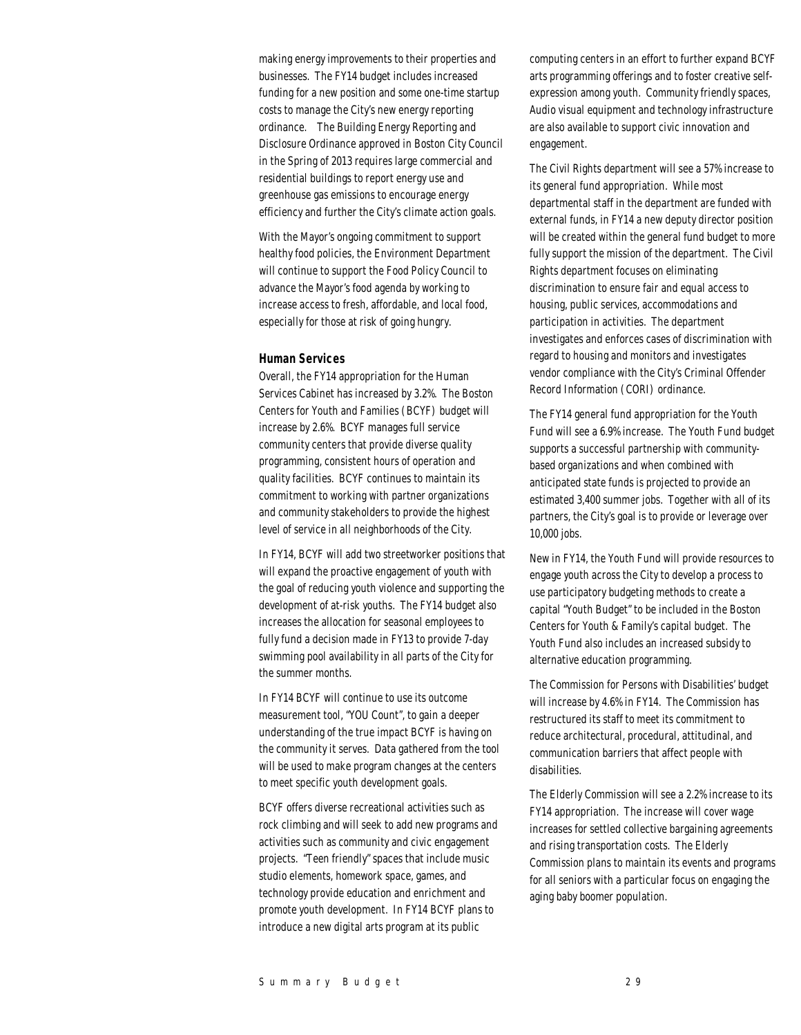making energy improvements to their properties and businesses. The FY14 budget includes increased funding for a new position and some one-time startup costs to manage the City's new energy reporting ordinance. The Building Energy Reporting and Disclosure Ordinance approved in Boston City Council in the Spring of 2013 requires large commercial and residential buildings to report energy use and greenhouse gas emissions to encourage energy efficiency and further the City's climate action goals.

With the Mayor's ongoing commitment to support healthy food policies, the Environment Department will continue to support the Food Policy Council to advance the Mayor's food agenda by working to increase access to fresh, affordable, and local food, especially for those at risk of going hungry.

### Human Services

Overall, the FY14 appropriation for the Human Services Cabinet has increased by 3.2%. The Boston Centers for Youth and Families (BCYF) budget will increase by 2.6%. BCYF manages full service community centers that provide diverse quality programming, consistent hours of operation and quality facilities. BCYF continues to maintain its commitment to working with partner organizations and community stakeholders to provide the highest level of service in all neighborhoods of the City.

In FY14, BCYF will add two streetworker positions that will expand the proactive engagement of youth with the goal of reducing youth violence and supporting the development of at-risk youths. The FY14 budget also increases the allocation for seasonal employees to fully fund a decision made in FY13 to provide 7-day swimming pool availability in all parts of the City for the summer months.

In FY14 BCYF will continue to use its outcome measurement tool, "YOU Count", to gain a deeper understanding of the true impact BCYF is having on the community it serves. Data gathered from the tool will be used to make program changes at the centers to meet specific youth development goals.

BCYF offers diverse recreational activities such as rock climbing and will seek to add new programs and activities such as community and civic engagement projects. "Teen friendly" spaces that include music studio elements, homework space, games, and technology provide education and enrichment and promote youth development. In FY14 BCYF plans to introduce a new digital arts program at its public computing centers in an effort to further expand BCYF arts programming offerings and to foster creative self-expression among youth. Community friendly spaces, Audio visual equipment and technology infrastructure are also available to support civic innovation and engagement.

The Civil Rights department will see a 57% increase to its general fund appropriation. While most departmental staff in the department are funded with external funds, in FY14 a new deputy director position will be created within the general fund budget to more fully support the mission of the department. The Civil Rights department focuses on eliminating discrimination to ensure fair and equal access to housing, public services, accommodations and participation in activities. The department investigates and enforces cases of discrimination with regard to housing and monitors and investigates vendor compliance with the City's Criminal Offender Record Information (CORI) ordinance.

The FY14 general fund appropriation for the Youth Fund will see a 6.9% increase. The Youth Fund budget supports a successful partnership with community-based organizations and when combined with anticipated state funds is projected to provide an estimated 3,400 summer jobs. Together with all of its partners, the City's goal is to provide or leverage over 10,000 jobs.

New in FY14, the Youth Fund will provide resources to engage youth across the City to develop a process to use participatory budgeting methods to create a capital "Youth Budget" to be included in the Boston Centers for Youth & Family's capital budget. The Youth Fund also includes an increased subsidy to alternative education programming.

The Commission for Persons with Disabilities' budget will increase by 4.6% in FY14. The Commission has restructured its staff to meet its commitment to reduce architectural, procedural, attitudinal, and communication barriers that affect people with disabilities.

The Elderly Commission will see a 2.2% increase to its FY14 appropriation. The increase will cover wage increases for settled collective bargaining agreements and rising transportation costs. The Elderly Commission plans to maintain its events and programs for all seniors with a particular focus on engaging the aging baby boomer population.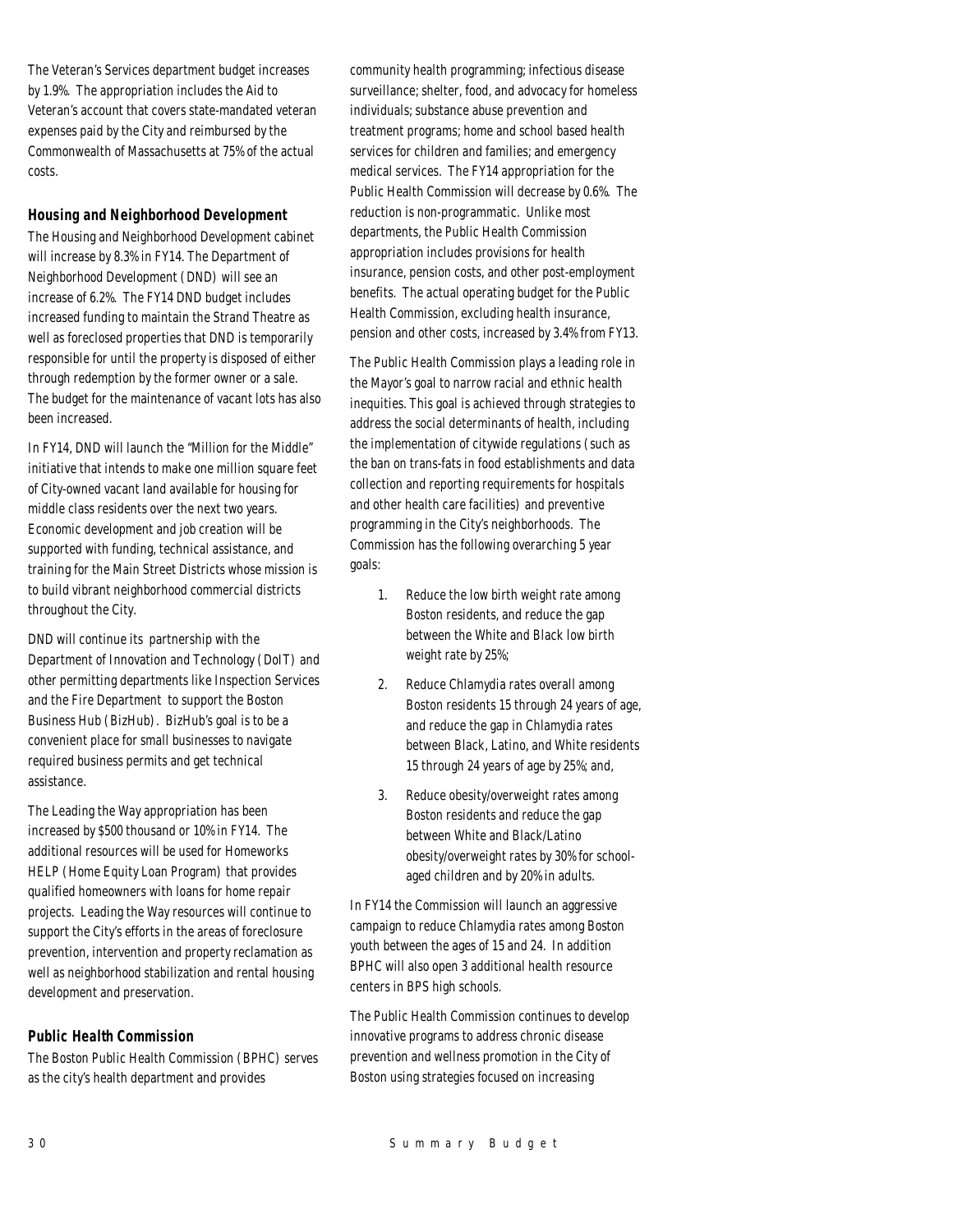The Veteran's Services department budget increases by 1.9%. The appropriation includes the Aid to Veteran's account that covers state-mandated veteran expenses paid by the City and reimbursed by the Commonwealth of Massachusetts at 75% of the actual costs.

### Housing and Neighborhood Development

The Housing and Neighborhood Development cabinet will increase by 8.3% in FY14. The Department of Neighborhood Development (DND) will see an increase of 6.2%. The FY14 DND budget includes increased funding to maintain the Strand Theatre as well as foreclosed properties that DND is temporarily responsible for until the property is disposed of either through redemption by the former owner or a sale. The budget for the maintenance of vacant lots has also been increased.

In FY14, DND will launch the "Million for the Middle" initiative that intends to make one million square feet of City-owned vacant land available for housing for middle class residents over the next two years. Economic development and job creation will be supported with funding, technical assistance, and training for the Main Street Districts whose mission is to build vibrant neighborhood commercial districts throughout the City.

DND will continue its partnership with the Department of Innovation and Technology (DoIT) and other permitting departments like Inspection Services and the Fire Department to support the Boston Business Hub (BizHub). BizHub's goal is to be a convenient place for small businesses to navigate required business permits and get technical assistance.

The Leading the Way appropriation has been increased by $500 thousand or 10% in FY14. The additional resources will be used for Homeworks HELP (Home Equity Loan Program) that provides qualified homeowners with loans for home repair projects. Leading the Way resources will continue to support the City's efforts in the areas of foreclosure prevention, intervention and property reclamation as well as neighborhood stabilization and rental housing development and preservation.

### Public Health Commission

The Boston Public Health Commission (BPHC) serves as the city's health department and provides community health programming; infectious disease surveillance; shelter, food, and advocacy for homeless individuals; substance abuse prevention and treatment programs; home and school based health services for children and families; and emergency medical services. The FY14 appropriation for the Public Health Commission will decrease by 0.6%. The reduction is non-programmatic. Unlike most departments, the Public Health Commission appropriation includes provisions for health insurance, pension costs, and other post-employment benefits. The actual operating budget for the Public Health Commission, excluding health insurance, pension and other costs, increased by 3.4% from FY13.

The Public Health Commission plays a leading role in the Mayor's goal to narrow racial and ethnic health inequities. This goal is achieved through strategies to address the social determinants of health, including the implementation of citywide regulations (such as the ban on trans-fats in food establishments and data collection and reporting requirements for hospitals and other health care facilities) and preventive programming in the City's neighborhoods. The Commission has the following overarching 5 year goals:

1. Reduce the low birth weight rate among Boston residents, and reduce the gap between the White and Black low birth weight rate by 25%;
2. Reduce Chlamydia rates overall among Boston residents 15 through 24 years of age, and reduce the gap in Chlamydia rates between Black, Latino, and White residents 15 through 24 years of age by 25%; and,
3. Reduce obesity/overweight rates among Boston residents and reduce the gap between White and Black/Latino obesity/overweight rates by 30% for school-aged children and by 20% in adults.

In FY14 the Commission will launch an aggressive campaign to reduce Chlamydia rates among Boston youth between the ages of 15 and 24. In addition BPHC will also open 3 additional health resource centers in BPS high schools.

The Public Health Commission continues to develop innovative programs to address chronic disease prevention and wellness promotion in the City of Boston using strategies focused on increasing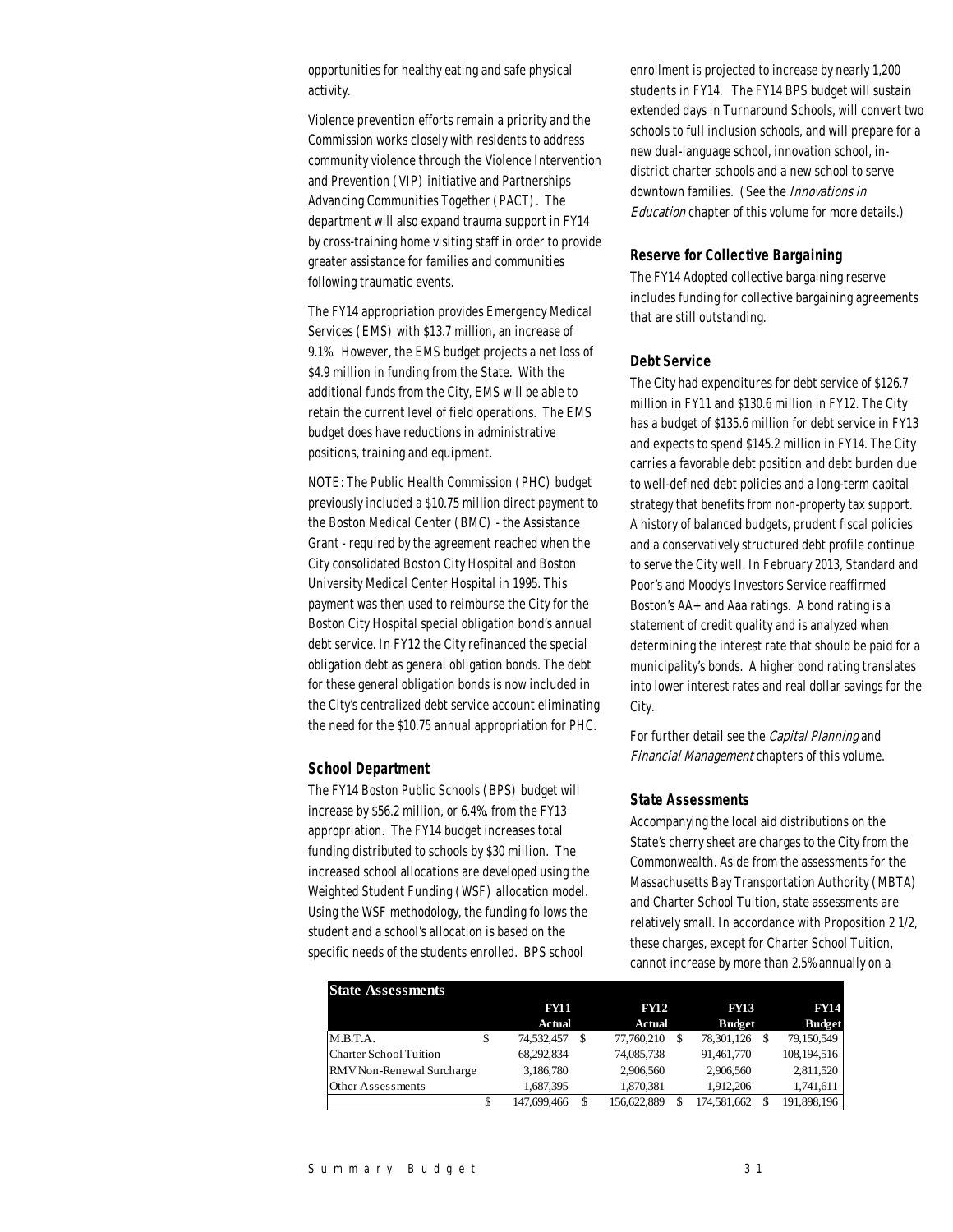opportunities for healthy eating and safe physical activity.

Violence prevention efforts remain a priority and the Commission works closely with residents to address community violence through the Violence Intervention and Prevention (VIP) initiative and Partnerships Advancing Communities Together (PACT). The department will also expand trauma support in FY14 by cross-training home visiting staff in order to provide greater assistance for families and communities following traumatic events.

The FY14 appropriation provides Emergency Medical Services (EMS) with $13.7 million, an increase of 9.1%. However, the EMS budget projects a net loss of $4.9 million in funding from the State. With the additional funds from the City, EMS will be able to retain the current level of field operations. The EMS budget does have reductions in administrative positions, training and equipment.

NOTE: The Public Health Commission (PHC) budget previously included a $10.75 million direct payment to the Boston Medical Center (BMC) - the Assistance Grant - required by the agreement reached when the City consolidated Boston City Hospital and Boston University Medical Center Hospital in 1995. This payment was then used to reimburse the City for the Boston City Hospital special obligation bond's annual debt service. In FY12 the City refinanced the special obligation debt as general obligation bonds. The debt for these general obligation bonds is now included in the City's centralized debt service account eliminating the need for the $10.75 annual appropriation for PHC.

### School Department

The FY14 Boston Public Schools (BPS) budget will increase by $56.2 million, or 6.4%, from the FY13 appropriation. The FY14 budget increases total funding distributed to schools by $30 million. The increased school allocations are developed using the Weighted Student Funding (WSF) allocation model. Using the WSF methodology, the funding follows the student and a school's allocation is based on the specific needs of the students enrolled. BPS school enrollment is projected to increase by nearly 1,200 students in FY14. The FY14 BPS budget will sustain extended days in Turnaround Schools, will convert two schools to full inclusion schools, and will prepare for a new dual-language school, innovation school, in-district charter schools and a new school to serve downtown families. (See the *Innovations in Education* chapter of this volume for more details.)

### Reserve for Collective Bargaining

The FY14 Adopted collective bargaining reserve includes funding for collective bargaining agreements that are still outstanding.

### Debt Service

The City had expenditures for debt service of $126.7 million in FY11 and $130.6 million in FY12. The City has a budget of $135.6 million for debt service in FY13 and expects to spend $145.2 million in FY14. The City carries a favorable debt position and debt burden due to well-defined debt policies and a long-term capital strategy that benefits from non-property tax support. A history of balanced budgets, prudent fiscal policies and a conservatively structured debt profile continue to serve the City well. In February 2013, Standard and Poor's and Moody's Investors Service reaffirmed Boston's AA+ and Aaa ratings. A bond rating is a statement of credit quality and is analyzed when determining the interest rate that should be paid for a municipality's bonds. A higher bond rating translates into lower interest rates and real dollar savings for the City.

For further detail see the *Capital Planning* and *Financial Management* chapters of this volume.

### State Assessments

Accompanying the local aid distributions on the State's cherry sheet are charges to the City from the Commonwealth. Aside from the assessments for the Massachusetts Bay Transportation Authority (MBTA) and Charter School Tuition, state assessments are relatively small. In accordance with Proposition 2 1/2, these charges, except for Charter School Tuition, cannot increase by more than 2.5% annually on a

| State Assessments | FY11 Actual | FY12 Actual | FY13 Budget | FY14 Budget |
|---|---|---|---|---|
| M.B.T.A. | $ 74,532,457 | $ 77,760,210 | $ 78,301,126 | $ 79,150,549 |
| Charter School Tuition | 68,292,834 | 74,085,738 | 91,461,770 | 108,194,516 |
| RMV Non-Renewal Surcharge | 3,186,780 | 2,906,560 | 2,906,560 | 2,811,520 |
| Other Assessments | 1,687,395 | 1,870,381 | 1,912,206 | 1,741,611 |
| | $ 147,699,466 | $ 156,622,889 | $ 174,581,662 | $ 191,898,196 |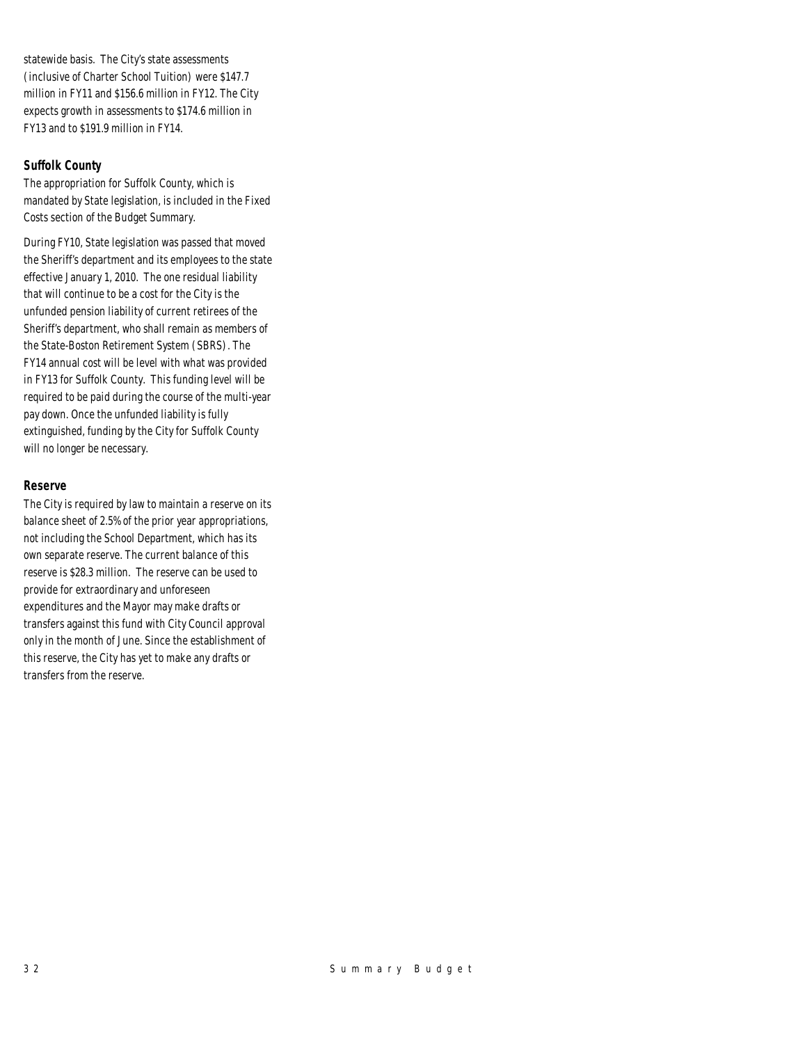statewide basis. The City's state assessments (inclusive of Charter School Tuition) were $147.7 million in FY11 and $156.6 million in FY12. The City expects growth in assessments to $174.6 million in FY13 and to $191.9 million in FY14.

### Suffolk County

The appropriation for Suffolk County, which is mandated by State legislation, is included in the Fixed Costs section of the Budget Summary.

During FY10, State legislation was passed that moved the Sheriff's department and its employees to the state effective January 1, 2010. The one residual liability that will continue to be a cost for the City is the unfunded pension liability of current retirees of the Sheriff's department, who shall remain as members of the State-Boston Retirement System (SBRS). The FY14 annual cost will be level with what was provided in FY13 for Suffolk County. This funding level will be required to be paid during the course of the multi-year pay down. Once the unfunded liability is fully extinguished, funding by the City for Suffolk County will no longer be necessary.

### Reserve

The City is required by law to maintain a reserve on its balance sheet of 2.5% of the prior year appropriations, not including the School Department, which has its own separate reserve. The current balance of this reserve is $28.3 million. The reserve can be used to provide for extraordinary and unforeseen expenditures and the Mayor may make drafts or transfers against this fund with City Council approval only in the month of June. Since the establishment of this reserve, the City has yet to make any drafts or transfers from the reserve.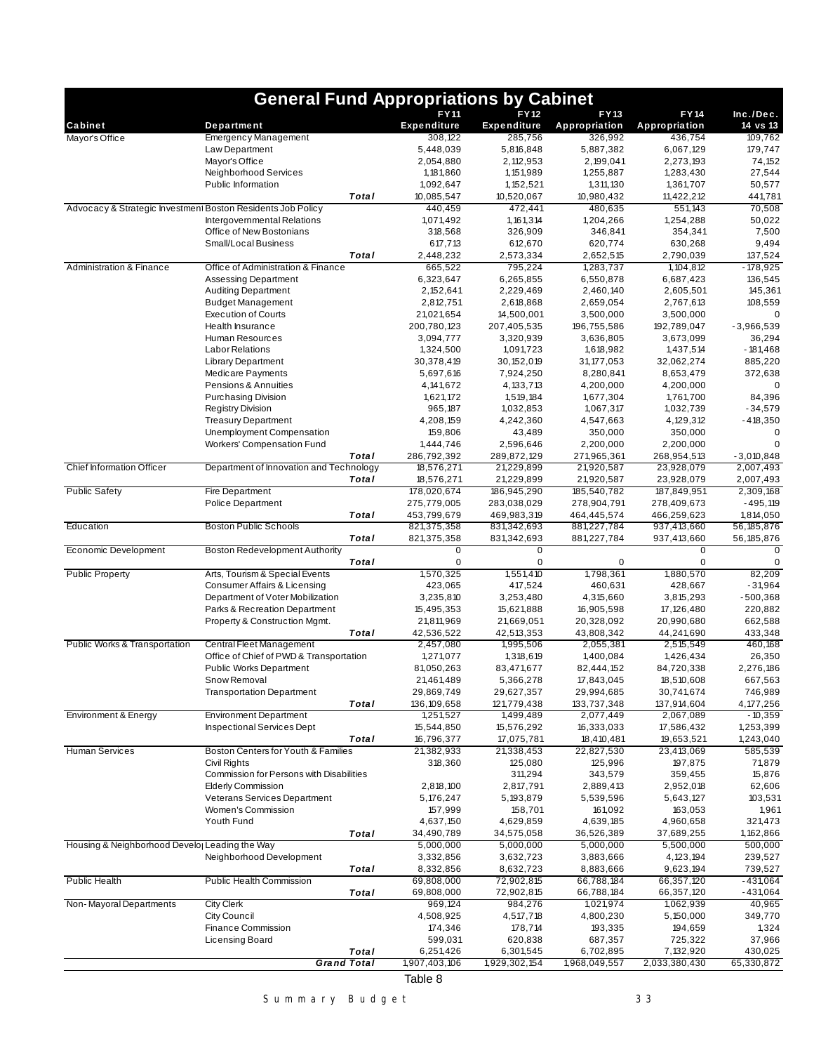# General Fund Appropriations by Cabinet

| Cabinet | Department | FY11 Expenditure | FY12 Expenditure | FY13 Appropriation | FY14 Appropriation | Inc./Dec. 14 vs 13 |
|---|---|---|---|---|---|---|
| Mayor's Office | Emergency Management | 308,122 | 285,756 | 326,992 | 436,754 | 109,762 |
| | Law Department | 5,448,039 | 5,816,848 | 5,887,382 | 6,067,129 | 179,747 |
| | Mayor's Office | 2,054,880 | 2,112,953 | 2,199,041 | 2,273,193 | 74,152 |
| | Neighborhood Services | 1,181,860 | 1,151,989 | 1,255,887 | 1,283,430 | 27,544 |
| | Public Information | 1,092,647 | 1,152,521 | 1,311,130 | 1,361,707 | 50,577 |
| | ***Total*** | 10,085,547 | 10,520,067 | 10,980,432 | 11,422,212 | 441,781 |
| Advocacy & Strategic Investment | Boston Residents Job Policy | 440,459 | 472,441 | 480,635 | 551,143 | 70,508 |
| | Intergovernmental Relations | 1,071,492 | 1,161,314 | 1,204,266 | 1,254,288 | 50,022 |
| | Office of New Bostonians | 318,568 | 326,909 | 346,841 | 354,341 | 7,500 |
| | Small/Local Business | 617,713 | 612,670 | 620,774 | 630,268 | 9,494 |
| | ***Total*** | 2,448,232 | 2,573,334 | 2,652,515 | 2,790,039 | 137,524 |
| Administration & Finance | Office of Administration & Finance | 665,522 | 795,224 | 1,283,737 | 1,104,812 | -178,925 |
| | Assessing Department | 6,323,647 | 6,265,855 | 6,550,878 | 6,687,423 | 136,545 |
| | Auditing Department | 2,152,641 | 2,229,469 | 2,460,140 | 2,605,501 | 145,361 |
| | Budget Management | 2,812,751 | 2,618,868 | 2,659,054 | 2,767,613 | 108,559 |
| | Execution of Courts | 21,021,654 | 14,500,001 | 3,500,000 | 3,500,000 | 0 |
| | Health Insurance | 200,780,123 | 207,405,535 | 196,755,586 | 192,789,047 | -3,966,539 |
| | Human Resources | 3,094,777 | 3,320,939 | 3,636,805 | 3,673,099 | 36,294 |
| | Labor Relations | 1,324,500 | 1,091,723 | 1,618,982 | 1,437,514 | -181,468 |
| | Library Department | 30,378,419 | 30,152,019 | 31,177,053 | 32,062,274 | 885,220 |
| | Medicare Payments | 5,697,616 | 7,924,250 | 8,280,841 | 8,653,479 | 372,638 |
| | Pensions & Annuities | 4,141,672 | 4,133,713 | 4,200,000 | 4,200,000 | 0 |
| | Purchasing Division | 1,621,172 | 1,519,184 | 1,677,304 | 1,761,700 | 84,396 |
| | Registry Division | 965,187 | 1,032,853 | 1,067,317 | 1,032,739 | -34,579 |
| | Treasury Department | 4,208,159 | 4,242,360 | 4,547,663 | 4,129,312 | -418,350 |
| | Unemployment Compensation | 159,806 | 43,489 | 350,000 | 350,000 | 0 |
| | Workers' Compensation Fund | 1,444,746 | 2,596,646 | 2,200,000 | 2,200,000 | 0 |
| | ***Total*** | 286,792,392 | 289,872,129 | 271,965,361 | 268,954,513 | -3,010,848 |
| Chief Information Officer | Department of Innovation and Technology | 18,576,271 | 21,229,899 | 21,920,587 | 23,928,079 | 2,007,493 |
| | ***Total*** | 18,576,271 | 21,229,899 | 21,920,587 | 23,928,079 | 2,007,493 |
| Public Safety | Fire Department | 178,020,674 | 186,945,290 | 185,540,782 | 187,849,951 | 2,309,168 |
| | Police Department | 275,779,005 | 283,038,029 | 278,904,791 | 278,409,673 | -495,119 |
| | ***Total*** | 453,799,679 | 469,983,319 | 464,445,574 | 466,259,623 | 1,814,050 |
| Education | Boston Public Schools | 821,375,358 | 831,342,693 | 881,227,784 | 937,413,660 | 56,185,876 |
| | ***Total*** | 821,375,358 | 831,342,693 | 881,227,784 | 937,413,660 | 56,185,876 |
| Economic Development | Boston Redevelopment Authority | 0 | 0 | | 0 | 0 |
| | ***Total*** | 0 | 0 | 0 | 0 | 0 |
| Public Property | Arts, Tourism & Special Events | 1,570,325 | 1,551,410 | 1,798,361 | 1,880,570 | 82,209 |
| | Consumer Affairs & Licensing | 423,065 | 417,524 | 460,631 | 428,667 | -31,964 |
| | Department of Voter Mobilization | 3,235,810 | 3,253,480 | 4,315,660 | 3,815,293 | -500,368 |
| | Parks & Recreation Department | 15,495,353 | 15,621,888 | 16,905,598 | 17,126,480 | 220,882 |
| | Property & Construction Mgmt. | 21,811,969 | 21,669,051 | 20,328,092 | 20,990,680 | 662,588 |
| | ***Total*** | 42,536,522 | 42,513,353 | 43,808,342 | 44,241,690 | 433,348 |
| Public Works & Transportation | Central Fleet Management | 2,457,080 | 1,995,506 | 2,055,381 | 2,515,549 | 460,168 |
| | Office of Chief of PWD & Transportation | 1,271,077 | 1,318,619 | 1,400,084 | 1,426,434 | 26,350 |
| | Public Works Department | 81,050,263 | 83,471,677 | 82,444,152 | 84,720,338 | 2,276,186 |
| | Snow Removal | 21,461,489 | 5,366,278 | 17,843,045 | 18,510,608 | 667,563 |
| | Transportation Department | 29,869,749 | 29,627,357 | 29,994,685 | 30,741,674 | 746,989 |
| | ***Total*** | 136,109,658 | 121,779,438 | 133,737,348 | 137,914,604 | 4,177,256 |
| Environment & Energy | Environment Department | 1,251,527 | 1,499,489 | 2,077,449 | 2,067,089 | -10,359 |
| | Inspectional Services Dept | 15,544,850 | 15,576,292 | 16,333,033 | 17,586,432 | 1,253,399 |
| | ***Total*** | 16,796,377 | 17,075,781 | 18,410,481 | 19,653,521 | 1,243,040 |
| Human Services | Boston Centers for Youth & Families | 21,382,933 | 21,338,453 | 22,827,530 | 23,413,069 | 585,539 |
| | Civil Rights | 318,360 | 125,080 | 125,996 | 197,875 | 71,879 |
| | Commission for Persons with Disabilities | | 311,294 | 343,579 | 359,455 | 15,876 |
| | Elderly Commission | 2,818,100 | 2,817,791 | 2,889,413 | 2,952,018 | 62,606 |
| | Veterans Services Department | 5,176,247 | 5,193,879 | 5,539,596 | 5,643,127 | 103,531 |
| | Women's Commission | 157,999 | 158,701 | 161,092 | 163,053 | 1,961 |
| | Youth Fund | 4,637,150 | 4,629,859 | 4,639,185 | 4,960,658 | 321,473 |
| | ***Total*** | 34,490,789 | 34,575,058 | 36,526,389 | 37,689,255 | 1,162,866 |
| Housing & Neighborhood Development | Leading the Way | 5,000,000 | 5,000,000 | 5,000,000 | 5,500,000 | 500,000 |
| | Neighborhood Development | 3,332,856 | 3,632,723 | 3,883,666 | 4,123,194 | 239,527 |
| | ***Total*** | 8,332,856 | 8,632,723 | 8,883,666 | 9,623,194 | 739,527 |
| Public Health | Public Health Commission | 69,808,000 | 72,902,815 | 66,788,184 | 66,357,120 | -431,064 |
| | ***Total*** | 69,808,000 | 72,902,815 | 66,788,184 | 66,357,120 | -431,064 |
| Non-Mayoral Departments | City Clerk | 969,124 | 984,276 | 1,021,974 | 1,062,939 | 40,965 |
| | City Council | 4,508,925 | 4,517,718 | 4,800,230 | 5,150,000 | 349,770 |
| | Finance Commission | 174,346 | 178,714 | 193,335 | 194,659 | 1,324 |
| | Licensing Board | 599,031 | 620,838 | 687,357 | 725,322 | 37,966 |
| | ***Total*** | 6,251,426 | 6,301,545 | 6,702,895 | 7,132,920 | 430,025 |
| | ***Grand Total*** | 1,907,403,106 | 1,929,302,154 | 1,968,049,557 | 2,033,380,430 | 65,330,872 |

Table 8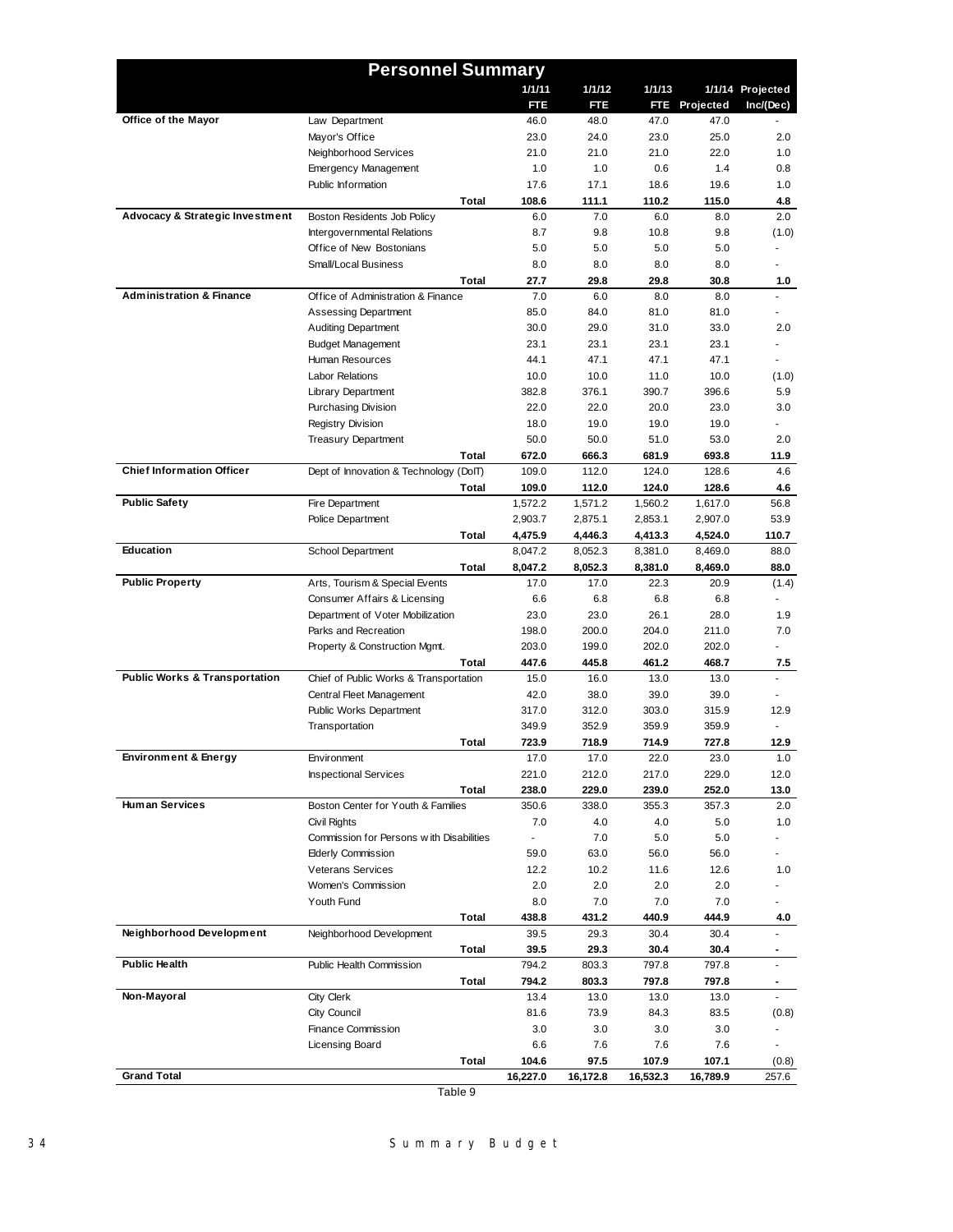## Personnel Summary

| | | 1/1/11 FTE | 1/1/12 FTE | 1/1/13 FTE | 1/1/14 Projected | Projected Inc/(Dec) |
|---|---|---|---|---|---|---|
| **Office of the Mayor** | Law Department | 46.0 | 48.0 | 47.0 | 47.0 | - |
| | Mayor's Office | 23.0 | 24.0 | 23.0 | 25.0 | 2.0 |
| | Neighborhood Services | 21.0 | 21.0 | 21.0 | 22.0 | 1.0 |
| | Emergency Management | 1.0 | 1.0 | 0.6 | 1.4 | 0.8 |
| | Public Information | 17.6 | 17.1 | 18.6 | 19.6 | 1.0 |
| | **Total** | **108.6** | **111.1** | **110.2** | **115.0** | **4.8** |
| **Advocacy & Strategic Investment** | Boston Residents Job Policy | 6.0 | 7.0 | 6.0 | 8.0 | 2.0 |
| | Intergovernmental Relations | 8.7 | 9.8 | 10.8 | 9.8 | (1.0) |
| | Office of New Bostonians | 5.0 | 5.0 | 5.0 | 5.0 | - |
| | Small/Local Business | 8.0 | 8.0 | 8.0 | 8.0 | - |
| | **Total** | **27.7** | **29.8** | **29.8** | **30.8** | **1.0** |
| **Administration & Finance** | Office of Administration & Finance | 7.0 | 6.0 | 8.0 | 8.0 | - |
| | Assessing Department | 85.0 | 84.0 | 81.0 | 81.0 | - |
| | Auditing Department | 30.0 | 29.0 | 31.0 | 33.0 | 2.0 |
| | Budget Management | 23.1 | 23.1 | 23.1 | 23.1 | - |
| | Human Resources | 44.1 | 47.1 | 47.1 | 47.1 | - |
| | Labor Relations | 10.0 | 10.0 | 11.0 | 10.0 | (1.0) |
| | Library Department | 382.8 | 376.1 | 390.7 | 396.6 | 5.9 |
| | Purchasing Division | 22.0 | 22.0 | 20.0 | 23.0 | 3.0 |
| | Registry Division | 18.0 | 19.0 | 19.0 | 19.0 | - |
| | Treasury Department | 50.0 | 50.0 | 51.0 | 53.0 | 2.0 |
| | **Total** | **672.0** | **666.3** | **681.9** | **693.8** | **11.9** |
| **Chief Information Officer** | Dept of Innovation & Technology (DoIT) | 109.0 | 112.0 | 124.0 | 128.6 | 4.6 |
| | **Total** | **109.0** | **112.0** | **124.0** | **128.6** | **4.6** |
| **Public Safety** | Fire Department | 1,572.2 | 1,571.2 | 1,560.2 | 1,617.0 | 56.8 |
| | Police Department | 2,903.7 | 2,875.1 | 2,853.1 | 2,907.0 | 53.9 |
| | **Total** | **4,475.9** | **4,446.3** | **4,413.3** | **4,524.0** | **110.7** |
| **Education** | School Department | 8,047.2 | 8,052.3 | 8,381.0 | 8,469.0 | 88.0 |
| | **Total** | **8,047.2** | **8,052.3** | **8,381.0** | **8,469.0** | **88.0** |
| **Public Property** | Arts, Tourism & Special Events | 17.0 | 17.0 | 22.3 | 20.9 | (1.4) |
| | Consumer Affairs & Licensing | 6.6 | 6.8 | 6.8 | 6.8 | - |
| | Department of Voter Mobilization | 23.0 | 23.0 | 26.1 | 28.0 | 1.9 |
| | Parks and Recreation | 198.0 | 200.0 | 204.0 | 211.0 | 7.0 |
| | Property & Construction Mgmt. | 203.0 | 199.0 | 202.0 | 202.0 | - |
| | **Total** | **447.6** | **445.8** | **461.2** | **468.7** | **7.5** |
| **Public Works & Transportation** | Chief of Public Works & Transportation | 15.0 | 16.0 | 13.0 | 13.0 | - |
| | Central Fleet Management | 42.0 | 38.0 | 39.0 | 39.0 | - |
| | Public Works Department | 317.0 | 312.0 | 303.0 | 315.9 | 12.9 |
| | Transportation | 349.9 | 352.9 | 359.9 | 359.9 | - |
| | **Total** | **723.9** | **718.9** | **714.9** | **727.8** | **12.9** |
| **Environment & Energy** | Environment | 17.0 | 17.0 | 22.0 | 23.0 | 1.0 |
| | Inspectional Services | 221.0 | 212.0 | 217.0 | 229.0 | 12.0 |
| | **Total** | **238.0** | **229.0** | **239.0** | **252.0** | **13.0** |
| **Human Services** | Boston Center for Youth & Families | 350.6 | 338.0 | 355.3 | 357.3 | 2.0 |
| | Civil Rights | 7.0 | 4.0 | 4.0 | 5.0 | 1.0 |
| | Commission for Persons with Disabilities | - | 7.0 | 5.0 | 5.0 | - |
| | Elderly Commission | 59.0 | 63.0 | 56.0 | 56.0 | - |
| | Veterans Services | 12.2 | 10.2 | 11.6 | 12.6 | 1.0 |
| | Women's Commission | 2.0 | 2.0 | 2.0 | 2.0 | - |
| | Youth Fund | 8.0 | 7.0 | 7.0 | 7.0 | - |
| | **Total** | **438.8** | **431.2** | **440.9** | **444.9** | **4.0** |
| **Neighborhood Development** | Neighborhood Development | 39.5 | 29.3 | 30.4 | 30.4 | - |
| | **Total** | **39.5** | **29.3** | **30.4** | **30.4** | **-** |
| **Public Health** | Public Health Commission | 794.2 | 803.3 | 797.8 | 797.8 | - |
| | **Total** | **794.2** | **803.3** | **797.8** | **797.8** | **-** |
| **Non-Mayoral** | City Clerk | 13.4 | 13.0 | 13.0 | 13.0 | - |
| | City Council | 81.6 | 73.9 | 84.3 | 83.5 | (0.8) |
| | Finance Commission | 3.0 | 3.0 | 3.0 | 3.0 | - |
| | Licensing Board | 6.6 | 7.6 | 7.6 | 7.6 | - |
| | **Total** | **104.6** | **97.5** | **107.9** | **107.1** | (0.8) |
| **Grand Total** | | **16,227.0** | **16,172.8** | **16,532.3** | **16,789.9** | 257.6 |

Table 9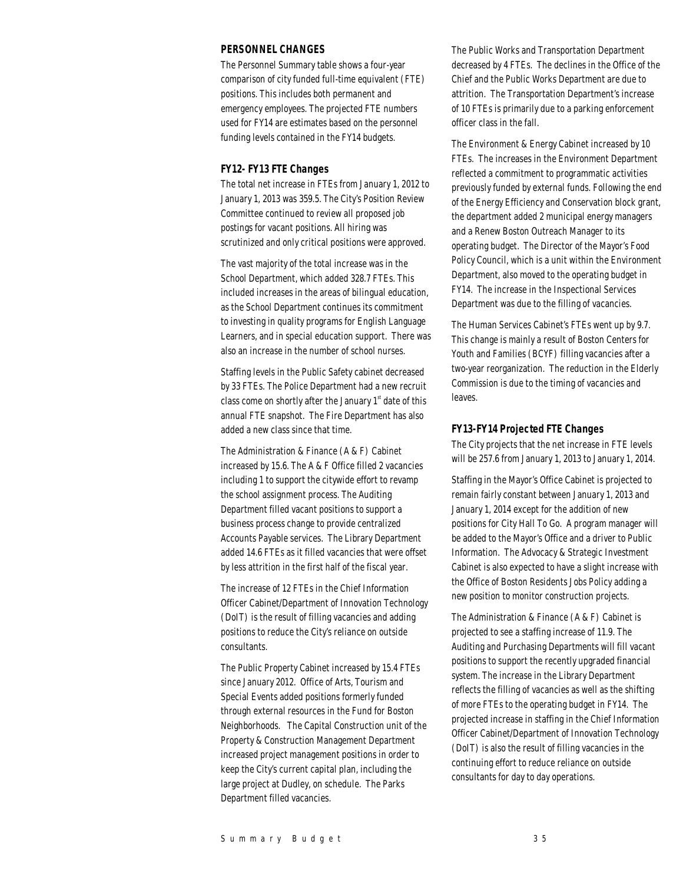## PERSONNEL CHANGES

The Personnel Summary table shows a four-year comparison of city funded full-time equivalent (FTE) positions. This includes both permanent and emergency employees. The projected FTE numbers used for FY14 are estimates based on the personnel funding levels contained in the FY14 budgets.

### FY12- FY13 FTE Changes

The total net increase in FTEs from January 1, 2012 to January 1, 2013 was 359.5. The City's Position Review Committee continued to review all proposed job postings for vacant positions. All hiring was scrutinized and only critical positions were approved.

The vast majority of the total increase was in the School Department, which added 328.7 FTEs. This included increases in the areas of bilingual education, as the School Department continues its commitment to investing in quality programs for English Language Learners, and in special education support. There was also an increase in the number of school nurses.

Staffing levels in the Public Safety cabinet decreased by 33 FTEs. The Police Department had a new recruit class come on shortly after the January 1st date of this annual FTE snapshot. The Fire Department has also added a new class since that time.

The Administration & Finance (A & F) Cabinet increased by 15.6. The A & F Office filled 2 vacancies including 1 to support the citywide effort to revamp the school assignment process. The Auditing Department filled vacant positions to support a business process change to provide centralized Accounts Payable services. The Library Department added 14.6 FTEs as it filled vacancies that were offset by less attrition in the first half of the fiscal year.

The increase of 12 FTEs in the Chief Information Officer Cabinet/Department of Innovation Technology (DoIT) is the result of filling vacancies and adding positions to reduce the City's reliance on outside consultants.

The Public Property Cabinet increased by 15.4 FTEs since January 2012. Office of Arts, Tourism and Special Events added positions formerly funded through external resources in the Fund for Boston Neighborhoods. The Capital Construction unit of the Property & Construction Management Department increased project management positions in order to keep the City's current capital plan, including the large project at Dudley, on schedule. The Parks Department filled vacancies.

The Public Works and Transportation Department decreased by 4 FTEs. The declines in the Office of the Chief and the Public Works Department are due to attrition. The Transportation Department's increase of 10 FTEs is primarily due to a parking enforcement officer class in the fall.

The Environment & Energy Cabinet increased by 10 FTEs. The increases in the Environment Department reflected a commitment to programmatic activities previously funded by external funds. Following the end of the Energy Efficiency and Conservation block grant, the department added 2 municipal energy managers and a Renew Boston Outreach Manager to its operating budget. The Director of the Mayor's Food Policy Council, which is a unit within the Environment Department, also moved to the operating budget in FY14. The increase in the Inspectional Services Department was due to the filling of vacancies.

The Human Services Cabinet's FTEs went up by 9.7. This change is mainly a result of Boston Centers for Youth and Families (BCYF) filling vacancies after a two-year reorganization. The reduction in the Elderly Commission is due to the timing of vacancies and leaves.

### FY13-FY14 Projected FTE Changes

The City projects that the net increase in FTE levels will be 257.6 from January 1, 2013 to January 1, 2014.

Staffing in the Mayor's Office Cabinet is projected to remain fairly constant between January 1, 2013 and January 1, 2014 except for the addition of new positions for City Hall To Go. A program manager will be added to the Mayor's Office and a driver to Public Information. The Advocacy & Strategic Investment Cabinet is also expected to have a slight increase with the Office of Boston Residents Jobs Policy adding a new position to monitor construction projects.

The Administration & Finance (A & F) Cabinet is projected to see a staffing increase of 11.9. The Auditing and Purchasing Departments will fill vacant positions to support the recently upgraded financial system. The increase in the Library Department reflects the filling of vacancies as well as the shifting of more FTEs to the operating budget in FY14. The projected increase in staffing in the Chief Information Officer Cabinet/Department of Innovation Technology (DoIT) is also the result of filling vacancies in the continuing effort to reduce reliance on outside consultants for day to day operations.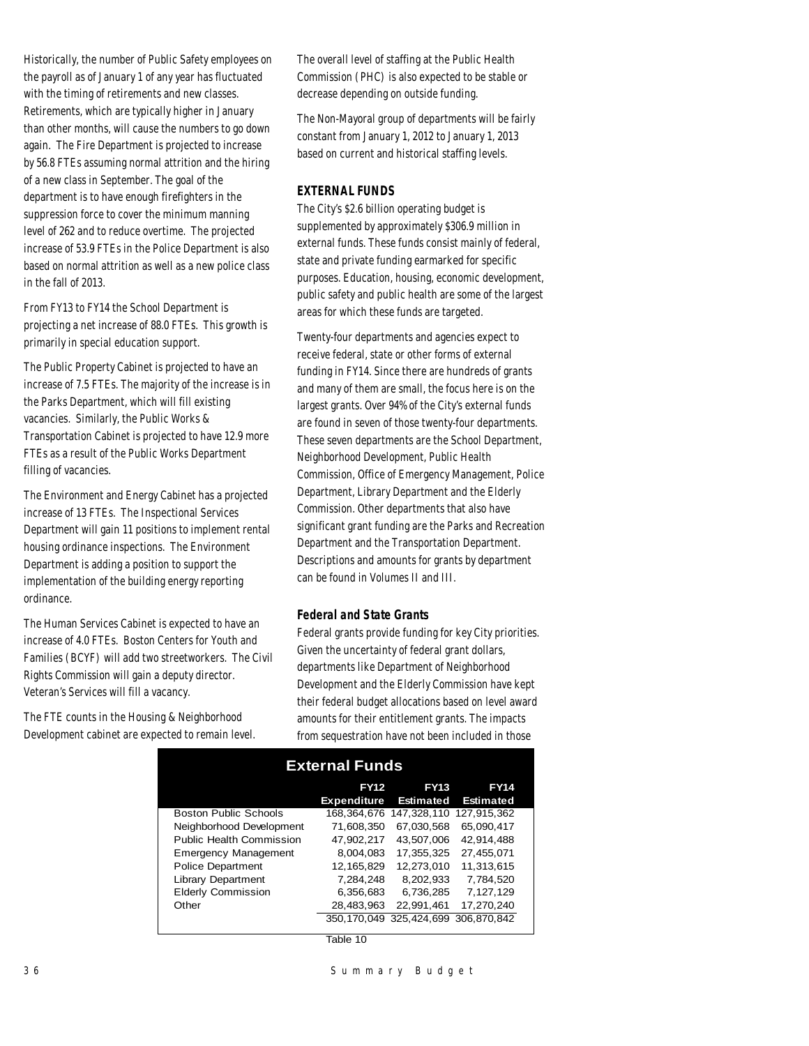Historically, the number of Public Safety employees on the payroll as of January 1 of any year has fluctuated with the timing of retirements and new classes. Retirements, which are typically higher in January than other months, will cause the numbers to go down again. The Fire Department is projected to increase by 56.8 FTEs assuming normal attrition and the hiring of a new class in September. The goal of the department is to have enough firefighters in the suppression force to cover the minimum manning level of 262 and to reduce overtime. The projected increase of 53.9 FTEs in the Police Department is also based on normal attrition as well as a new police class in the fall of 2013.

From FY13 to FY14 the School Department is projecting a net increase of 88.0 FTEs. This growth is primarily in special education support.

The Public Property Cabinet is projected to have an increase of 7.5 FTEs. The majority of the increase is in the Parks Department, which will fill existing vacancies. Similarly, the Public Works & Transportation Cabinet is projected to have 12.9 more FTEs as a result of the Public Works Department filling of vacancies.

The Environment and Energy Cabinet has a projected increase of 13 FTEs. The Inspectional Services Department will gain 11 positions to implement rental housing ordinance inspections. The Environment Department is adding a position to support the implementation of the building energy reporting ordinance.

The Human Services Cabinet is expected to have an increase of 4.0 FTEs. Boston Centers for Youth and Families (BCYF) will add two streetworkers. The Civil Rights Commission will gain a deputy director. Veteran's Services will fill a vacancy.

The FTE counts in the Housing & Neighborhood Development cabinet are expected to remain level.

The overall level of staffing at the Public Health Commission (PHC) is also expected to be stable or decrease depending on outside funding.

The Non-Mayoral group of departments will be fairly constant from January 1, 2012 to January 1, 2013 based on current and historical staffing levels.

## EXTERNAL FUNDS

The City's $2.6 billion operating budget is supplemented by approximately $306.9 million in external funds. These funds consist mainly of federal, state and private funding earmarked for specific purposes. Education, housing, economic development, public safety and public health are some of the largest areas for which these funds are targeted.

Twenty-four departments and agencies expect to receive federal, state or other forms of external funding in FY14. Since there are hundreds of grants and many of them are small, the focus here is on the largest grants. Over 94% of the City's external funds are found in seven of those twenty-four departments. These seven departments are the School Department, Neighborhood Development, Public Health Commission, Office of Emergency Management, Police Department, Library Department and the Elderly Commission. Other departments that also have significant grant funding are the Parks and Recreation Department and the Transportation Department. Descriptions and amounts for grants by department can be found in Volumes II and III.

### Federal and State Grants

Federal grants provide funding for key City priorities. Given the uncertainty of federal grant dollars, departments like Department of Neighborhood Development and the Elderly Commission have kept their federal budget allocations based on level award amounts for their entitlement grants. The impacts from sequestration have not been included in those

**External Funds**

| | FY12 Expenditure | FY13 Estimated | FY14 Estimated |
|---|---|---|---|
| Boston Public Schools | 168,364,676 | 147,328,110 | 127,915,362 |
| Neighborhood Development | 71,608,350 | 67,030,568 | 65,090,417 |
| Public Health Commission | 47,902,217 | 43,507,006 | 42,914,488 |
| Emergency Management | 8,004,083 | 17,355,325 | 27,455,071 |
| Police Department | 12,165,829 | 12,273,010 | 11,313,615 |
| Library Department | 7,284,248 | 8,202,933 | 7,784,520 |
| Elderly Commission | 6,356,683 | 6,736,285 | 7,127,129 |
| Other | 28,483,963 | 22,991,461 | 17,270,240 |
| | 350,170,049 | 325,424,699 | 306,870,842 |

Table 10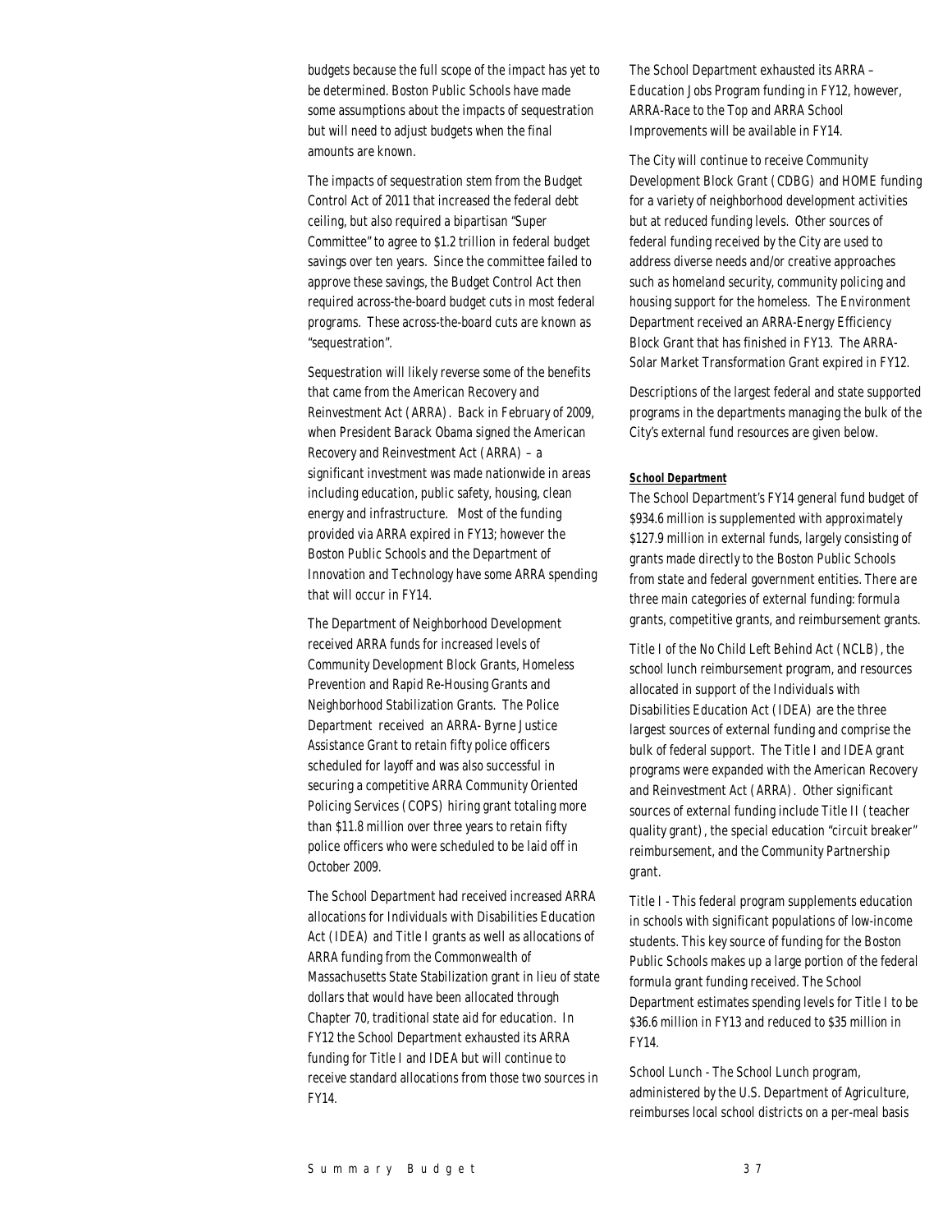budgets because the full scope of the impact has yet to be determined. Boston Public Schools have made some assumptions about the impacts of sequestration but will need to adjust budgets when the final amounts are known.

The impacts of sequestration stem from the Budget Control Act of 2011 that increased the federal debt ceiling, but also required a bipartisan "Super Committee" to agree to $1.2 trillion in federal budget savings over ten years. Since the committee failed to approve these savings, the Budget Control Act then required across-the-board budget cuts in most federal programs. These across-the-board cuts are known as "sequestration".

Sequestration will likely reverse some of the benefits that came from the American Recovery and Reinvestment Act (ARRA). Back in February of 2009, when President Barack Obama signed the American Recovery and Reinvestment Act (ARRA) – a significant investment was made nationwide in areas including education, public safety, housing, clean energy and infrastructure. Most of the funding provided via ARRA expired in FY13; however the Boston Public Schools and the Department of Innovation and Technology have some ARRA spending that will occur in FY14.

The Department of Neighborhood Development received ARRA funds for increased levels of Community Development Block Grants, Homeless Prevention and Rapid Re-Housing Grants and Neighborhood Stabilization Grants. The Police Department received an ARRA- Byrne Justice Assistance Grant to retain fifty police officers scheduled for layoff and was also successful in securing a competitive ARRA Community Oriented Policing Services (COPS) hiring grant totaling more than $11.8 million over three years to retain fifty police officers who were scheduled to be laid off in October 2009.

The School Department had received increased ARRA allocations for Individuals with Disabilities Education Act (IDEA) and Title I grants as well as allocations of ARRA funding from the Commonwealth of Massachusetts State Stabilization grant in lieu of state dollars that would have been allocated through Chapter 70, traditional state aid for education. In FY12 the School Department exhausted its ARRA funding for Title I and IDEA but will continue to receive standard allocations from those two sources in FY14.

The School Department exhausted its ARRA – Education Jobs Program funding in FY12, however, ARRA-Race to the Top and ARRA School Improvements will be available in FY14.

The City will continue to receive Community Development Block Grant (CDBG) and HOME funding for a variety of neighborhood development activities but at reduced funding levels. Other sources of federal funding received by the City are used to address diverse needs and/or creative approaches such as homeland security, community policing and housing support for the homeless. The Environment Department received an ARRA-Energy Efficiency Block Grant that has finished in FY13. The ARRA-Solar Market Transformation Grant expired in FY12.

Descriptions of the largest federal and state supported programs in the departments managing the bulk of the City's external fund resources are given below.

**School Department**

The School Department's FY14 general fund budget of $934.6 million is supplemented with approximately $127.9 million in external funds, largely consisting of grants made directly to the Boston Public Schools from state and federal government entities. There are three main categories of external funding: formula grants, competitive grants, and reimbursement grants.

Title I of the No Child Left Behind Act (NCLB), the school lunch reimbursement program, and resources allocated in support of the Individuals with Disabilities Education Act (IDEA) are the three largest sources of external funding and comprise the bulk of federal support. The Title I and IDEA grant programs were expanded with the American Recovery and Reinvestment Act (ARRA). Other significant sources of external funding include Title II (teacher quality grant), the special education "circuit breaker" reimbursement, and the Community Partnership grant.

Title I - This federal program supplements education in schools with significant populations of low-income students. This key source of funding for the Boston Public Schools makes up a large portion of the federal formula grant funding received. The School Department estimates spending levels for Title I to be $36.6 million in FY13 and reduced to $35 million in FY14.

School Lunch - The School Lunch program, administered by the U.S. Department of Agriculture, reimburses local school districts on a per-meal basis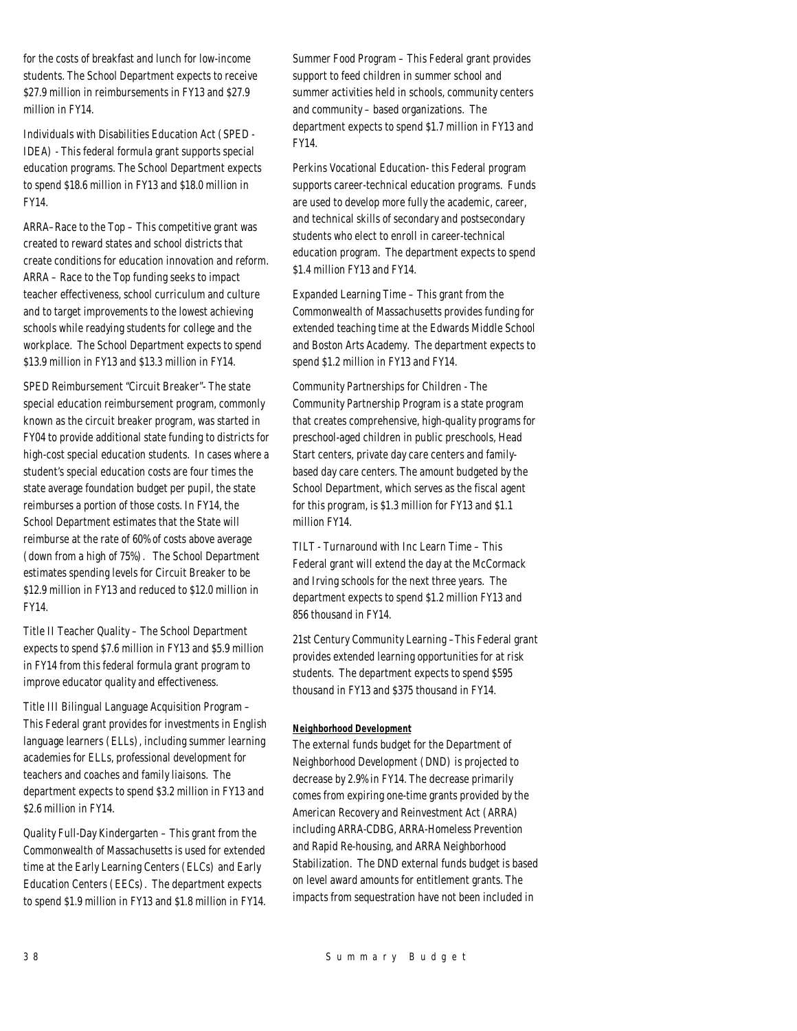for the costs of breakfast and lunch for low-income students. The School Department expects to receive $27.9 million in reimbursements in FY13 and $27.9 million in FY14.

Individuals with Disabilities Education Act (SPED - IDEA) - This federal formula grant supports special education programs. The School Department expects to spend $18.6 million in FY13 and $18.0 million in FY14.

ARRA–Race to the Top – This competitive grant was created to reward states and school districts that create conditions for education innovation and reform. ARRA – Race to the Top funding seeks to impact teacher effectiveness, school curriculum and culture and to target improvements to the lowest achieving schools while readying students for college and the workplace. The School Department expects to spend $13.9 million in FY13 and $13.3 million in FY14.

SPED Reimbursement "Circuit Breaker"- The state special education reimbursement program, commonly known as the circuit breaker program, was started in FY04 to provide additional state funding to districts for high-cost special education students. In cases where a student's special education costs are four times the state average foundation budget per pupil, the state reimburses a portion of those costs. In FY14, the School Department estimates that the State will reimburse at the rate of 60% of costs above average (down from a high of 75%). The School Department estimates spending levels for Circuit Breaker to be $12.9 million in FY13 and reduced to $12.0 million in FY14.

Title II Teacher Quality – The School Department expects to spend $7.6 million in FY13 and $5.9 million in FY14 from this federal formula grant program to improve educator quality and effectiveness.

Title III Bilingual Language Acquisition Program – This Federal grant provides for investments in English language learners (ELLs), including summer learning academies for ELLs, professional development for teachers and coaches and family liaisons. The department expects to spend $3.2 million in FY13 and $2.6 million in FY14.

Quality Full-Day Kindergarten – This grant from the Commonwealth of Massachusetts is used for extended time at the Early Learning Centers (ELCs) and Early Education Centers (EECs). The department expects to spend $1.9 million in FY13 and $1.8 million in FY14.

Summer Food Program – This Federal grant provides support to feed children in summer school and summer activities held in schools, community centers and community – based organizations. The department expects to spend $1.7 million in FY13 and FY14.

Perkins Vocational Education- this Federal program supports career-technical education programs. Funds are used to develop more fully the academic, career, and technical skills of secondary and postsecondary students who elect to enroll in career-technical education program. The department expects to spend $1.4 million FY13 and FY14.

Expanded Learning Time – This grant from the Commonwealth of Massachusetts provides funding for extended teaching time at the Edwards Middle School and Boston Arts Academy. The department expects to spend $1.2 million in FY13 and FY14.

Community Partnerships for Children - The Community Partnership Program is a state program that creates comprehensive, high-quality programs for preschool-aged children in public preschools, Head Start centers, private day care centers and family-based day care centers. The amount budgeted by the School Department, which serves as the fiscal agent for this program, is $1.3 million for FY13 and $1.1 million FY14.

TILT - Turnaround with Inc Learn Time – This Federal grant will extend the day at the McCormack and Irving schools for the next three years. The department expects to spend $1.2 million FY13 and 856 thousand in FY14.

21st Century Community Learning –This Federal grant provides extended learning opportunities for at risk students. The department expects to spend $595 thousand in FY13 and $375 thousand in FY14.

**Neighborhood Development**

The external funds budget for the Department of Neighborhood Development (DND) is projected to decrease by 2.9% in FY14. The decrease primarily comes from expiring one-time grants provided by the American Recovery and Reinvestment Act (ARRA) including ARRA-CDBG, ARRA-Homeless Prevention and Rapid Re-housing, and ARRA Neighborhood Stabilization. The DND external funds budget is based on level award amounts for entitlement grants. The impacts from sequestration have not been included in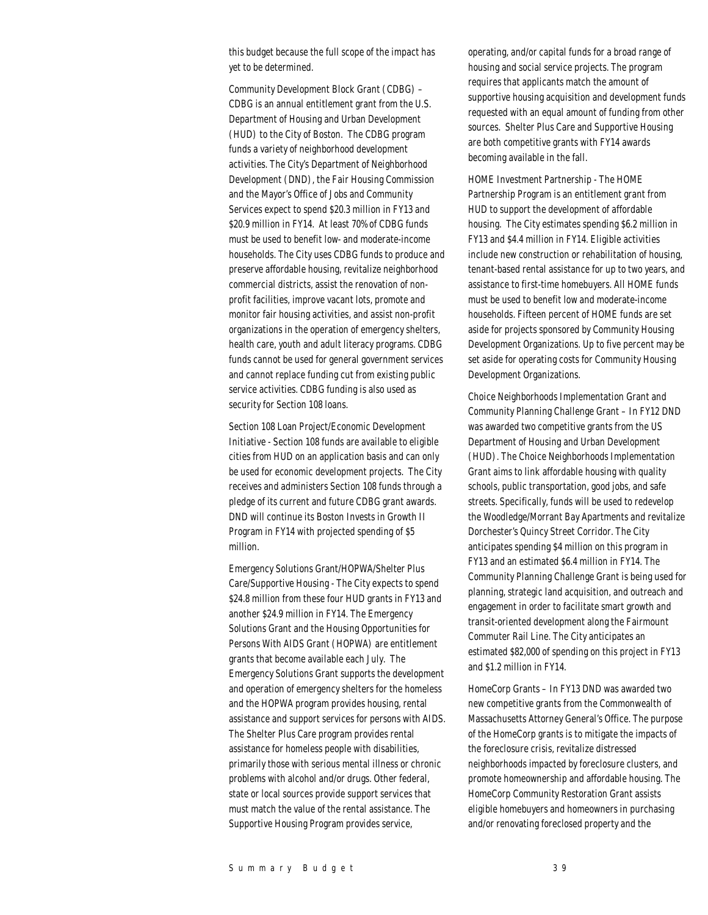this budget because the full scope of the impact has yet to be determined.

Community Development Block Grant (CDBG) – CDBG is an annual entitlement grant from the U.S. Department of Housing and Urban Development (HUD) to the City of Boston. The CDBG program funds a variety of neighborhood development activities. The City's Department of Neighborhood Development (DND), the Fair Housing Commission and the Mayor's Office of Jobs and Community Services expect to spend $20.3 million in FY13 and $20.9 million in FY14. At least 70% of CDBG funds must be used to benefit low- and moderate-income households. The City uses CDBG funds to produce and preserve affordable housing, revitalize neighborhood commercial districts, assist the renovation of non-profit facilities, improve vacant lots, promote and monitor fair housing activities, and assist non-profit organizations in the operation of emergency shelters, health care, youth and adult literacy programs. CDBG funds cannot be used for general government services and cannot replace funding cut from existing public service activities. CDBG funding is also used as security for Section 108 loans.

Section 108 Loan Project/Economic Development Initiative - Section 108 funds are available to eligible cities from HUD on an application basis and can only be used for economic development projects. The City receives and administers Section 108 funds through a pledge of its current and future CDBG grant awards. DND will continue its Boston Invests in Growth II Program in FY14 with projected spending of $5 million.

Emergency Solutions Grant/HOPWA/Shelter Plus Care/Supportive Housing - The City expects to spend $24.8 million from these four HUD grants in FY13 and another $24.9 million in FY14. The Emergency Solutions Grant and the Housing Opportunities for Persons With AIDS Grant (HOPWA) are entitlement grants that become available each July. The Emergency Solutions Grant supports the development and operation of emergency shelters for the homeless and the HOPWA program provides housing, rental assistance and support services for persons with AIDS. The Shelter Plus Care program provides rental assistance for homeless people with disabilities, primarily those with serious mental illness or chronic problems with alcohol and/or drugs. Other federal, state or local sources provide support services that must match the value of the rental assistance. The Supportive Housing Program provides service, operating, and/or capital funds for a broad range of housing and social service projects. The program requires that applicants match the amount of supportive housing acquisition and development funds requested with an equal amount of funding from other sources. Shelter Plus Care and Supportive Housing are both competitive grants with FY14 awards becoming available in the fall.

HOME Investment Partnership - The HOME Partnership Program is an entitlement grant from HUD to support the development of affordable housing. The City estimates spending $6.2 million in FY13 and $4.4 million in FY14. Eligible activities include new construction or rehabilitation of housing, tenant-based rental assistance for up to two years, and assistance to first-time homebuyers. All HOME funds must be used to benefit low and moderate-income households. Fifteen percent of HOME funds are set aside for projects sponsored by Community Housing Development Organizations. Up to five percent may be set aside for operating costs for Community Housing Development Organizations.

Choice Neighborhoods Implementation Grant and Community Planning Challenge Grant – In FY12 DND was awarded two competitive grants from the US Department of Housing and Urban Development (HUD). The Choice Neighborhoods Implementation Grant aims to link affordable housing with quality schools, public transportation, good jobs, and safe streets. Specifically, funds will be used to redevelop the Woodledge/Morrant Bay Apartments and revitalize Dorchester's Quincy Street Corridor. The City anticipates spending $4 million on this program in FY13 and an estimated $6.4 million in FY14. The Community Planning Challenge Grant is being used for planning, strategic land acquisition, and outreach and engagement in order to facilitate smart growth and transit-oriented development along the Fairmount Commuter Rail Line. The City anticipates an estimated $82,000 of spending on this project in FY13 and $1.2 million in FY14.

HomeCorp Grants – In FY13 DND was awarded two new competitive grants from the Commonwealth of Massachusetts Attorney General's Office. The purpose of the HomeCorp grants is to mitigate the impacts of the foreclosure crisis, revitalize distressed neighborhoods impacted by foreclosure clusters, and promote homeownership and affordable housing. The HomeCorp Community Restoration Grant assists eligible homebuyers and homeowners in purchasing and/or renovating foreclosed property and the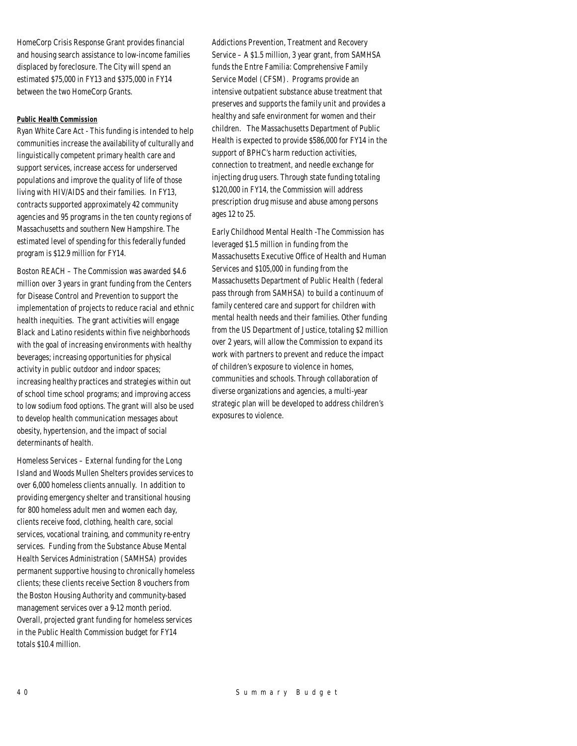HomeCorp Crisis Response Grant provides financial and housing search assistance to low-income families displaced by foreclosure. The City will spend an estimated $75,000 in FY13 and $375,000 in FY14 between the two HomeCorp Grants.

**Public Health Commission**

Ryan White Care Act - This funding is intended to help communities increase the availability of culturally and linguistically competent primary health care and support services, increase access for underserved populations and improve the quality of life of those living with HIV/AIDS and their families. In FY13, contracts supported approximately 42 community agencies and 95 programs in the ten county regions of Massachusetts and southern New Hampshire. The estimated level of spending for this federally funded program is $12.9 million for FY14.

Boston REACH – The Commission was awarded $4.6 million over 3 years in grant funding from the Centers for Disease Control and Prevention to support the implementation of projects to reduce racial and ethnic health inequities. The grant activities will engage Black and Latino residents within five neighborhoods with the goal of increasing environments with healthy beverages; increasing opportunities for physical activity in public outdoor and indoor spaces; increasing healthy practices and strategies within out of school time school programs; and improving access to low sodium food options. The grant will also be used to develop health communication messages about obesity, hypertension, and the impact of social determinants of health.

Homeless Services – External funding for the Long Island and Woods Mullen Shelters provides services to over 6,000 homeless clients annually. In addition to providing emergency shelter and transitional housing for 800 homeless adult men and women each day, clients receive food, clothing, health care, social services, vocational training, and community re-entry services. Funding from the Substance Abuse Mental Health Services Administration (SAMHSA) provides permanent supportive housing to chronically homeless clients; these clients receive Section 8 vouchers from the Boston Housing Authority and community-based management services over a 9-12 month period. Overall, projected grant funding for homeless services in the Public Health Commission budget for FY14 totals $10.4 million.

Addictions Prevention, Treatment and Recovery Service – A $1.5 million, 3 year grant, from SAMHSA funds the Entre Familia: Comprehensive Family Service Model (CFSM). Programs provide an intensive outpatient substance abuse treatment that preserves and supports the family unit and provides a healthy and safe environment for women and their children. The Massachusetts Department of Public Health is expected to provide $586,000 for FY14 in the support of BPHC's harm reduction activities, connection to treatment, and needle exchange for injecting drug users. Through state funding totaling $120,000 in FY14, the Commission will address prescription drug misuse and abuse among persons ages 12 to 25.

Early Childhood Mental Health -The Commission has leveraged $1.5 million in funding from the Massachusetts Executive Office of Health and Human Services and $105,000 in funding from the Massachusetts Department of Public Health (federal pass through from SAMHSA) to build a continuum of family centered care and support for children with mental health needs and their families. Other funding from the US Department of Justice, totaling $2 million over 2 years, will allow the Commission to expand its work with partners to prevent and reduce the impact of children's exposure to violence in homes, communities and schools. Through collaboration of diverse organizations and agencies, a multi-year strategic plan will be developed to address children's exposures to violence.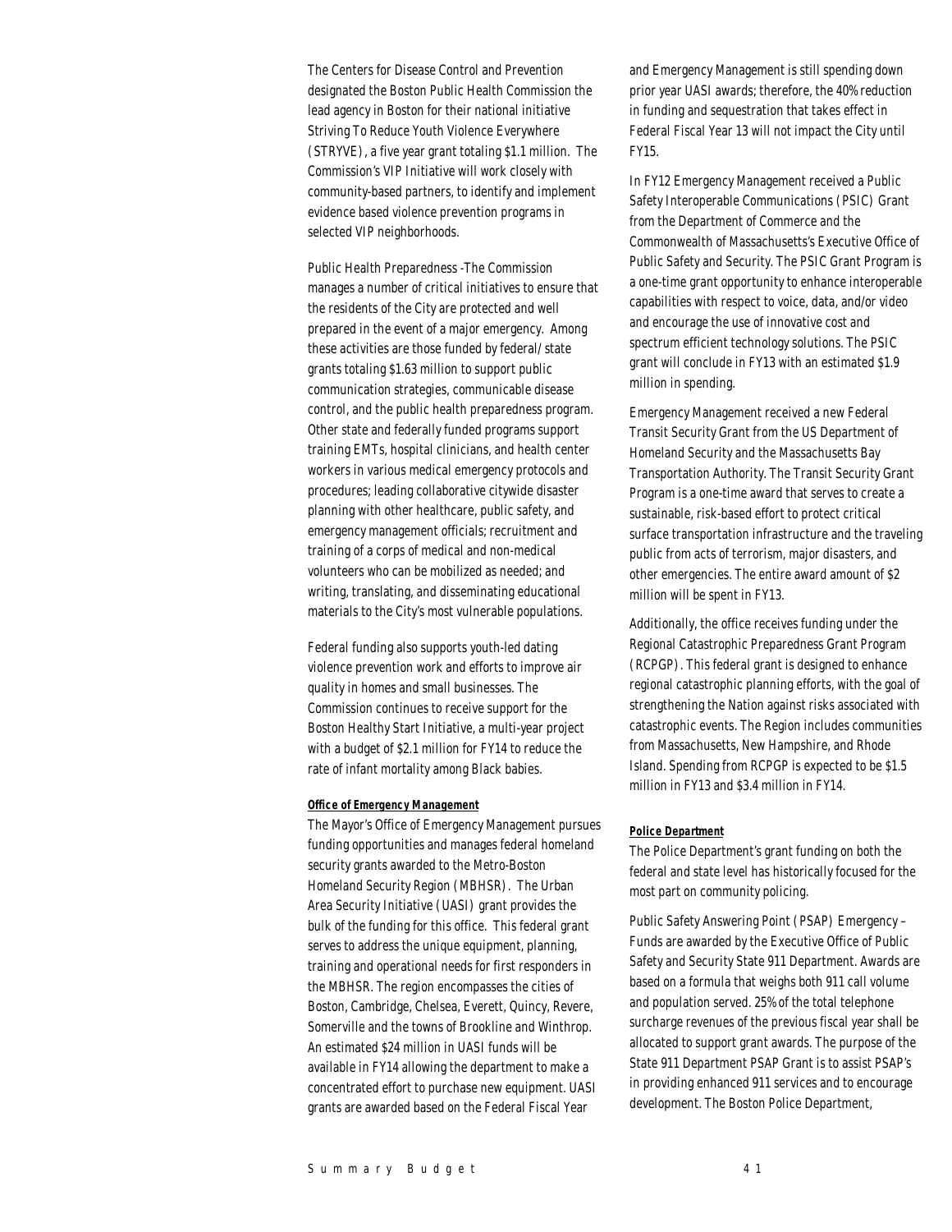The Centers for Disease Control and Prevention designated the Boston Public Health Commission the lead agency in Boston for their national initiative Striving To Reduce Youth Violence Everywhere (STRYVE), a five year grant totaling $1.1 million. The Commission's VIP Initiative will work closely with community-based partners, to identify and implement evidence based violence prevention programs in selected VIP neighborhoods.

Public Health Preparedness -The Commission manages a number of critical initiatives to ensure that the residents of the City are protected and well prepared in the event of a major emergency. Among these activities are those funded by federal/state grants totaling $1.63 million to support public communication strategies, communicable disease control, and the public health preparedness program. Other state and federally funded programs support training EMTs, hospital clinicians, and health center workers in various medical emergency protocols and procedures; leading collaborative citywide disaster planning with other healthcare, public safety, and emergency management officials; recruitment and training of a corps of medical and non-medical volunteers who can be mobilized as needed; and writing, translating, and disseminating educational materials to the City's most vulnerable populations.

Federal funding also supports youth-led dating violence prevention work and efforts to improve air quality in homes and small businesses. The Commission continues to receive support for the Boston Healthy Start Initiative, a multi-year project with a budget of $2.1 million for FY14 to reduce the rate of infant mortality among Black babies.

**Office of Emergency Management**

The Mayor's Office of Emergency Management pursues funding opportunities and manages federal homeland security grants awarded to the Metro-Boston Homeland Security Region (MBHSR). The Urban Area Security Initiative (UASI) grant provides the bulk of the funding for this office. This federal grant serves to address the unique equipment, planning, training and operational needs for first responders in the MBHSR. The region encompasses the cities of Boston, Cambridge, Chelsea, Everett, Quincy, Revere, Somerville and the towns of Brookline and Winthrop. An estimated $24 million in UASI funds will be available in FY14 allowing the department to make a concentrated effort to purchase new equipment. UASI grants are awarded based on the Federal Fiscal Year and Emergency Management is still spending down prior year UASI awards; therefore, the 40% reduction in funding and sequestration that takes effect in Federal Fiscal Year 13 will not impact the City until FY15.

In FY12 Emergency Management received a Public Safety Interoperable Communications (PSIC) Grant from the Department of Commerce and the Commonwealth of Massachusetts's Executive Office of Public Safety and Security. The PSIC Grant Program is a one-time grant opportunity to enhance interoperable capabilities with respect to voice, data, and/or video and encourage the use of innovative cost and spectrum efficient technology solutions. The PSIC grant will conclude in FY13 with an estimated $1.9 million in spending.

Emergency Management received a new Federal Transit Security Grant from the US Department of Homeland Security and the Massachusetts Bay Transportation Authority. The Transit Security Grant Program is a one-time award that serves to create a sustainable, risk-based effort to protect critical surface transportation infrastructure and the traveling public from acts of terrorism, major disasters, and other emergencies. The entire award amount of $2 million will be spent in FY13.

Additionally, the office receives funding under the Regional Catastrophic Preparedness Grant Program (RCPGP). This federal grant is designed to enhance regional catastrophic planning efforts, with the goal of strengthening the Nation against risks associated with catastrophic events. The Region includes communities from Massachusetts, New Hampshire, and Rhode Island. Spending from RCPGP is expected to be $1.5 million in FY13 and $3.4 million in FY14.

**Police Department**

The Police Department's grant funding on both the federal and state level has historically focused for the most part on community policing.

Public Safety Answering Point (PSAP) Emergency – Funds are awarded by the Executive Office of Public Safety and Security State 911 Department. Awards are based on a formula that weighs both 911 call volume and population served. 25% of the total telephone surcharge revenues of the previous fiscal year shall be allocated to support grant awards. The purpose of the State 911 Department PSAP Grant is to assist PSAP's in providing enhanced 911 services and to encourage development. The Boston Police Department,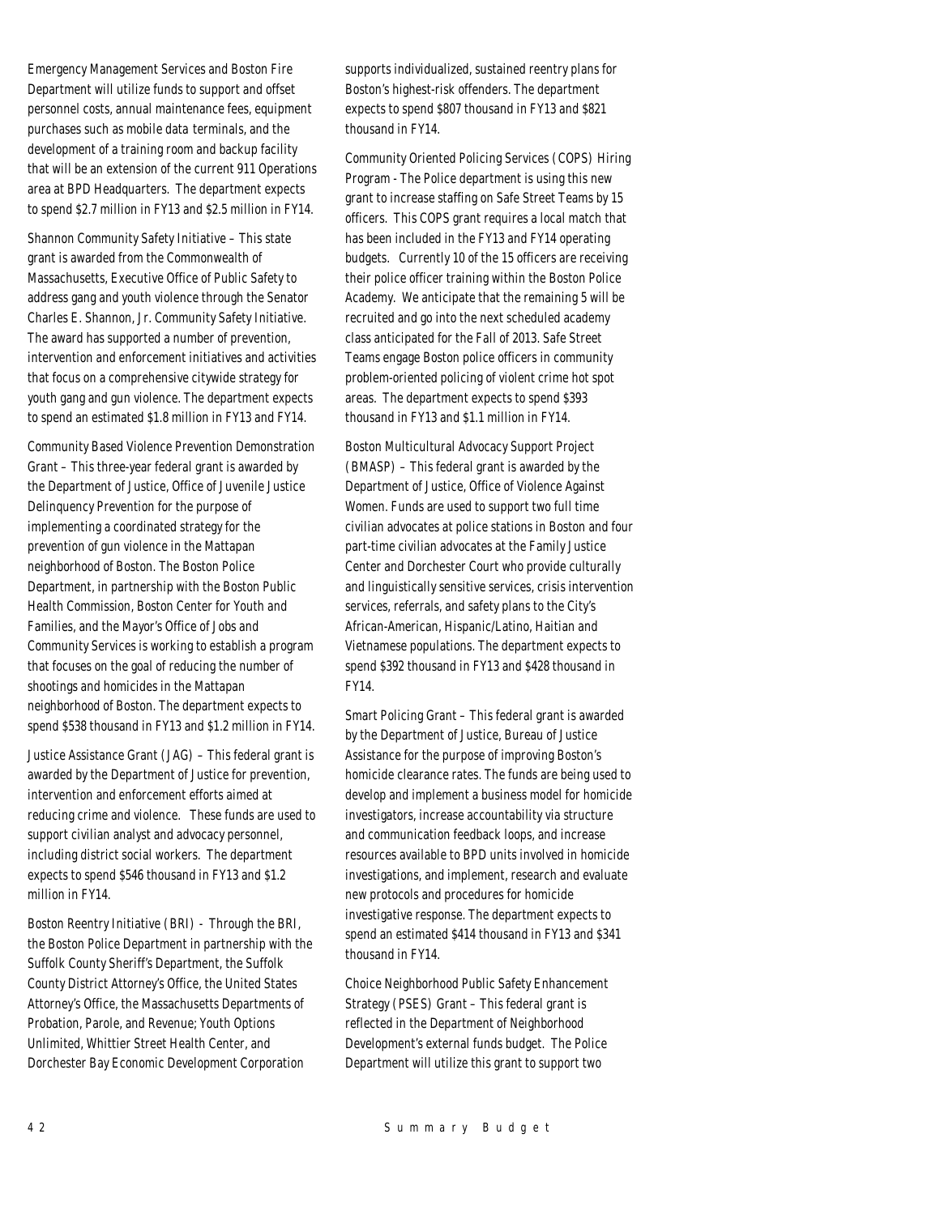Emergency Management Services and Boston Fire Department will utilize funds to support and offset personnel costs, annual maintenance fees, equipment purchases such as mobile data terminals, and the development of a training room and backup facility that will be an extension of the current 911 Operations area at BPD Headquarters. The department expects to spend $2.7 million in FY13 and $2.5 million in FY14.

Shannon Community Safety Initiative – This state grant is awarded from the Commonwealth of Massachusetts, Executive Office of Public Safety to address gang and youth violence through the Senator Charles E. Shannon, Jr. Community Safety Initiative. The award has supported a number of prevention, intervention and enforcement initiatives and activities that focus on a comprehensive citywide strategy for youth gang and gun violence. The department expects to spend an estimated $1.8 million in FY13 and FY14.

Community Based Violence Prevention Demonstration Grant – This three-year federal grant is awarded by the Department of Justice, Office of Juvenile Justice Delinquency Prevention for the purpose of implementing a coordinated strategy for the prevention of gun violence in the Mattapan neighborhood of Boston. The Boston Police Department, in partnership with the Boston Public Health Commission, Boston Center for Youth and Families, and the Mayor's Office of Jobs and Community Services is working to establish a program that focuses on the goal of reducing the number of shootings and homicides in the Mattapan neighborhood of Boston. The department expects to spend $538 thousand in FY13 and $1.2 million in FY14.

Justice Assistance Grant (JAG) – This federal grant is awarded by the Department of Justice for prevention, intervention and enforcement efforts aimed at reducing crime and violence. These funds are used to support civilian analyst and advocacy personnel, including district social workers. The department expects to spend $546 thousand in FY13 and $1.2 million in FY14.

Boston Reentry Initiative (BRI) - Through the BRI, the Boston Police Department in partnership with the Suffolk County Sheriff's Department, the Suffolk County District Attorney's Office, the United States Attorney's Office, the Massachusetts Departments of Probation, Parole, and Revenue; Youth Options Unlimited, Whittier Street Health Center, and Dorchester Bay Economic Development Corporation supports individualized, sustained reentry plans for Boston's highest-risk offenders. The department expects to spend $807 thousand in FY13 and $821 thousand in FY14.

Community Oriented Policing Services (COPS) Hiring Program - The Police department is using this new grant to increase staffing on Safe Street Teams by 15 officers. This COPS grant requires a local match that has been included in the FY13 and FY14 operating budgets. Currently 10 of the 15 officers are receiving their police officer training within the Boston Police Academy. We anticipate that the remaining 5 will be recruited and go into the next scheduled academy class anticipated for the Fall of 2013. Safe Street Teams engage Boston police officers in community problem-oriented policing of violent crime hot spot areas. The department expects to spend $393 thousand in FY13 and $1.1 million in FY14.

Boston Multicultural Advocacy Support Project (BMASP) – This federal grant is awarded by the Department of Justice, Office of Violence Against Women. Funds are used to support two full time civilian advocates at police stations in Boston and four part-time civilian advocates at the Family Justice Center and Dorchester Court who provide culturally and linguistically sensitive services, crisis intervention services, referrals, and safety plans to the City's African-American, Hispanic/Latino, Haitian and Vietnamese populations. The department expects to spend $392 thousand in FY13 and $428 thousand in FY14.

Smart Policing Grant – This federal grant is awarded by the Department of Justice, Bureau of Justice Assistance for the purpose of improving Boston's homicide clearance rates. The funds are being used to develop and implement a business model for homicide investigators, increase accountability via structure and communication feedback loops, and increase resources available to BPD units involved in homicide investigations, and implement, research and evaluate new protocols and procedures for homicide investigative response. The department expects to spend an estimated $414 thousand in FY13 and $341 thousand in FY14.

Choice Neighborhood Public Safety Enhancement Strategy (PSES) Grant – This federal grant is reflected in the Department of Neighborhood Development's external funds budget. The Police Department will utilize this grant to support two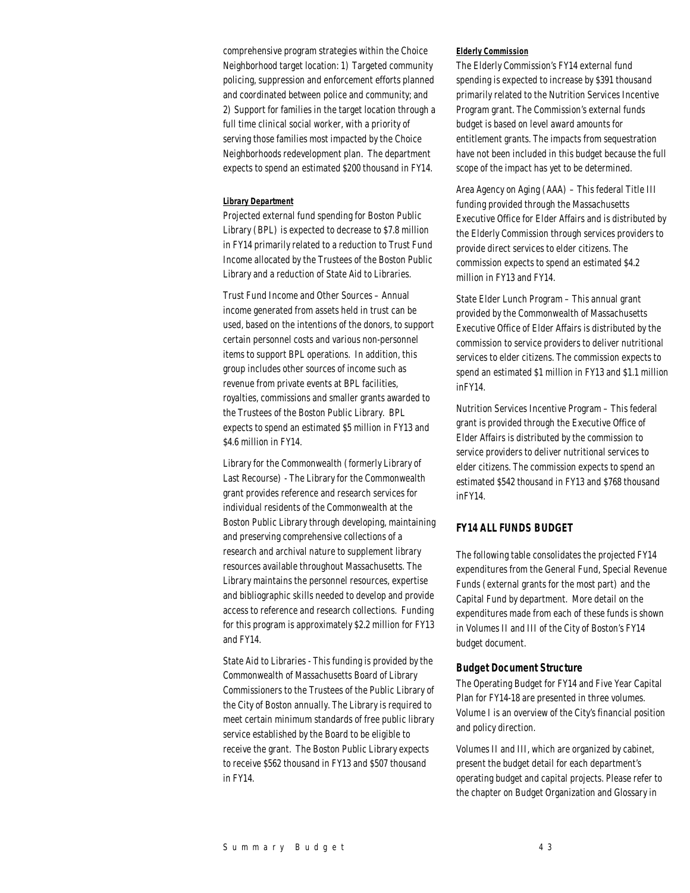comprehensive program strategies within the Choice Neighborhood target location: 1) Targeted community policing, suppression and enforcement efforts planned and coordinated between police and community; and 2) Support for families in the target location through a full time clinical social worker, with a priority of serving those families most impacted by the Choice Neighborhoods redevelopment plan. The department expects to spend an estimated $200 thousand in FY14.

***Library Department***

Projected external fund spending for Boston Public Library (BPL) is expected to decrease to $7.8 million in FY14 primarily related to a reduction to Trust Fund Income allocated by the Trustees of the Boston Public Library and a reduction of State Aid to Libraries.

Trust Fund Income and Other Sources – Annual income generated from assets held in trust can be used, based on the intentions of the donors, to support certain personnel costs and various non-personnel items to support BPL operations. In addition, this group includes other sources of income such as revenue from private events at BPL facilities, royalties, commissions and smaller grants awarded to the Trustees of the Boston Public Library. BPL expects to spend an estimated $5 million in FY13 and $4.6 million in FY14.

Library for the Commonwealth (formerly Library of Last Recourse) - The Library for the Commonwealth grant provides reference and research services for individual residents of the Commonwealth at the Boston Public Library through developing, maintaining and preserving comprehensive collections of a research and archival nature to supplement library resources available throughout Massachusetts. The Library maintains the personnel resources, expertise and bibliographic skills needed to develop and provide access to reference and research collections. Funding for this program is approximately $2.2 million for FY13 and FY14.

State Aid to Libraries - This funding is provided by the Commonwealth of Massachusetts Board of Library Commissioners to the Trustees of the Public Library of the City of Boston annually. The Library is required to meet certain minimum standards of free public library service established by the Board to be eligible to receive the grant. The Boston Public Library expects to receive $562 thousand in FY13 and $507 thousand in FY14.

***Elderly Commission***

The Elderly Commission's FY14 external fund spending is expected to increase by $391 thousand primarily related to the Nutrition Services Incentive Program grant. The Commission's external funds budget is based on level award amounts for entitlement grants. The impacts from sequestration have not been included in this budget because the full scope of the impact has yet to be determined.

Area Agency on Aging (AAA) – This federal Title III funding provided through the Massachusetts Executive Office for Elder Affairs and is distributed by the Elderly Commission through services providers to provide direct services to elder citizens. The commission expects to spend an estimated $4.2 million in FY13 and FY14.

State Elder Lunch Program – This annual grant provided by the Commonwealth of Massachusetts Executive Office of Elder Affairs is distributed by the commission to service providers to deliver nutritional services to elder citizens. The commission expects to spend an estimated $1 million in FY13 and $1.1 million inFY14.

Nutrition Services Incentive Program – This federal grant is provided through the Executive Office of Elder Affairs is distributed by the commission to service providers to deliver nutritional services to elder citizens. The commission expects to spend an estimated $542 thousand in FY13 and $768 thousand inFY14.

## FY14 ALL FUNDS BUDGET

The following table consolidates the projected FY14 expenditures from the General Fund, Special Revenue Funds (external grants for the most part) and the Capital Fund by department. More detail on the expenditures made from each of these funds is shown in Volumes II and III of the City of Boston's FY14 budget document.

### Budget Document Structure

The Operating Budget for FY14 and Five Year Capital Plan for FY14-18 are presented in three volumes. Volume I is an overview of the City's financial position and policy direction.

Volumes II and III, which are organized by cabinet, present the budget detail for each department's operating budget and capital projects. Please refer to the chapter on Budget Organization and Glossary in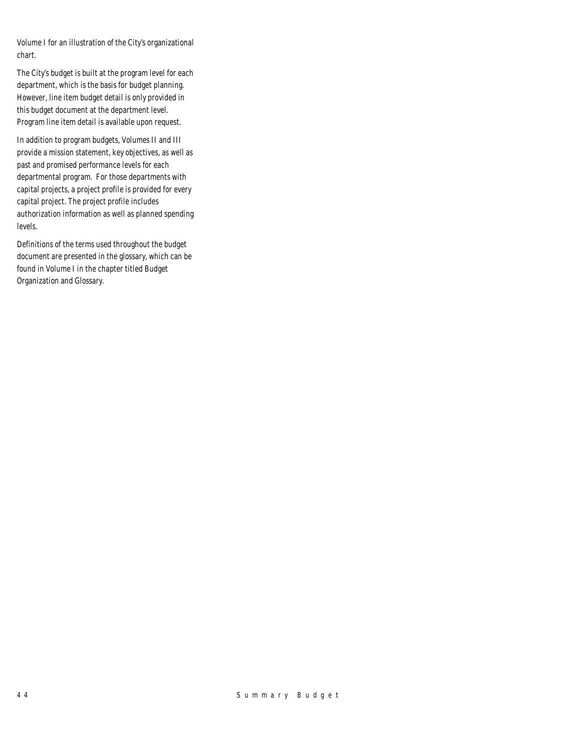Volume I for an illustration of the City's organizational chart.

The City's budget is built at the program level for each department, which is the basis for budget planning. However, line item budget detail is only provided in this budget document at the department level. Program line item detail is available upon request.

In addition to program budgets, Volumes II and III provide a mission statement, key objectives, as well as past and promised performance levels for each departmental program. For those departments with capital projects, a project profile is provided for every capital project. The project profile includes authorization information as well as planned spending levels.

Definitions of the terms used throughout the budget document are presented in the glossary, which can be found in Volume I in the chapter titled Budget Organization and Glossary.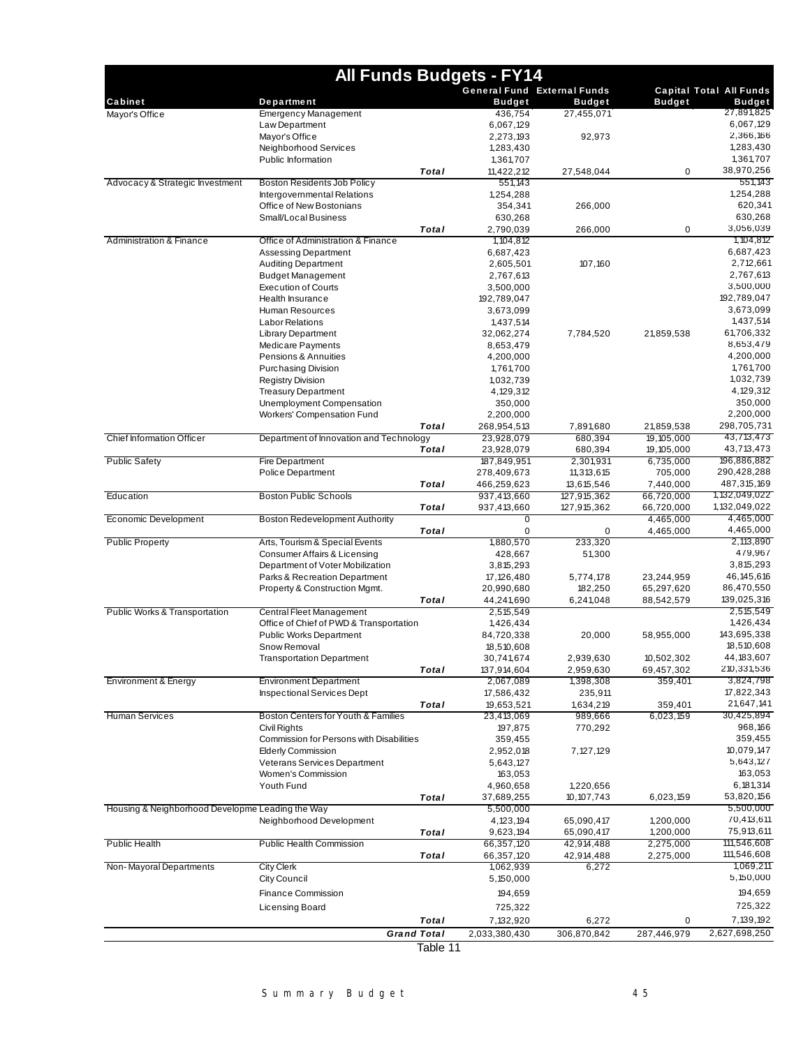# All Funds Budgets - FY14

| Cabinet | Department | | General Fund Budget | External Funds Budget | Capital Budget | Total All Funds Budget |
|---|---|---|---|---|---|---|
| Mayor's Office | Emergency Management | | 436,754 | 27,455,071 | | 27,891,825 |
| | Law Department | | 6,067,129 | | | 6,067,129 |
| | Mayor's Office | | 2,273,193 | 92,973 | | 2,366,166 |
| | Neighborhood Services | | 1,283,430 | | | 1,283,430 |
| | Public Information | | 1,361,707 | | | 1,361,707 |
| | | Total | 11,422,212 | 27,548,044 | 0 | 38,970,256 |
| Advocacy & Strategic Investment | Boston Residents Job Policy | | 551,143 | | | 551,143 |
| | Intergovernmental Relations | | 1,254,288 | | | 1,254,288 |
| | Office of New Bostonians | | 354,341 | 266,000 | | 620,341 |
| | Small/Local Business | | 630,268 | | | 630,268 |
| | | Total | 2,790,039 | 266,000 | 0 | 3,056,039 |
| Administration & Finance | Office of Administration & Finance | | 1,104,812 | | | 1,104,812 |
| | Assessing Department | | 6,687,423 | | | 6,687,423 |
| | Auditing Department | | 2,605,501 | 107,160 | | 2,712,661 |
| | Budget Management | | 2,767,613 | | | 2,767,613 |
| | Execution of Courts | | 3,500,000 | | | 3,500,000 |
| | Health Insurance | | 192,789,047 | | | 192,789,047 |
| | Human Resources | | 3,673,099 | | | 3,673,099 |
| | Labor Relations | | 1,437,514 | | | 1,437,514 |
| | Library Department | | 32,062,274 | 7,784,520 | 21,859,538 | 61,706,332 |
| | Medicare Payments | | 8,653,479 | | | 8,653,479 |
| | Pensions & Annuities | | 4,200,000 | | | 4,200,000 |
| | Purchasing Division | | 1,761,700 | | | 1,761,700 |
| | Registry Division | | 1,032,739 | | | 1,032,739 |
| | Treasury Department | | 4,129,312 | | | 4,129,312 |
| | Unemployment Compensation | | 350,000 | | | 350,000 |
| | Workers' Compensation Fund | | 2,200,000 | | | 2,200,000 |
| | | Total | 268,954,513 | 7,891,680 | 21,859,538 | 298,705,731 |
| Chief Information Officer | Department of Innovation and Technology | | 23,928,079 | 680,394 | 19,105,000 | 43,713,473 |
| | | Total | 23,928,079 | 680,394 | 19,105,000 | 43,713,473 |
| Public Safety | Fire Department | | 187,849,951 | 2,301,931 | 6,735,000 | 196,886,882 |
| | Police Department | | 278,409,673 | 11,313,615 | 705,000 | 290,428,288 |
| | | Total | 466,259,623 | 13,615,546 | 7,440,000 | 487,315,169 |
| Education | Boston Public Schools | | 937,413,660 | 127,915,362 | 66,720,000 | 1,132,049,022 |
| | | Total | 937,413,660 | 127,915,362 | 66,720,000 | 1,132,049,022 |
| Economic Development | Boston Redevelopment Authority | | 0 | | 4,465,000 | 4,465,000 |
| | | Total | 0 | 0 | 4,465,000 | 4,465,000 |
| Public Property | Arts, Tourism & Special Events | | 1,880,570 | 233,320 | | 2,113,890 |
| | Consumer Affairs & Licensing | | 428,667 | 51,300 | | 479,967 |
| | Department of Voter Mobilization | | 3,815,293 | | | 3,815,293 |
| | Parks & Recreation Department | | 17,126,480 | 5,774,178 | 23,244,959 | 46,145,616 |
| | Property & Construction Mgmt. | | 20,990,680 | 182,250 | 65,297,620 | 86,470,550 |
| | | Total | 44,241,690 | 6,241,048 | 88,542,579 | 139,025,316 |
| Public Works & Transportation | Central Fleet Management | | 2,515,549 | | | 2,515,549 |
| | Office of Chief of PWD & Transportation | | 1,426,434 | | | 1,426,434 |
| | Public Works Department | | 84,720,338 | 20,000 | 58,955,000 | 143,695,338 |
| | Snow Removal | | 18,510,608 | | | 18,510,608 |
| | Transportation Department | | 30,741,674 | 2,939,630 | 10,502,302 | 44,183,607 |
| | | Total | 137,914,604 | 2,959,630 | 69,457,302 | 210,331,536 |
| Environment & Energy | Environment Department | | 2,067,089 | 1,398,308 | 359,401 | 3,824,798 |
| | Inspectional Services Dept | | 17,586,432 | 235,911 | | 17,822,343 |
| | | Total | 19,653,521 | 1,634,219 | 359,401 | 21,647,141 |
| Human Services | Boston Centers for Youth & Families | | 23,413,069 | 989,666 | 6,023,159 | 30,425,894 |
| | Civil Rights | | 197,875 | 770,292 | | 968,166 |
| | Commission for Persons with Disabilities | | 359,455 | | | 359,455 |
| | Elderly Commission | | 2,952,018 | 7,127,129 | | 10,079,147 |
| | Veterans Services Department | | 5,643,127 | | | 5,643,127 |
| | Women's Commission | | 163,053 | | | 163,053 |
| | Youth Fund | | 4,960,658 | 1,220,656 | | 6,181,314 |
| | | Total | 37,689,255 | 10,107,743 | 6,023,159 | 53,820,156 |
| Housing & Neighborhood Developme | Leading the Way | | 5,500,000 | | | 5,500,000 |
| | Neighborhood Development | | 4,123,194 | 65,090,417 | 1,200,000 | 70,413,611 |
| | | Total | 9,623,194 | 65,090,417 | 1,200,000 | 75,913,611 |
| Public Health | Public Health Commission | | 66,357,120 | 42,914,488 | 2,275,000 | 111,546,608 |
| | | Total | 66,357,120 | 42,914,488 | 2,275,000 | 111,546,608 |
| Non-Mayoral Departments | City Clerk | | 1,062,939 | 6,272 | | 1,069,211 |
| | City Council | | 5,150,000 | | | 5,150,000 |
| | Finance Commission | | 194,659 | | | 194,659 |
| | Licensing Board | | 725,322 | | | 725,322 |
| | | Total | 7,132,920 | 6,272 | 0 | 7,139,192 |
| | | Grand Total | 2,033,380,430 | 306,870,842 | 287,446,979 | 2,627,698,250 |

Table 11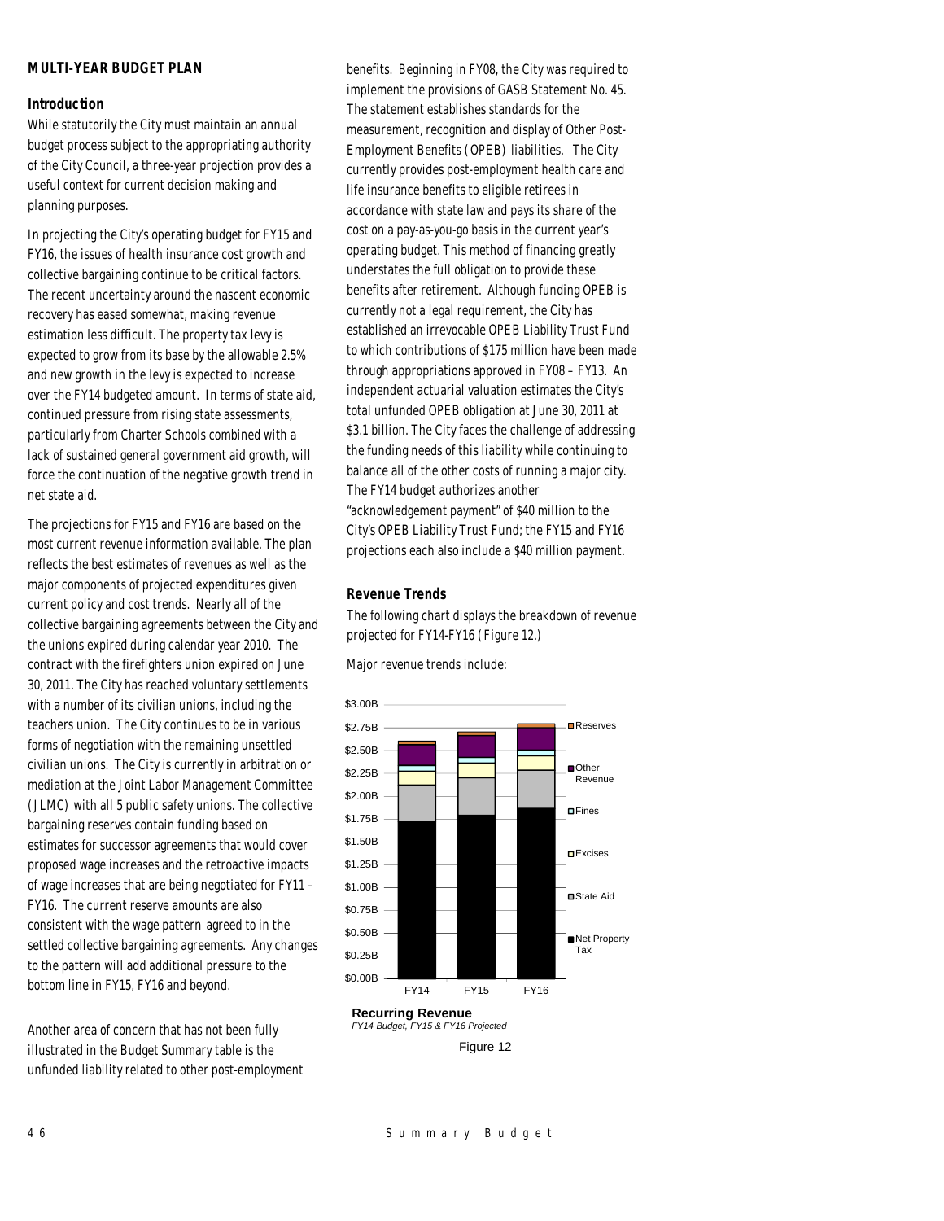## MULTI-YEAR BUDGET PLAN

### Introduction

While statutorily the City must maintain an annual budget process subject to the appropriating authority of the City Council, a three-year projection provides a useful context for current decision making and planning purposes.

In projecting the City's operating budget for FY15 and FY16, the issues of health insurance cost growth and collective bargaining continue to be critical factors. The recent uncertainty around the nascent economic recovery has eased somewhat, making revenue estimation less difficult. The property tax levy is expected to grow from its base by the allowable 2.5% and new growth in the levy is expected to increase over the FY14 budgeted amount. In terms of state aid, continued pressure from rising state assessments, particularly from Charter Schools combined with a lack of sustained general government aid growth, will force the continuation of the negative growth trend in net state aid.

The projections for FY15 and FY16 are based on the most current revenue information available. The plan reflects the best estimates of revenues as well as the major components of projected expenditures given current policy and cost trends. Nearly all of the collective bargaining agreements between the City and the unions expired during calendar year 2010. The contract with the firefighters union expired on June 30, 2011. The City has reached voluntary settlements with a number of its civilian unions, including the teachers union. The City continues to be in various forms of negotiation with the remaining unsettled civilian unions. The City is currently in arbitration or mediation at the Joint Labor Management Committee (JLMC) with all 5 public safety unions. The collective bargaining reserves contain funding based on estimates for successor agreements that would cover proposed wage increases and the retroactive impacts of wage increases that are being negotiated for FY11 – FY16. The current reserve amounts are also consistent with the wage pattern agreed to in the settled collective bargaining agreements. Any changes to the pattern will add additional pressure to the bottom line in FY15, FY16 and beyond.

Another area of concern that has not been fully illustrated in the Budget Summary table is the unfunded liability related to other post-employment benefits. Beginning in FY08, the City was required to implement the provisions of GASB Statement No. 45. The statement establishes standards for the measurement, recognition and display of Other Post-Employment Benefits (OPEB) liabilities. The City currently provides post-employment health care and life insurance benefits to eligible retirees in accordance with state law and pays its share of the cost on a pay-as-you-go basis in the current year's operating budget. This method of financing greatly understates the full obligation to provide these benefits after retirement. Although funding OPEB is currently not a legal requirement, the City has established an irrevocable OPEB Liability Trust Fund to which contributions of $175 million have been made through appropriations approved in FY08 – FY13. An independent actuarial valuation estimates the City's total unfunded OPEB obligation at June 30, 2011 at $3.1 billion. The City faces the challenge of addressing the funding needs of this liability while continuing to balance all of the other costs of running a major city. The FY14 budget authorizes another "acknowledgement payment" of $40 million to the City's OPEB Liability Trust Fund; the FY15 and FY16 projections each also include a $40 million payment.

### Revenue Trends

The following chart displays the breakdown of revenue projected for FY14-FY16 (Figure 12.)

Major revenue trends include:

**Recurring Revenue**
*FY14 Budget, FY15 & FY16 Projected*

Figure 12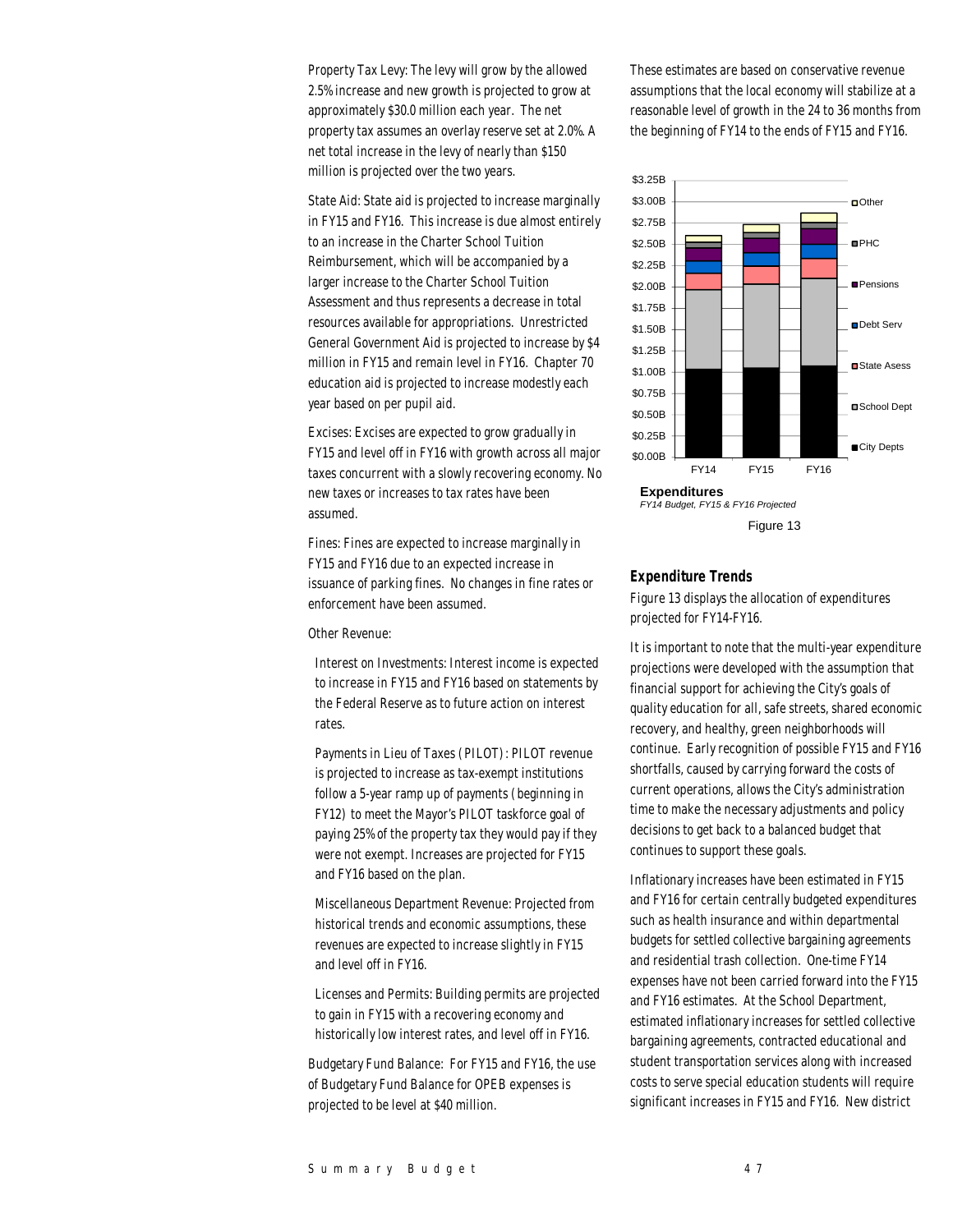Property Tax Levy: The levy will grow by the allowed 2.5% increase and new growth is projected to grow at approximately $30.0 million each year. The net property tax assumes an overlay reserve set at 2.0%. A net total increase in the levy of nearly than $150 million is projected over the two years.

State Aid: State aid is projected to increase marginally in FY15 and FY16. This increase is due almost entirely to an increase in the Charter School Tuition Reimbursement, which will be accompanied by a larger increase to the Charter School Tuition Assessment and thus represents a decrease in total resources available for appropriations. Unrestricted General Government Aid is projected to increase by $4 million in FY15 and remain level in FY16. Chapter 70 education aid is projected to increase modestly each year based on per pupil aid.

Excises: Excises are expected to grow gradually in FY15 and level off in FY16 with growth across all major taxes concurrent with a slowly recovering economy. No new taxes or increases to tax rates have been assumed.

Fines: Fines are expected to increase marginally in FY15 and FY16 due to an expected increase in issuance of parking fines. No changes in fine rates or enforcement have been assumed.

Other Revenue:

Interest on Investments: Interest income is expected to increase in FY15 and FY16 based on statements by the Federal Reserve as to future action on interest rates.

Payments in Lieu of Taxes (PILOT): PILOT revenue is projected to increase as tax-exempt institutions follow a 5-year ramp up of payments (beginning in FY12) to meet the Mayor's PILOT taskforce goal of paying 25% of the property tax they would pay if they were not exempt. Increases are projected for FY15 and FY16 based on the plan.

Miscellaneous Department Revenue: Projected from historical trends and economic assumptions, these revenues are expected to increase slightly in FY15 and level off in FY16.

Licenses and Permits: Building permits are projected to gain in FY15 with a recovering economy and historically low interest rates, and level off in FY16.

Budgetary Fund Balance: For FY15 and FY16, the use of Budgetary Fund Balance for OPEB expenses is projected to be level at $40 million.

These estimates are based on conservative revenue assumptions that the local economy will stabilize at a reasonable level of growth in the 24 to 36 months from the beginning of FY14 to the ends of FY15 and FY16.

**Expenditures**
*FY14 Budget, FY15 & FY16 Projected*

Figure 13

### Expenditure Trends

Figure 13 displays the allocation of expenditures projected for FY14-FY16.

It is important to note that the multi-year expenditure projections were developed with the assumption that financial support for achieving the City's goals of quality education for all, safe streets, shared economic recovery, and healthy, green neighborhoods will continue. Early recognition of possible FY15 and FY16 shortfalls, caused by carrying forward the costs of current operations, allows the City's administration time to make the necessary adjustments and policy decisions to get back to a balanced budget that continues to support these goals.

Inflationary increases have been estimated in FY15 and FY16 for certain centrally budgeted expenditures such as health insurance and within departmental budgets for settled collective bargaining agreements and residential trash collection. One-time FY14 expenses have not been carried forward into the FY15 and FY16 estimates. At the School Department, estimated inflationary increases for settled collective bargaining agreements, contracted educational and student transportation services along with increased costs to serve special education students will require significant increases in FY15 and FY16. New district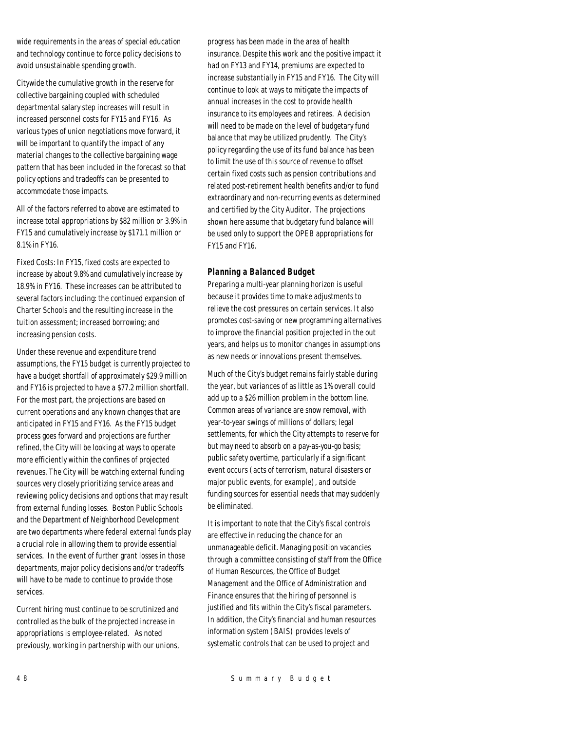wide requirements in the areas of special education and technology continue to force policy decisions to avoid unsustainable spending growth.

Citywide the cumulative growth in the reserve for collective bargaining coupled with scheduled departmental salary step increases will result in increased personnel costs for FY15 and FY16. As various types of union negotiations move forward, it will be important to quantify the impact of any material changes to the collective bargaining wage pattern that has been included in the forecast so that policy options and tradeoffs can be presented to accommodate those impacts.

All of the factors referred to above are estimated to increase total appropriations by $82 million or 3.9% in FY15 and cumulatively increase by $171.1 million or 8.1% in FY16.

Fixed Costs: In FY15, fixed costs are expected to increase by about 9.8% and cumulatively increase by 18.9% in FY16. These increases can be attributed to several factors including: the continued expansion of Charter Schools and the resulting increase in the tuition assessment; increased borrowing; and increasing pension costs.

Under these revenue and expenditure trend assumptions, the FY15 budget is currently projected to have a budget shortfall of approximately $29.9 million and FY16 is projected to have a $77.2 million shortfall. For the most part, the projections are based on current operations and any known changes that are anticipated in FY15 and FY16. As the FY15 budget process goes forward and projections are further refined, the City will be looking at ways to operate more efficiently within the confines of projected revenues. The City will be watching external funding sources very closely prioritizing service areas and reviewing policy decisions and options that may result from external funding losses. Boston Public Schools and the Department of Neighborhood Development are two departments where federal external funds play a crucial role in allowing them to provide essential services. In the event of further grant losses in those departments, major policy decisions and/or tradeoffs will have to be made to continue to provide those services.

Current hiring must continue to be scrutinized and controlled as the bulk of the projected increase in appropriations is employee-related. As noted previously, working in partnership with our unions, progress has been made in the area of health insurance. Despite this work and the positive impact it had on FY13 and FY14, premiums are expected to increase substantially in FY15 and FY16. The City will continue to look at ways to mitigate the impacts of annual increases in the cost to provide health insurance to its employees and retirees. A decision will need to be made on the level of budgetary fund balance that may be utilized prudently. The City's policy regarding the use of its fund balance has been to limit the use of this source of revenue to offset certain fixed costs such as pension contributions and related post-retirement health benefits and/or to fund extraordinary and non-recurring events as determined and certified by the City Auditor. The projections shown here assume that budgetary fund balance will be used only to support the OPEB appropriations for FY15 and FY16.

### *Planning a Balanced Budget*

Preparing a multi-year planning horizon is useful because it provides time to make adjustments to relieve the cost pressures on certain services. It also promotes cost-saving or new programming alternatives to improve the financial position projected in the out years, and helps us to monitor changes in assumptions as new needs or innovations present themselves.

Much of the City's budget remains fairly stable during the year, but variances of as little as 1% overall could add up to a $26 million problem in the bottom line. Common areas of variance are snow removal, with year-to-year swings of millions of dollars; legal settlements, for which the City attempts to reserve for but may need to absorb on a pay-as-you-go basis; public safety overtime, particularly if a significant event occurs (acts of terrorism, natural disasters or major public events, for example), and outside funding sources for essential needs that may suddenly be eliminated.

It is important to note that the City's fiscal controls are effective in reducing the chance for an unmanageable deficit. Managing position vacancies through a committee consisting of staff from the Office of Human Resources, the Office of Budget Management and the Office of Administration and Finance ensures that the hiring of personnel is justified and fits within the City's fiscal parameters. In addition, the City's financial and human resources information system (BAIS) provides levels of systematic controls that can be used to project and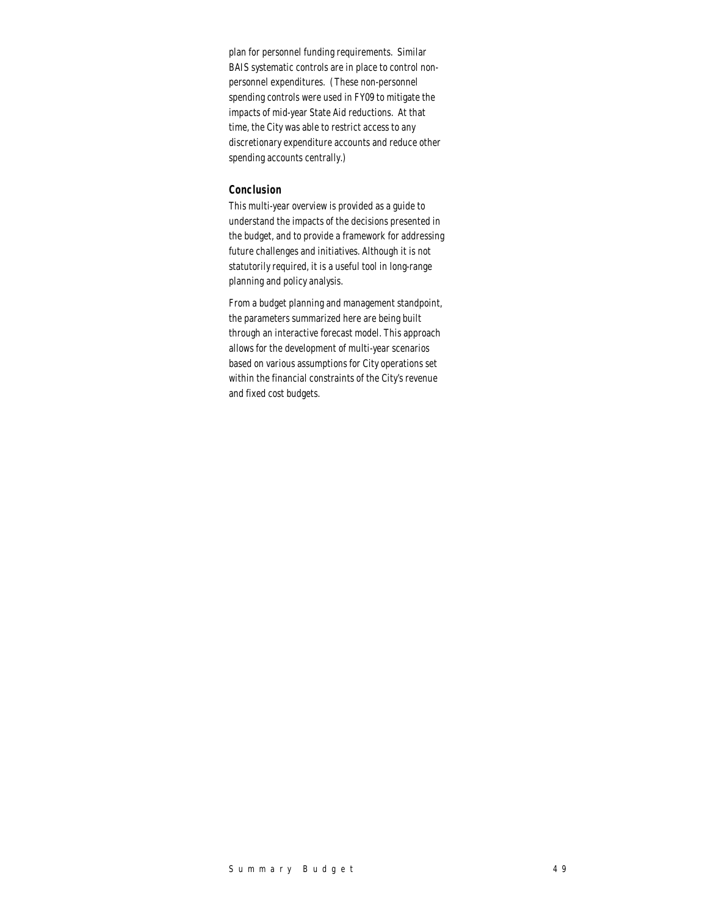plan for personnel funding requirements. Similar BAIS systematic controls are in place to control non-personnel expenditures. (These non-personnel spending controls were used in FY09 to mitigate the impacts of mid-year State Aid reductions. At that time, the City was able to restrict access to any discretionary expenditure accounts and reduce other spending accounts centrally.)

### Conclusion

This multi-year overview is provided as a guide to understand the impacts of the decisions presented in the budget, and to provide a framework for addressing future challenges and initiatives. Although it is not statutorily required, it is a useful tool in long-range planning and policy analysis.

From a budget planning and management standpoint, the parameters summarized here are being built through an interactive forecast model. This approach allows for the development of multi-year scenarios based on various assumptions for City operations set within the financial constraints of the City's revenue and fixed cost budgets.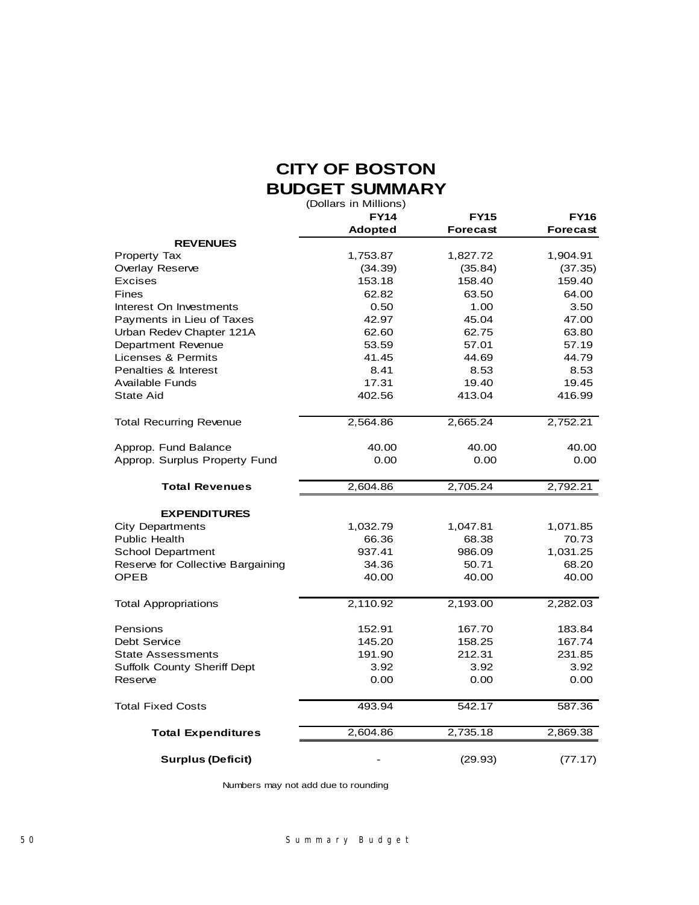# CITY OF BOSTON
# BUDGET SUMMARY

(Dollars in Millions)

| | FY14 Adopted | FY15 Forecast | FY16 Forecast |
|---|---|---|---|
| **REVENUES** | | | |
| Property Tax | 1,753.87 | 1,827.72 | 1,904.91 |
| Overlay Reserve | (34.39) | (35.84) | (37.35) |
| Excises | 153.18 | 158.40 | 159.40 |
| Fines | 62.82 | 63.50 | 64.00 |
| Interest On Investments | 0.50 | 1.00 | 3.50 |
| Payments in Lieu of Taxes | 42.97 | 45.04 | 47.00 |
| Urban Redev Chapter 121A | 62.60 | 62.75 | 63.80 |
| Department Revenue | 53.59 | 57.01 | 57.19 |
| Licenses & Permits | 41.45 | 44.69 | 44.79 |
| Penalties & Interest | 8.41 | 8.53 | 8.53 |
| Available Funds | 17.31 | 19.40 | 19.45 |
| State Aid | 402.56 | 413.04 | 416.99 |
| Total Recurring Revenue | 2,564.86 | 2,665.24 | 2,752.21 |
| Approp. Fund Balance | 40.00 | 40.00 | 40.00 |
| Approp. Surplus Property Fund | 0.00 | 0.00 | 0.00 |
| **Total Revenues** | 2,604.86 | 2,705.24 | 2,792.21 |
| **EXPENDITURES** | | | |
| City Departments | 1,032.79 | 1,047.81 | 1,071.85 |
| Public Health | 66.36 | 68.38 | 70.73 |
| School Department | 937.41 | 986.09 | 1,031.25 |
| Reserve for Collective Bargaining | 34.36 | 50.71 | 68.20 |
| OPEB | 40.00 | 40.00 | 40.00 |
| Total Appropriations | 2,110.92 | 2,193.00 | 2,282.03 |
| Pensions | 152.91 | 167.70 | 183.84 |
| Debt Service | 145.20 | 158.25 | 167.74 |
| State Assessments | 191.90 | 212.31 | 231.85 |
| Suffolk County Sheriff Dept | 3.92 | 3.92 | 3.92 |
| Reserve | 0.00 | 0.00 | 0.00 |
| Total Fixed Costs | 493.94 | 542.17 | 587.36 |
| **Total Expenditures** | 2,604.86 | 2,735.18 | 2,869.38 |
| **Surplus (Deficit)** | - | (29.93) | (77.17) |

Numbers may not add due to rounding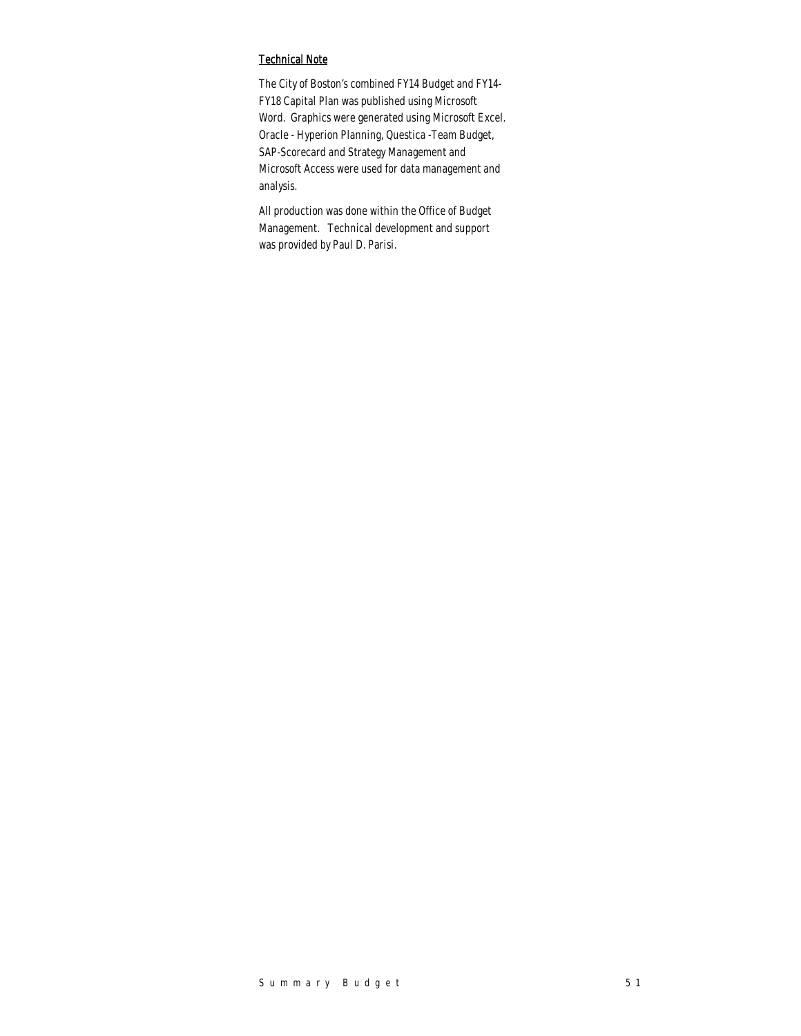## Technical Note

The City of Boston's combined FY14 Budget and FY14-FY18 Capital Plan was published using Microsoft Word. Graphics were generated using Microsoft Excel. Oracle - Hyperion Planning, Questica -Team Budget, SAP-Scorecard and Strategy Management and Microsoft Access were used for data management and analysis.

All production was done within the Office of Budget Management. Technical development and support was provided by Paul D. Parisi.